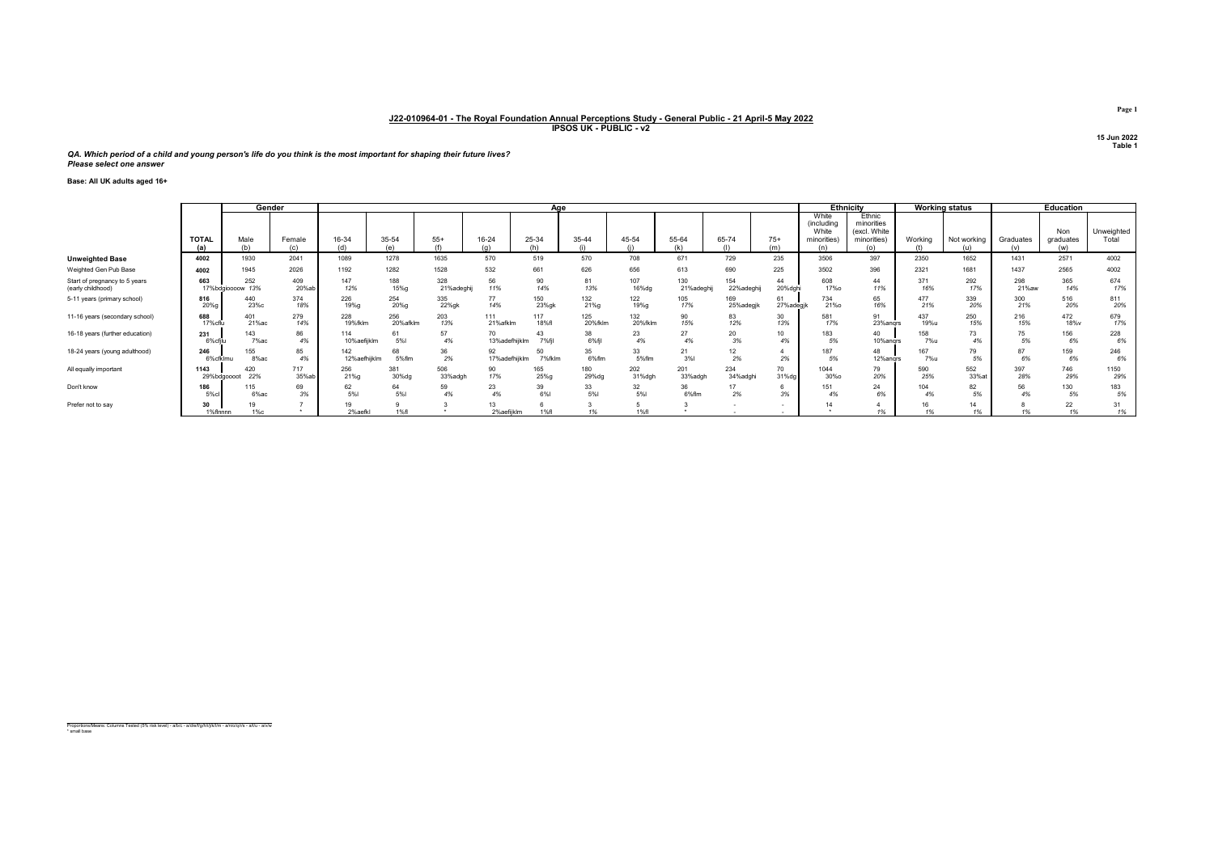**J22-010964-01 - The Royal Foundation Annual Perceptions Study - General Public - 21 April-5 May 2022**
**IPSOS UK - PUBLIC - v2**

15 Jun 2022
Table 1

*QA. Which period of a child and young person's life do you think is the most important for shaping their future lives?*
*Please select one answer*

**Base: All UK adults aged 16+**

| | | Gender | | Age | | | | | | | | | | Ethnicity | | Working status | | Education | | |
|---|---|---|---|---|---|---|---|---|---|---|---|---|---|---|---|---|---|---|---|---|
| | TOTAL (a) | Male (b) | Female (c) | 16-34 (d) | 35-54 (e) | 55+ (f) | 16-24 (g) | 25-34 (h) | 35-44 (i) | 45-54 (j) | 55-64 (k) | 65-74 (l) | 75+ (m) | White (including White minorities) (n) | Ethnic minorities (excl. White minorities) (o) | Working (t) | Not working (u) | Graduates (v) | Non graduates (w) | Unweighted Total |
| **Unweighted Base** | **4002** | 1930 | 2041 | 1089 | 1278 | 1635 | 570 | 519 | 570 | 708 | 671 | 729 | 235 | 3506 | 397 | 2350 | 1652 | 1431 | 2571 | 4002 |
| Weighted Gen Pub Base | **4002** | 1945 | 2026 | 1192 | 1282 | 1528 | 532 | 661 | 626 | 656 | 613 | 690 | 225 | 3502 | 396 | 2321 | 1681 | 1437 | 2565 | 4002 |
| Start of pregnancy to 5 years (early childhood) | **663** 17%bdgioooow | 252 13% | 409 20%ab | 147 12% | 188 15%g | 328 21%adeghij | 56 11% | 90 14% | 81 13% | 107 16%dg | 130 21%adeghij | 154 22%adeghij | 44 20%dghi | 608 17%o | 44 11% | 371 16% | 292 17% | 298 21%aw | 365 14% | 674 17% |
| 5-11 years (primary school) | **816** 20%g | 440 23%c | 374 18% | 226 19%g | 254 20%g | 335 22%gk | 77 14% | 150 23%gk | 132 21%g | 122 19%g | 105 17% | 169 25%adegjk | 61 27%adegjk | 734 21%o | 65 16% | 477 21% | 339 20% | 300 21% | 516 20% | 811 20% |
| 11-16 years (secondary school) | **688** 17%cflu | 401 21%ac | 279 14% | 228 19%fklm | 256 20%afklm | 203 13% | 111 21%afklm | 117 18%fl | 125 20%fklm | 132 20%fklm | 90 15% | 83 12% | 30 13% | 581 17% | 91 23%ancrs | 437 19%u | 250 15% | 216 15% | 472 18%v | 679 17% |
| 16-18 years (further education) | **231** 6%cflu | 143 7%ac | 86 4% | 114 10%aefijklm | 61 5%l | 57 4% | 70 13%adefhijklm | 43 7%fjl | 38 6%fjl | 23 4% | 27 4% | 20 3% | 10 4% | 183 5% | 40 10%ancrs | 158 7%u | 73 4% | 75 5% | 156 6% | 228 6% |
| 18-24 years (young adulthood) | **246** 6%cfklmu | 155 8%ac | 85 4% | 142 12%aefhijklm | 68 5%flm | 36 2% | 92 17%adefhijklm | 50 7%fklm | 35 6%flm | 33 5%flm | 21 3%l | 12 2% | 4 2% | 187 5% | 48 12%ancrs | 167 7%u | 79 5% | 87 6% | 159 6% | 246 6% |
| All equally important | **1143** 29%bdgoooot | 420 22% | 717 35%ab | 256 21%g | 381 30%dg | 506 33%adgh | 90 17% | 165 25%g | 180 29%dg | 202 31%dgh | 201 33%adgh | 234 34%adghi | 70 31%dg | 1044 30%o | 79 20% | 590 25% | 552 33%at | 397 28% | 746 29% | 1150 29% |
| Don't know | **186** 5%cl | 115 6%ac | 69 3% | 62 5%l | 64 5%l | 59 4% | 23 4% | 39 6%l | 33 5%l | 32 5%l | 36 6%flm | 17 2% | 6 3% | 151 4% | 24 6% | 104 4% | 82 5% | 56 4% | 130 5% | 183 5% |
| Prefer not to say | **30** 1%flnnnn | 19 1%c | 7 * | 19 2%aefkl | 9 1%fl | 3 * | 13 2%aefijklm | 6 1%fl | 3 1% | 5 1%fl | 3 * | - - | - - | 14 * | 4 1% | 16 1% | 14 1% | 8 1% | 22 1% | 31 1% |

Proportions/Means: Columns Tested (5% risk level) - a/b/c - a/d/e/f/g/h/i/j/k/l/m - a/n/o/q/r/s - a/t/u - a/v/w
* small base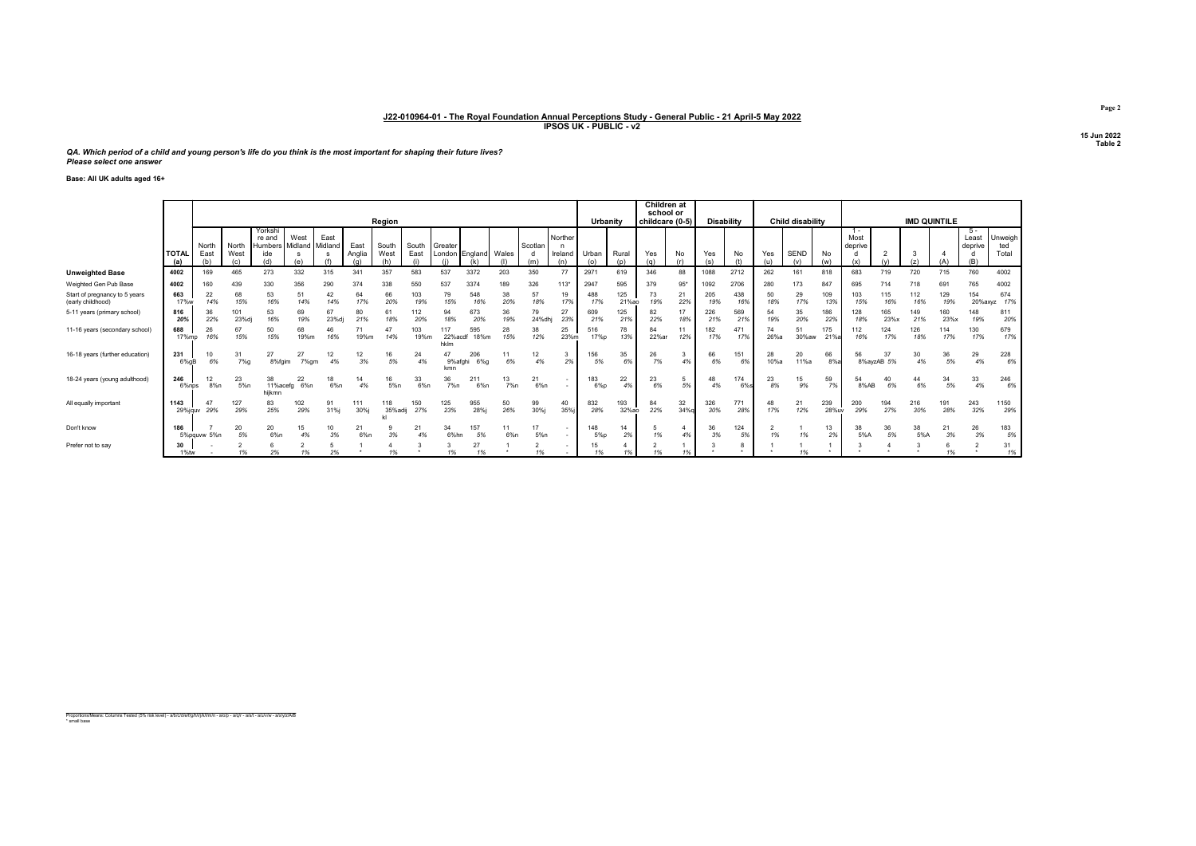# J22-010964-01 - The Royal Foundation Annual Perceptions Study - General Public - 21 April-5 May 2022

**IPSOS UK - PUBLIC - v2**

15 Jun 2022
Table 2

*QA. Which period of a child and young person's life do you think is the most important for shaping their future lives?*
*Please select one answer*

**Base: All UK adults aged 16+**

| | | Region | | | | | | | | | | | | | Urbanity | | Children at school or childcare (0-5) | | Disability | | Child disability | | | IMD QUINTILE | | | | | |
|---|---|---|---|---|---|---|---|---|---|---|---|---|---|---|---|---|---|---|---|---|---|---|---|---|---|---|---|---|---|
| | TOTAL (a) | North East (b) | North West (c) | Yorkshire and Humberside (d) | West Midlands (e) | East Midlands (f) | East Anglia (g) | South West (h) | South East (i) | Greater London (j) | England (k) | Wales (l) | Scotland (m) | Northern Ireland (n) | Urban (o) | Rural (p) | Yes (q) | No (r) | Yes (s) | No (t) | Yes (u) | SEND (v) | No (w) | 1 - Most deprived (x) | 2 (y) | 3 (z) | 4 (A) | 5 - Least deprived (B) | Unweighted Total |
| **Unweighted Base** | 4002 | 169 | 465 | 273 | 332 | 315 | 341 | 357 | 583 | 537 | 3372 | 203 | 350 | 77 | 2971 | 619 | 346 | 88 | 1088 | 2712 | 262 | 161 | 818 | 683 | 719 | 720 | 715 | 760 | 4002 |
| Weighted Gen Pub Base | 4002 | 160 | 439 | 330 | 356 | 290 | 374 | 338 | 550 | 537 | 3374 | 189 | 326 | 113* | 2947 | 595 | 379 | 95* | 1092 | 2706 | 280 | 173 | 847 | 695 | 714 | 718 | 691 | 765 | 4002 |
| Start of pregnancy to 5 years (early childhood) | 663<br>17%w | 22<br>14% | 68<br>15% | 53<br>16% | 51<br>14% | 42<br>14% | 64<br>17% | 66<br>20% | 103<br>19% | 79<br>15% | 548<br>16% | 38<br>20% | 57<br>18% | 19<br>17% | 488<br>17% | 125<br>21%ao | 73<br>19% | 21<br>22% | 205<br>19% | 438<br>16% | 50<br>18% | 29<br>17% | 109<br>13% | 103<br>15% | 115<br>16% | 112<br>16% | 129<br>19% | 154<br>20%axyz | 674<br>17% |
| 5-11 years (primary school) | 816<br>20% | 36<br>22% | 101<br>23%dj | 53<br>16% | 69<br>19% | 67<br>23%dj | 80<br>21% | 61<br>18% | 112<br>20% | 94<br>18% | 673<br>20% | 36<br>19% | 79<br>24%dhj | 27<br>23% | 609<br>21% | 125<br>21% | 82<br>22% | 17<br>18% | 226<br>21% | 569<br>21% | 54<br>19% | 35<br>20% | 186<br>22% | 128<br>18% | 165<br>23%x | 149<br>21% | 160<br>23%x | 148<br>19% | 811<br>20% |
| 11-16 years (secondary school) | 688<br>17%mp | 26<br>16% | 67<br>15% | 50<br>15% | 68<br>19%m | 46<br>16% | 71<br>19%m | 47<br>14% | 103<br>19%m | 117<br>22%acdf hklm | 595<br>18%m | 28<br>15% | 38<br>12% | 25<br>23%m | 516<br>17%p | 78<br>13% | 84<br>22%ar | 11<br>12% | 182<br>17% | 471<br>17% | 74<br>26%a | 51<br>30%aw | 175<br>21%a | 112<br>16% | 124<br>17% | 126<br>18% | 114<br>17% | 130<br>17% | 679<br>17% |
| 16-18 years (further education) | 231<br>6%gB | 10<br>6% | 31<br>7%g | 27<br>8%fgim | 27<br>7%gm | 12<br>4% | 12<br>3% | 16<br>5% | 24<br>4% | 47<br>9%afghi kmn | 206<br>6%g | 11<br>6% | 12<br>4% | 3<br>2% | 156<br>5% | 35<br>6% | 26<br>7% | 3<br>4% | 66<br>6% | 151<br>6% | 28<br>10%a | 20<br>11%a | 66<br>8%a | 56<br>8%ayzAB | 37<br>5% | 30<br>4% | 36<br>5% | 29<br>4% | 228<br>6% |
| 18-24 years (young adulthood) | 246<br>6%nps | 12<br>8%n | 23<br>5%n | 38<br>11%acefg hijkmn | 22<br>6%n | 18<br>6%n | 14<br>4% | 16<br>5%n | 33<br>6%n | 36<br>7%n | 211<br>6%n | 13<br>7%n | 21<br>6%n | -<br>- | 183<br>6%p | 22<br>4% | 23<br>6% | 5<br>5% | 48<br>4% | 174<br>6%s | 23<br>8% | 15<br>9% | 59<br>7% | 54<br>8%AB | 40<br>6% | 44<br>6% | 34<br>5% | 33<br>4% | 246<br>6% |
| All equally important | 1143<br>29%jquv | 47<br>29% | 127<br>29% | 83<br>25% | 102<br>29% | 91<br>31%j | 111<br>30%j | 118<br>35%adij kl | 150<br>27% | 125<br>23% | 955<br>28%j | 50<br>26% | 99<br>30%j | 40<br>35%j | 832<br>28% | 193<br>32%ao | 84<br>22% | 32<br>34%q | 326<br>30% | 771<br>28% | 48<br>17% | 21<br>12% | 239<br>28%uv | 200<br>29% | 194<br>27% | 216<br>30% | 191<br>28% | 243<br>32% | 1150<br>29% |
| Don't know | 186<br>5%pquvw | 7<br>5%n | 20<br>5% | 20<br>6%n | 15<br>4% | 10<br>3% | 21<br>6%n | 9<br>3% | 21<br>4% | 34<br>6%hn | 157<br>5% | 11<br>6%n | 17<br>5%n | -<br>- | 148<br>5%p | 14<br>2% | 5<br>1% | 4<br>4% | 36<br>3% | 124<br>5% | 2<br>1% | 1<br>1% | 13<br>2% | 38<br>5%A | 36<br>5% | 38<br>5%A | 21<br>3% | 26<br>3% | 183<br>5% |
| Prefer not to say | 30<br>1%tw | -<br>- | 2<br>1% | 6<br>2% | 2<br>1% | 5<br>2% | 1<br>* | 4<br>1% | 3<br>* | 3<br>1% | 27<br>1% | 1<br>* | 2<br>1% | -<br>- | 15<br>1% | 4<br>1% | 2<br>1% | 1<br>1% | 3<br>* | 8<br>* | 1<br>* | 1<br>1% | 1<br>* | 3<br>* | 4<br>* | 3<br>* | 6<br>1% | 2<br>* | 31<br>1% |

Proportions/Means: Columns Tested (5% risk level) - a/b/c/d/e/f/g/h/i/j/k/l/m/n - a/o/p - a/q/r - a/s/t - a/u/v/w - a/x/y/z/A/B
* small base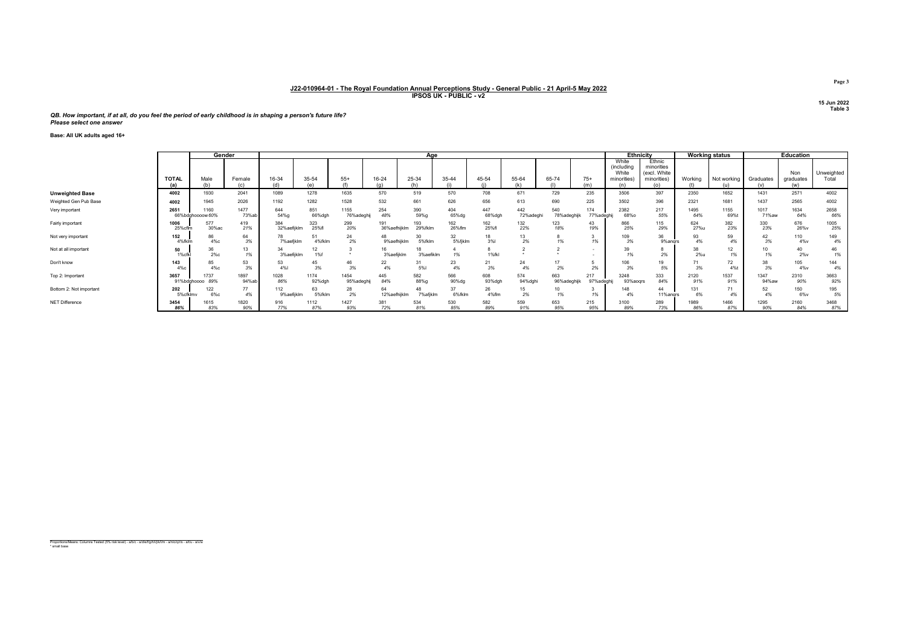## J22-010964-01 - The Royal Foundation Annual Perceptions Study - General Public - 21 April-5 May 2022
### IPSOS UK - PUBLIC - v2

15 Jun 2022
Table 3

*QB. How important, if at all, do you feel the period of early childhood is in shaping a person's future life?*
*Please select one answer*

**Base: All UK adults aged 16+**

| | | Gender | | Age | | | | | | | | | | | Ethnicity | | Working status | | Education | | |
|---|---|---|---|---|---|---|---|---|---|---|---|---|---|---|---|---|---|---|---|---|---|
| | TOTAL (a) | Male (b) | Female (c) | 16-34 (d) | 35-54 (e) | 55+ (f) | 16-24 (g) | 25-34 (h) | 35-44 (i) | 45-54 (j) | 55-64 (k) | 65-74 (l) | 75+ (m) | White (including White minorities) (n) | Ethnic minorities (excl. White minorities) (o) | Working (t) | Not working (u) | Graduates (v) | Non graduates (w) | Unweighted Total |
| **Unweighted Base** | 4002 | 1930 | 2041 | 1089 | 1278 | 1635 | 570 | 519 | 570 | 708 | 671 | 729 | 235 | 3506 | 397 | 2350 | 1652 | 1431 | 2571 | 4002 |
| Weighted Gen Pub Base | 4002 | 1945 | 2026 | 1192 | 1282 | 1528 | 532 | 661 | 626 | 656 | 613 | 690 | 225 | 3502 | 396 | 2321 | 1681 | 1437 | 2565 | 4002 |
| Very important | 2651 66%bdghooow | 1160 60% | 1477 73%ab | 644 54%g | 851 66%dgh | 1155 76%adeghij | 254 48% | 390 59%g | 404 65%dg | 447 68%dgh | 442 72%adeghi | 540 78%adeghijk | 174 77%adeghij | 2382 68%o | 217 55% | 1495 64% | 1155 69%t | 1017 71%aw | 1634 64% | 2658 66% |
| Fairly important | 1006 25%cflm | 577 30%ac | 419 21% | 384 32%aefijklm | 323 25%fl | 299 20% | 191 36%aefhijklm | 193 29%fklm | 162 26%flm | 162 25%fl | 132 22% | 123 18% | 43 19% | 866 25% | 115 29% | 624 27%u | 382 23% | 330 23% | 676 26%v | 1005 25% |
| Not very important | 152 4%fklm | 86 4%c | 64 3% | 78 7%aefjklm | 51 4%fklm | 24 2% | 48 9%aefhijklm | 30 5%fklm | 32 5%fjklm | 18 3%l | 13 2% | 8 1% | 3 1% | 109 3% | 36 9%anqrs | 93 4% | 59 4% | 42 3% | 110 4%v | 149 4% |
| Not at all important | 50 1%cfkl | 36 2%c | 13 1% | 34 3%aefijklm | 12 1%f | 3 * | 16 3%aefijklm | 18 3%aefiklm | 4 1% | 8 1%fkl | 2 * | 2 * | - - | 39 1% | 8 2% | 38 2%u | 12 1% | 10 1% | 40 2%v | 46 1% |
| Don't know | 143 4%c | 85 4%c | 53 3% | 53 4%l | 45 3% | 46 3% | 22 4% | 31 5%l | 23 4% | 21 3% | 24 4% | 17 2% | 5 2% | 106 3% | 19 5% | 71 3% | 72 4%t | 38 3% | 105 4%v | 144 4% |
| Top 2: Important | 3657 91%bdghoooo | 1737 89% | 1897 94%ab | 1028 86% | 1174 92%dgh | 1454 95%adeghij | 445 84% | 582 88%g | 566 90%dg | 608 93%dgh | 574 94%dghi | 663 96%adeghijk | 217 97%adeghij | 3248 93%aoqrs | 333 84% | 2120 91% | 1537 91% | 1347 94%aw | 2310 90% | 3663 92% |
| Bottom 2: Not important | 202 5%cfklmv | 122 6%c | 77 4% | 112 9%aefijklm | 63 5%fklm | 28 2% | 64 12%aefhijklm | 48 7%afjklm | 37 6%fklm | 26 4%flm | 15 2% | 10 1% | 3 1% | 148 4% | 44 11%anqrs | 131 6% | 71 4% | 52 4% | 150 6%v | 195 5% |
| NET Difference | 3454 86% | 1615 83% | 1820 90% | 916 77% | 1112 87% | 1427 93% | 381 72% | 534 81% | 530 85% | 582 89% | 559 91% | 653 95% | 215 95% | 3100 89% | 289 73% | 1989 86% | 1466 87% | 1295 90% | 2160 84% | 3468 87% |

Proportions/Means: Columns Tested (5% risk level) - a/b/c - a/d/e/f/g/h/i/j/k/l/m - a/n/o/q/r/s - a/t/u - a/v/w
\* small base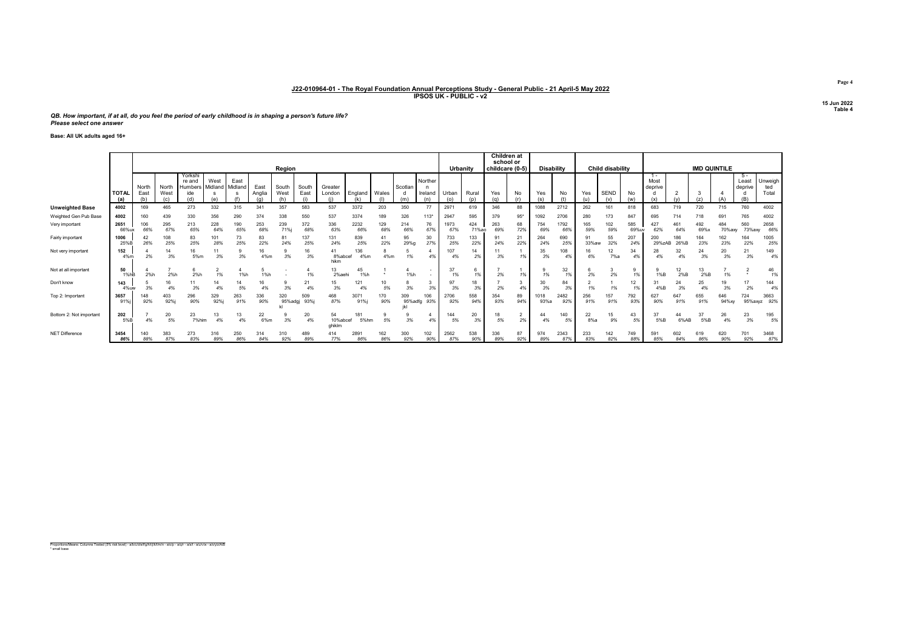## J22-010964-01 - The Royal Foundation Annual Perceptions Study - General Public - 21 April-5 May 2022
### IPSOS UK - PUBLIC - v2

15 Jun 2022
Table 4

*QB. How important, if at all, do you feel the period of early childhood is in shaping a person's future life?*
*Please select one answer*

**Base: All UK adults aged 16+**

| | | Region | | | | | | | | | | | | | Urbanity | | Children at school or childcare (0-5) | | Disability | | Child disability | | | IMD QUINTILE | | | | | |
|---|---|---|---|---|---|---|---|---|---|---|---|---|---|---|---|---|---|---|---|---|---|---|---|---|---|---|---|---|---|
| | TOTAL (a) | North East (b) | North West (c) | Yorkshire and Humberside (d) | West Midlands (e) | East Midlands (f) | East Anglia (g) | South West (h) | South East (i) | Greater London (j) | England (k) | Wales (l) | Scotland (m) | Northern Ireland (n) | Urban (o) | Rural (p) | Yes (q) | No (r) | Yes (s) | No (t) | Yes (u) | SEND (v) | No (w) | 1 - Most deprived (x) | 2 (y) | 3 (z) | 4 (A) | 5 - Least deprived (B) | Unweighted Total |
| **Unweighted Base** | 4002 | 169 | 465 | 273 | 332 | 315 | 341 | 357 | 583 | 537 | 3372 | 203 | 350 | 77 | 2971 | 619 | 346 | 88 | 1088 | 2712 | 262 | 161 | 818 | 683 | 719 | 720 | 715 | 760 | 4002 |
| Weighted Gen Pub Base | 4002 | 160 | 439 | 330 | 356 | 290 | 374 | 338 | 550 | 537 | 3374 | 189 | 326 | 113* | 2947 | 595 | 379 | 95* | 1092 | 2706 | 280 | 173 | 847 | 695 | 714 | 718 | 691 | 765 | 4002 |
| Very important | 2651 66%ux | 106 66% | 295 67% | 213 65% | 228 64% | 190 65% | 253 68% | 239 71%j | 372 68% | 336 63% | 2232 66% | 129 68% | 214 66% | 76 67% | 1973 67% | 424 71%ao | 263 69% | 68 72% | 754 69% | 1792 66% | 165 59% | 102 59% | 585 69%uv | 427 62% | 461 64% | 492 69%x | 484 70%axy | 560 73%axy | 2658 66% |
| Fairly important | 1006 25%B | 42 26% | 108 25% | 83 25% | 101 28% | 73 25% | 83 22% | 81 24% | 137 25% | 131 24% | 839 25% | 41 22% | 95 29%g | 30 27% | 733 25% | 133 22% | 91 24% | 21 22% | 264 24% | 690 25% | 91 33%aw | 55 32% | 207 24% | 200 29%zAB | 186 26%B | 164 23% | 162 23% | 164 22% | 1005 25% |
| Not very important | 152 4%m | 4 2% | 14 3% | 16 5%m | 11 3% | 9 3% | 16 4%m | 9 3% | 16 3% | 41 8%abcef hikm | 136 4%m | 8 4%m | 5 1% | 4 4% | 107 4% | 14 2% | 11 3% | 1 1% | 35 3% | 108 4% | 16 6% | 12 7%a | 34 4% | 28 4% | 32 4% | 24 3% | 20 3% | 21 3% | 149 4% |
| Not at all important | 50 1%hB | 4 2%h | 7 2%h | 6 2%h | 2 1% | 4 1%h | 5 1%h | - - | 4 1% | 13 2%aehi | 45 1%h | 1 * | 4 1%h | - - | 37 1% | 6 1% | 7 2% | 1 1% | 9 1% | 32 1% | 6 2% | 3 2% | 9 1% | 9 1%B | 12 2%B | 13 2%B | 7 1% | 2 * | 46 1% |
| Don't know | 143 4%uw | 5 3% | 16 4% | 11 3% | 14 4% | 14 5% | 16 4% | 9 3% | 21 4% | 15 3% | 121 4% | 10 5% | 8 3% | 3 3% | 97 3% | 18 3% | 7 2% | 3 4% | 30 3% | 84 3% | 2 1% | 1 1% | 12 1% | 31 4%B | 24 3% | 25 4% | 19 3% | 17 2% | 144 4% |
| Top 2: Important | 3657 91%j | 148 92% | 403 92%j | 296 90% | 329 92%j | 263 91% | 336 90% | 320 95%adgj kl | 509 93%j | 468 87% | 3071 91%j | 170 90% | 309 95%adfg jkl | 106 93% | 2706 92% | 558 94% | 354 93% | 89 94% | 1018 93%a | 2482 92% | 256 91% | 157 91% | 792 93% | 627 90% | 647 91% | 655 91% | 646 94%xy | 724 95%axyz | 3663 92% |
| Bottom 2: Not important | 202 5%B | 7 4% | 20 5% | 23 7%him | 13 4% | 13 4% | 22 6%m | 9 3% | 20 4% | 54 10%abcef ghiklm | 181 5%hm | 9 5% | 9 3% | 4 4% | 144 5% | 20 3% | 18 5% | 2 2% | 44 4% | 140 5% | 22 8%a | 15 9% | 43 5% | 37 5%B | 44 6%AB | 37 5%B | 26 4% | 23 3% | 195 5% |
| NET Difference | 3454 86% | 140 88% | 383 87% | 273 83% | 316 89% | 250 86% | 314 84% | 310 92% | 489 89% | 414 77% | 2891 86% | 162 86% | 300 92% | 102 90% | 2562 87% | 538 90% | 336 89% | 87 92% | 974 89% | 2343 87% | 233 83% | 142 82% | 749 88% | 591 85% | 602 84% | 619 86% | 620 90% | 701 92% | 3468 87% |

Proportions/Means: Columns Tested (5% risk level) - a/b/c/d/e/f/g/h/i/j/k/l/m/n - a/o/p - a/q/r - a/s/t - a/u/v/w - a/x/y/z/A/B
* small base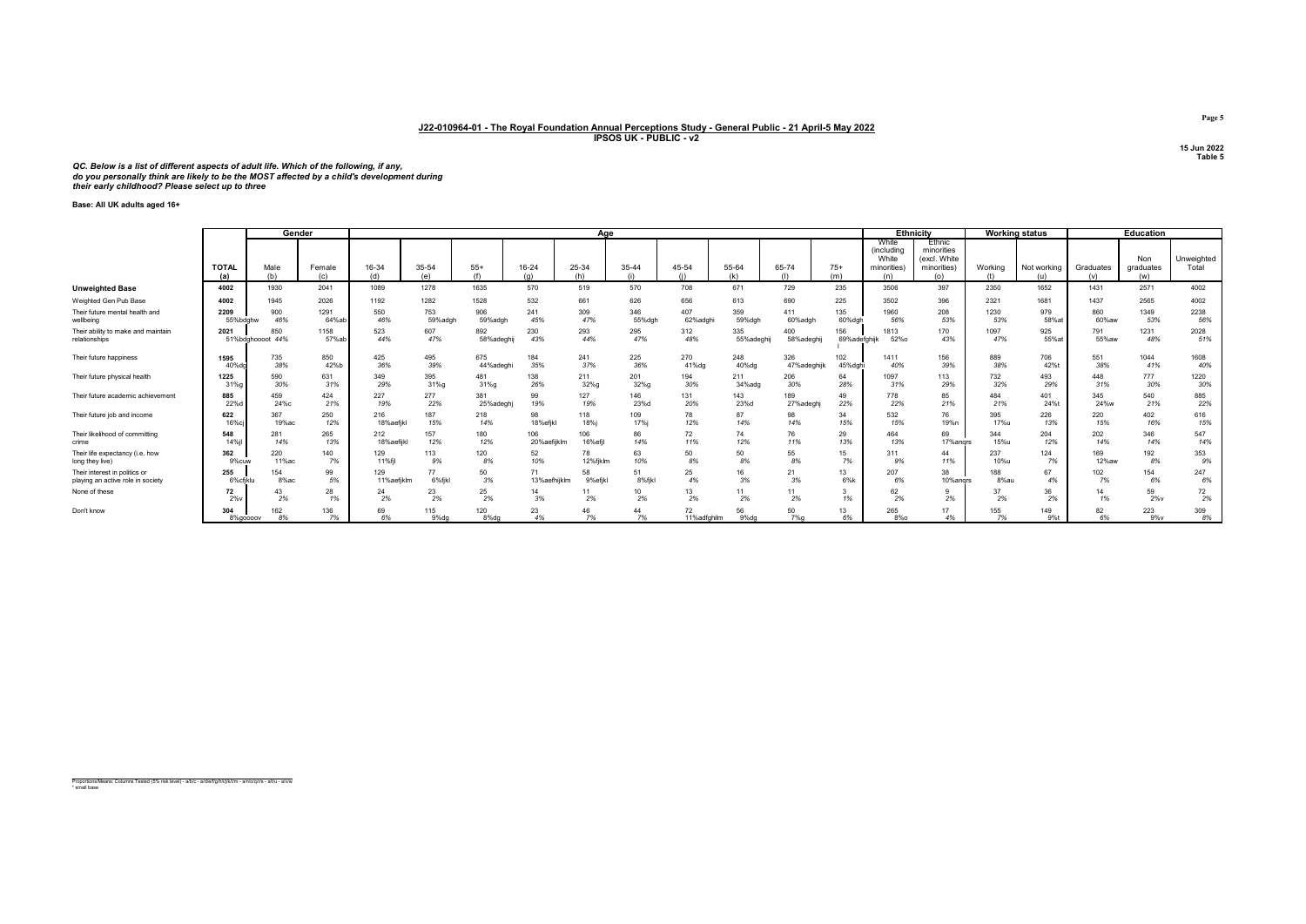**J22-010964-01 - The Royal Foundation Annual Perceptions Study - General Public - 21 April-5 May 2022**
**IPSOS UK - PUBLIC - v2**

15 Jun 2022
Table 5

***QC. Below is a list of different aspects of adult life. Which of the following, if any, do you personally think are likely to be the MOST affected by a child's development during their early childhood? Please select up to three***

**Base: All UK adults aged 16+**

| | | Gender | | Age | | | | | | | | | | Ethnicity | | Working status | | Education | | |
|---|---|---|---|---|---|---|---|---|---|---|---|---|---|---|---|---|---|---|---|---|
| | TOTAL (a) | Male (b) | Female (c) | 16-34 (d) | 35-54 (e) | 55+ (f) | 16-24 (g) | 25-34 (h) | 35-44 (i) | 45-54 (j) | 55-64 (k) | 65-74 (l) | 75+ (m) | White (including White minorities) (n) | Ethnic minorities (excl. White minorities) (o) | Working (t) | Not working (u) | Graduates (v) | Non graduates (w) | Unweighted Total |
| **Unweighted Base** | 4002 | 1930 | 2041 | 1089 | 1278 | 1635 | 570 | 519 | 570 | 708 | 671 | 729 | 235 | 3506 | 397 | 2350 | 1652 | 1431 | 2571 | 4002 |
| Weighted Gen Pub Base | 4002 | 1945 | 2026 | 1192 | 1282 | 1528 | 532 | 661 | 626 | 656 | 613 | 690 | 225 | 3502 | 396 | 2321 | 1681 | 1437 | 2565 | 4002 |
| Their future mental health and wellbeing | 2209<br>55%bdghw | 900<br>46% | 1291<br>64%ab | 550<br>46% | 753<br>59%adgh | 906<br>59%adgh | 241<br>45% | 309<br>47% | 346<br>55%dgh | 407<br>62%adghi | 359<br>59%dgh | 411<br>60%adgh | 135<br>60%dgh | 1960<br>56% | 208<br>53% | 1230<br>53% | 979<br>58%at | 860<br>60%aw | 1349<br>53% | 2238<br>56% |
| Their ability to make and maintain relationships | 2021<br>51%bdghooooot | 850<br>44% | 1158<br>57%ab | 523<br>44% | 607<br>47% | 892<br>58%adeghij | 230<br>43% | 293<br>44% | 295<br>47% | 312<br>48% | 335<br>55%adeghij | 400<br>58%adeghij | 156<br>69%adefghijkl | 1813<br>52%o | 170<br>43% | 1097<br>47% | 925<br>55%at | 791<br>55%aw | 1231<br>48% | 2028<br>51% |
| Their future happiness | 1595<br>40%dg | 735<br>38% | 850<br>42%b | 425<br>36% | 495<br>39% | 675<br>44%adeghi | 184<br>35% | 241<br>37% | 225<br>36% | 270<br>41%dg | 248<br>40%dg | 326<br>47%adeghijk | 102<br>45%dghi | 1411<br>40% | 156<br>39% | 889<br>38% | 706<br>42%t | 551<br>38% | 1044<br>41% | 1608<br>40% |
| Their future physical health | 1225<br>31%g | 590<br>30% | 631<br>31% | 349<br>29% | 395<br>31%g | 481<br>31%g | 138<br>26% | 211<br>32%g | 201<br>32%g | 194<br>30% | 211<br>34%adg | 206<br>30% | 64<br>28% | 1097<br>31% | 113<br>29% | 732<br>32% | 493<br>29% | 448<br>31% | 777<br>30% | 1220<br>30% |
| Their future academic achievement | 885<br>22%d | 459<br>24%c | 424<br>21% | 227<br>19% | 277<br>22% | 381<br>25%adeghj | 99<br>19% | 127<br>19% | 146<br>23%d | 131<br>20% | 143<br>23%d | 189<br>27%adeghj | 49<br>22% | 778<br>22% | 85<br>21% | 484<br>21% | 401<br>24%t | 345<br>24%w | 540<br>21% | 885<br>22% |
| Their future job and income | 622<br>16%cj | 367<br>19%ac | 250<br>12% | 216<br>18%aefjkl | 187<br>15% | 218<br>14% | 98<br>18%efjkl | 118<br>18%j | 109<br>17%j | 78<br>12% | 87<br>14% | 98<br>14% | 34<br>15% | 532<br>15% | 76<br>19%n | 395<br>17%u | 226<br>13% | 220<br>15% | 402<br>16% | 616<br>15% |
| Their likelihood of committing crime | 548<br>14%jl | 281<br>14% | 265<br>13% | 212<br>18%aefijkl | 157<br>12% | 180<br>12% | 106<br>20%aefijklm | 106<br>16%efjl | 86<br>14% | 72<br>11% | 74<br>12% | 76<br>11% | 29<br>13% | 464<br>13% | 69<br>17%anqrs | 344<br>15%u | 204<br>12% | 202<br>14% | 346<br>14% | 547<br>14% |
| Their life expectancy (i.e. how long they live) | 362<br>9%cuw | 220<br>11%ac | 140<br>7% | 129<br>11%fjl | 113<br>9% | 120<br>8% | 52<br>10% | 78<br>12%fjklm | 63<br>10% | 50<br>8% | 50<br>8% | 55<br>8% | 15<br>7% | 311<br>9% | 44<br>11% | 237<br>10%u | 124<br>7% | 169<br>12%aw | 192<br>8% | 353<br>9% |
| Their interest in politics or playing an active role in society | 255<br>6%cfjklu | 154<br>8%ac | 99<br>5% | 129<br>11%aefjklm | 77<br>6%fjkl | 50<br>3% | 71<br>13%aefhijklm | 58<br>9%efjkl | 51<br>8%fjkl | 25<br>4% | 16<br>3% | 21<br>3% | 13<br>6%k | 207<br>6% | 38<br>10%anqrs | 188<br>8%au | 67<br>4% | 102<br>7% | 154<br>6% | 247<br>6% |
| None of these | 72<br>2%v | 43<br>2% | 28<br>1% | 24<br>2% | 23<br>2% | 25<br>2% | 14<br>3% | 11<br>2% | 10<br>2% | 13<br>2% | 11<br>2% | 11<br>2% | 3<br>1% | 62<br>2% | 9<br>2% | 37<br>2% | 36<br>2% | 14<br>1% | 59<br>2%v | 72<br>2% |
| Don't know | 304<br>8%gooooov | 162<br>8% | 136<br>7% | 69<br>6% | 115<br>9%dg | 120<br>8%dg | 23<br>4% | 46<br>7% | 44<br>7% | 72<br>11%adfghilm | 56<br>9%dg | 50<br>7%g | 13<br>6% | 265<br>8%o | 17<br>4% | 155<br>7% | 149<br>9%t | 82<br>6% | 223<br>9%v | 309<br>8% |

Proportions/Means: Columns Tested (5% risk level) - a/b/c - a/d/e/f/g/h/i/j/k/l/m - a/n/o/q/r/s - a/t/u - a/v/w
* small base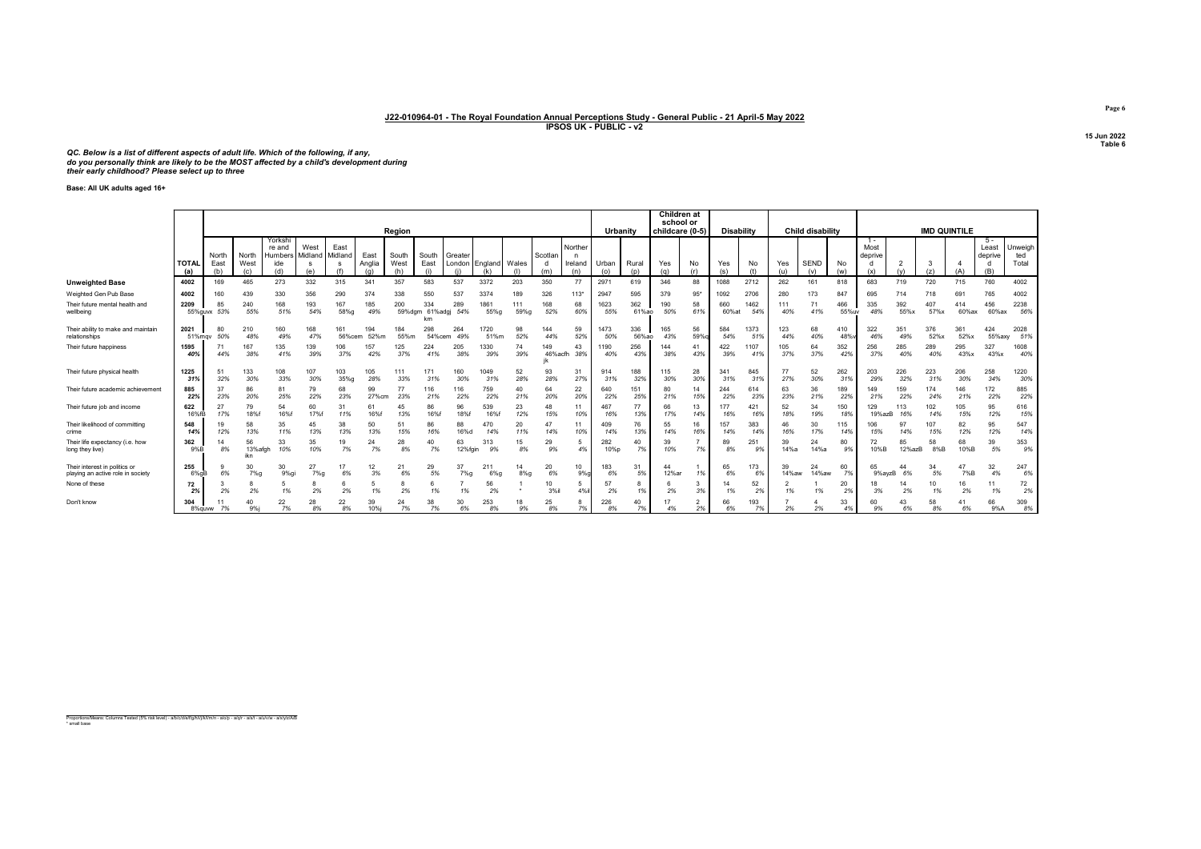# J22-010964-01 - The Royal Foundation Annual Perceptions Study - General Public - 21 April-5 May 2022
**IPSOS UK - PUBLIC - v2**

15 Jun 2022
Table 6

*QC. Below is a list of different aspects of adult life. Which of the following, if any, do you personally think are likely to be the MOST affected by a child's development during their early childhood? Please select up to three*

**Base: All UK adults aged 16+**

| | TOTAL (a) | Region: North East (b) | North West (c) | Yorkshire and Humbers ide (d) | West Midland s (e) | East Midland s (f) | East Anglia (g) | South West (h) | South East (i) | Greater London (j) | England (k) | Wales (l) | Scotland (m) | Northern Ireland (n) | Urbanity: Urban (o) | Rural (p) | Children at school or childcare (0-5): Yes (q) | No (r) | Disability: Yes (s) | No (t) | Child disability: Yes (u) | SEND (v) | No (w) | IMD QUINTILE: 1 - Most deprived (x) | 2 (y) | 3 (z) | 4 (A) | 5 - Least deprived (B) | Unweighted Total |
|---|---|---|---|---|---|---|---|---|---|---|---|---|---|---|---|---|---|---|---|---|---|---|---|---|---|---|---|---|---|
| **Unweighted Base** | **4002** | 169 | 465 | 273 | 332 | 315 | 341 | 357 | 583 | 537 | 3372 | 203 | 350 | 77 | 2971 | 619 | 346 | 88 | 1088 | 2712 | 262 | 161 | 818 | 683 | 719 | 720 | 715 | 760 | 4002 |
| Weighted Gen Pub Base | **4002** | 160 | 439 | 330 | 356 | 290 | 374 | 338 | 550 | 537 | 3374 | 189 | 326 | 113* | 2947 | 595 | 379 | 95* | 1092 | 2706 | 280 | 173 | 847 | 695 | 714 | 718 | 691 | 765 | 4002 |
| Their future mental health and wellbeing | **2209** 55%guvx | 85 53% | 240 55% | 168 51% | 193 54% | 167 58%g | 185 49% | 200 59%dgm | 334 61%adgj km | 289 54% | 1861 55%g | 111 59%g | 168 52% | 68 60% | 1623 55% | 362 61%ao | 190 50% | 58 61% | 660 60%at | 1462 54% | 111 40% | 71 41% | 466 55%uv | 335 48% | 392 55%x | 407 57%x | 414 60%ax | 456 60%ax | 2238 56% |
| Their ability to make and maintain relationships | **2021** 51%mqv | 80 50% | 210 48% | 160 49% | 168 47% | 161 56%cem | 194 52%m | 184 55%m | 298 54%cem | 264 49% | 1720 51%m | 98 52% | 144 44% | 59 52% | 1473 50% | 336 56%ao | 165 43% | 56 59%q | 584 54% | 1373 51% | 123 44% | 68 40% | 410 48%v | 322 46% | 351 49% | 376 52%x | 361 52%x | 424 55%axy | 2028 51% |
| Their future happiness | **1595** 40% | 71 44% | 167 38% | 135 41% | 139 39% | 106 37% | 157 42% | 125 37% | 224 41% | 205 38% | 1330 39% | 74 39% | 149 46%acfh jk | 43 38% | 1190 40% | 256 43% | 144 38% | 41 43% | 422 39% | 1107 41% | 105 37% | 64 37% | 352 42% | 256 37% | 285 40% | 289 40% | 295 43%x | 327 43%x | 1608 40% |
| Their future physical health | **1225** 31% | 51 32% | 133 30% | 108 33% | 107 30% | 103 35%g | 105 28% | 111 33% | 171 31% | 160 30% | 1049 31% | 52 28% | 93 28% | 31 27% | 914 31% | 188 32% | 115 30% | 28 30% | 341 31% | 845 31% | 77 27% | 52 30% | 262 31% | 203 29% | 226 32% | 223 31% | 206 30% | 258 34% | 1220 30% |
| Their future academic achievement | **885** 22% | 37 23% | 86 20% | 81 25% | 79 22% | 68 23% | 99 27%cm | 77 23% | 116 21% | 116 22% | 759 22% | 40 21% | 64 20% | 22 20% | 640 22% | 151 25% | 80 21% | 14 15% | 244 22% | 614 23% | 63 23% | 36 21% | 189 22% | 149 21% | 159 22% | 174 24% | 146 21% | 172 22% | 885 22% |
| Their future job and income | **622** 16%fB | 27 17% | 79 18%f | 54 16%f | 60 17%f | 31 11% | 61 16%f | 45 13% | 86 16%f | 96 18%f | 539 16%f | 23 12% | 48 15% | 11 10% | 467 16% | 77 13% | 66 17% | 13 14% | 177 16% | 421 16% | 52 18% | 34 19% | 150 18% | 129 19%azB | 113 16% | 102 14% | 105 15% | 95 12% | 616 15% |
| Their likelihood of committing crime | **548** 14% | 19 12% | 58 13% | 35 11% | 45 13% | 38 13% | 50 13% | 51 15% | 86 16% | 88 16%d | 470 14% | 20 11% | 47 14% | 11 10% | 409 14% | 76 13% | 55 14% | 16 16% | 157 14% | 383 14% | 46 16% | 30 17% | 115 14% | 106 15% | 97 14% | 107 15% | 82 12% | 95 12% | 547 14% |
| Their life expectancy (i.e. how long they live) | **362** 9%B | 14 8% | 56 13%afgh ikn | 33 10% | 35 10% | 19 7% | 24 7% | 28 8% | 40 7% | 63 12%fgin | 313 9% | 15 8% | 29 9% | 5 4% | 282 10%p | 40 7% | 39 10% | 7 7% | 89 8% | 251 9% | 39 14%a | 24 14%a | 80 9% | 72 10%B | 85 12%azB | 58 8%B | 68 10%B | 39 5% | 353 9% |
| Their interest in politics or playing an active role in society | **255** 6%gB | 9 6% | 30 7%g | 30 9%gi | 27 7%g | 17 6% | 12 3% | 21 6% | 29 5% | 37 7%g | 211 6%g | 14 8%g | 20 6% | 10 9%g | 183 6% | 31 5% | 44 12%ar | 1 1% | 65 6% | 173 6% | 39 14%aw | 24 14%aw | 60 7% | 65 9%ayzB | 44 6% | 34 5% | 47 7%B | 32 4% | 247 6% |
| None of these | **72** 2% | 3 2% | 8 2% | 5 1% | 8 2% | 6 2% | 5 1% | 8 2% | 6 1% | 7 1% | 56 2% | 1 * | 10 3%il | 5 4%il | 57 2% | 8 1% | 6 2% | 3 3% | 14 1% | 52 2% | 2 1% | 1 1% | 20 2% | 18 3% | 14 2% | 10 1% | 16 2% | 11 1% | 72 2% |
| Don't know | **304** 8%quvw | 11 7% | 40 9%j | 22 7% | 28 8% | 22 8% | 39 10%j | 24 7% | 38 7% | 30 6% | 253 8% | 18 9% | 25 8% | 8 7% | 226 8% | 40 7% | 17 4% | 2 2% | 66 6% | 193 7% | 7 2% | 4 2% | 33 4% | 60 9% | 43 6% | 58 8% | 41 6% | 66 9%A | 309 8% |

Proportions/Means: Columns Tested (5% risk level) - a/b/c/d/e/f/g/h/i/j/k/l/m/n - a/o/p - a/q/r - a/s/t - a/u/v/w - a/x/y/z/A/B
\* small base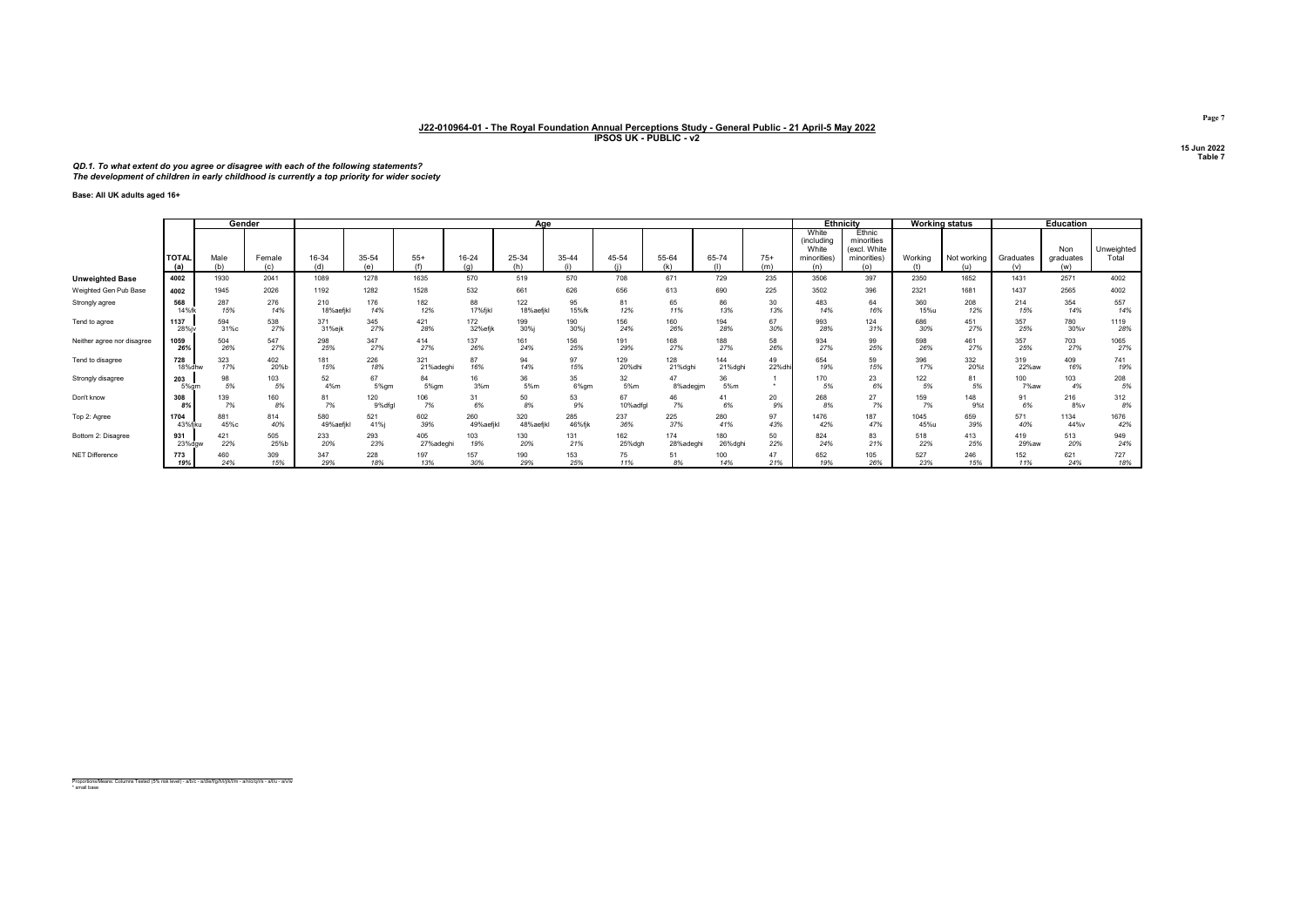## J22-010964-01 - The Royal Foundation Annual Perceptions Study - General Public - 21 April-5 May 2022
### IPSOS UK - PUBLIC - v2

15 Jun 2022
Table 7

***QD.1. To what extent do you agree or disagree with each of the following statements?***
***The development of children in early childhood is currently a top priority for wider society***

**Base: All UK adults aged 16+**

| | | Gender | | Age | | | | | | | | | | Ethnicity | | Working status | | Education | | |
|---|---|---|---|---|---|---|---|---|---|---|---|---|---|---|---|---|---|---|---|---|
| | TOTAL (a) | Male (b) | Female (c) | 16-34 (d) | 35-54 (e) | 55+ (f) | 16-24 (g) | 25-34 (h) | 35-44 (i) | 45-54 (j) | 55-64 (k) | 65-74 (l) | 75+ (m) | White (including White minorities) (n) | Ethnic minorities (excl. White minorities) (o) | Working (t) | Not working (u) | Graduates (v) | Non graduates (w) | Unweighted Total |
| **Unweighted Base** | 4002 | 1930 | 2041 | 1089 | 1278 | 1635 | 570 | 519 | 570 | 708 | 671 | 729 | 235 | 3506 | 397 | 2350 | 1652 | 1431 | 2571 | 4002 |
| Weighted Gen Pub Base | 4002 | 1945 | 2026 | 1192 | 1282 | 1528 | 532 | 661 | 626 | 656 | 613 | 690 | 225 | 3502 | 396 | 2321 | 1681 | 1437 | 2565 | 4002 |
| Strongly agree | 568<br>14%fk | 287<br>15% | 276<br>14% | 210<br>18%aefjkl | 176<br>14% | 182<br>12% | 88<br>17%fjkl | 122<br>18%aefjkl | 95<br>15%fk | 81<br>12% | 65<br>11% | 86<br>13% | 30<br>13% | 483<br>14% | 64<br>16% | 360<br>15%u | 208<br>12% | 214<br>15% | 354<br>14% | 557<br>14% |
| Tend to agree | 1137<br>28%jv | 594<br>31%c | 538<br>27% | 371<br>31%ejk | 345<br>27% | 421<br>28% | 172<br>32%efjk | 199<br>30%j | 190<br>30%j | 156<br>24% | 160<br>26% | 194<br>28% | 67<br>30% | 993<br>28% | 124<br>31% | 686<br>30% | 451<br>27% | 357<br>25% | 780<br>30%v | 1119<br>28% |
| Neither agree nor disagree | 1059<br>26% | 504<br>26% | 547<br>27% | 298<br>25% | 347<br>27% | 414<br>27% | 137<br>26% | 161<br>24% | 156<br>25% | 191<br>29% | 168<br>27% | 188<br>27% | 58<br>26% | 934<br>27% | 99<br>25% | 598<br>26% | 461<br>27% | 357<br>25% | 703<br>27% | 1065<br>27% |
| Tend to disagree | 728<br>18%dhw | 323<br>17% | 402<br>20%b | 181<br>15% | 226<br>18% | 321<br>21%adeghi | 87<br>16% | 94<br>14% | 97<br>15% | 129<br>20%dhi | 128<br>21%dghi | 144<br>21%dghi | 49<br>22%dhi | 654<br>19% | 59<br>15% | 396<br>17% | 332<br>20%t | 319<br>22%aw | 409<br>16% | 741<br>19% |
| Strongly disagree | 203<br>5%gm | 98<br>5% | 103<br>5% | 52<br>4%m | 67<br>5%gm | 84<br>5%gm | 16<br>3%m | 36<br>5%m | 35<br>6%gm | 32<br>5%m | 47<br>8%adegjm | 36<br>5%m | 1<br>* | 170<br>5% | 23<br>6% | 122<br>5% | 81<br>5% | 100<br>7%aw | 103<br>4% | 208<br>5% |
| Don't know | 308<br>8% | 139<br>7% | 160<br>8% | 81<br>7% | 120<br>9%dfgl | 106<br>7% | 31<br>6% | 50<br>8% | 53<br>9% | 67<br>10%adfgl | 46<br>7% | 41<br>6% | 20<br>9% | 268<br>8% | 27<br>7% | 159<br>7% | 148<br>9%t | 91<br>6% | 216<br>8%v | 312<br>8% |
| Top 2: Agree | 1704<br>43%fjkv | 881<br>45%c | 814<br>40% | 580<br>49%aefjkl | 521<br>41%j | 602<br>39% | 260<br>49%aefjkl | 320<br>48%aefjkl | 285<br>46%fjk | 237<br>36% | 225<br>37% | 280<br>41% | 97<br>43% | 1476<br>42% | 187<br>47% | 1045<br>45%u | 659<br>39% | 571<br>40% | 1134<br>44%v | 1676<br>42% |
| Bottom 2: Disagree | 931<br>23%dgw | 421<br>22% | 505<br>25%b | 233<br>20% | 293<br>23% | 405<br>27%adeghi | 103<br>19% | 130<br>20% | 131<br>21% | 162<br>25%dgh | 174<br>28%adeghi | 180<br>26%dghi | 50<br>22% | 824<br>24% | 83<br>21% | 518<br>22% | 413<br>25% | 419<br>29%aw | 513<br>20% | 949<br>24% |
| NET Difference | 773<br>19% | 460<br>24% | 309<br>15% | 347<br>29% | 228<br>18% | 197<br>13% | 157<br>30% | 190<br>29% | 153<br>25% | 75<br>11% | 51<br>8% | 100<br>14% | 47<br>21% | 652<br>19% | 105<br>26% | 527<br>23% | 246<br>15% | 152<br>11% | 621<br>24% | 727<br>18% |

Proportions/Means: Columns Tested (5% risk level) - a/b/c - a/d/e/f/g/h/i/j/k/l/m - a/n/o/q/r/s - a/t/u - a/v/w
* small base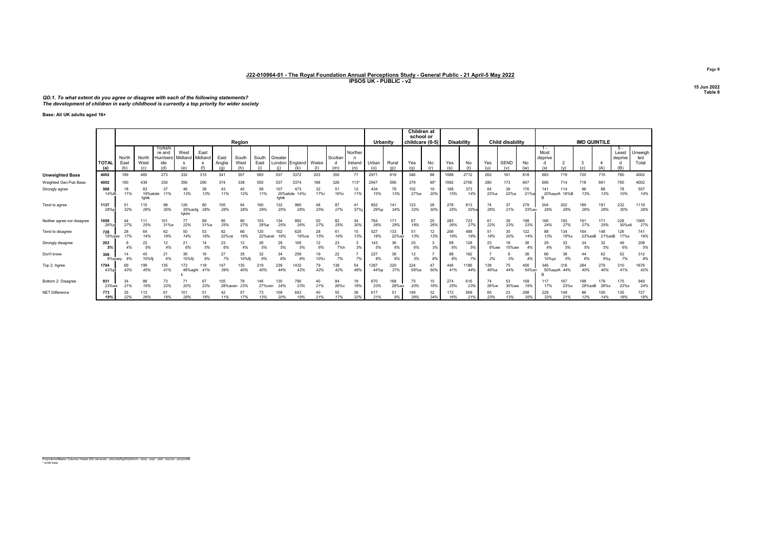## J22-010964-01 - The Royal Foundation Annual Perceptions Study - General Public - 21 April-5 May 2022
### IPSOS UK - PUBLIC - v2

15 Jun 2022
Table 8

*QD.1. To what extent do you agree or disagree with each of the following statements?*
*The development of children in early childhood is currently a top priority for wider society*

**Base: All UK adults aged 16+**

| | | Region | | | | | | | | | | | | | Urbanity | | Children at school or childcare (0-5) | | Disability | | Child disability | | | IMD QUINTILE | | | | | |
|---|---|---|---|---|---|---|---|---|---|---|---|---|---|---|---|---|---|---|---|---|---|---|---|---|---|---|---|---|---|
| | TOTAL (a) | North East (b) | North West (c) | Yorkshire and Humberside (d) | West Midlands (e) | East Midlands (f) | East Anglia (g) | South West (h) | South East (i) | Greater London (j) | England (k) | Wales (l) | Scotland (m) | Northern Ireland (n) | Urban (o) | Rural (p) | Yes (q) | No (r) | Yes (s) | No (t) | Yes (u) | SEND (v) | No (w) | 1 - Most deprived (x) | 2 (y) | 3 (z) | 4 (A) | 5 - Least deprived (B) | Unweighted Total |
| **Unweighted Base** | 4002 | 169 | 465 | 273 | 332 | 315 | 341 | 357 | 583 | 537 | 3372 | 203 | 350 | 77 | 2971 | 619 | 346 | 88 | 1088 | 2712 | 262 | 161 | 818 | 683 | 719 | 720 | 715 | 760 | 4002 |
| Weighted Gen Pub Base | 4002 | 160 | 439 | 330 | 356 | 290 | 374 | 338 | 550 | 537 | 3374 | 189 | 326 | 113* | 2947 | 595 | 379 | 95* | 1092 | 2706 | 280 | 173 | 847 | 695 | 714 | 718 | 691 | 765 | 4002 |
| Strongly agree | 568 14%iB | 18 11% | 83 19%abde fghik | 37 11% | 46 13% | 38 13% | 43 11% | 40 12% | 59 11% | 107 20%abde fghik | 473 14%i | 32 17%i | 51 16%i | 12 11% | 434 15% | 78 13% | 102 27%a | 19 20% | 168 15% | 373 14% | 64 23%a | 39 22%a | 176 21%a | 141 20%ayzA B | 114 16%B | 96 13% | 88 13% | 78 10% | 557 14% |
| Tend to agree | 1137 28%p | 51 32% | 115 26% | 98 30% | 126 35%acfg hjklm | 80 28% | 105 28% | 94 28% | 160 29% | 132 25% | 960 28% | 48 25% | 87 27% | 41 37%j | 852 29%p | 141 24% | 123 32% | 28 30% | 278 25% | 813 30%s | 74 26% | 37 21% | 279 33%av | 204 29% | 202 28% | 189 26% | 191 28% | 232 30% | 1119 28% |
| Neither agree nor disagree | 1059 26%q | 44 27% | 111 25% | 101 31%e | 77 22% | 89 31%e | 95 25% | 90 27% | 153 28%e | 134 25% | 892 26% | 50 27% | 82 25% | 34 30% | 764 26% | 171 29% | 67 18% | 25 26% | 283 26% | 723 27% | 61 22% | 39 23% | 198 23% | 166 24% | 193 27% | 191 27% | 171 25% | 228 30%xA | 1065 27% |
| Tend to disagree | 728 18%qwx | 28 17% | 64 14% | 62 19% | 50 14% | 53 18% | 82 22%ce | 66 19% | 120 22%acel | 102 19% | 625 19%ce | 28 15% | 61 19% | 15 13% | 527 18% | 133 22%ao | 51 13% | 12 13% | 206 19% | 488 18% | 51 18% | 35 20% | 122 14% | 88 13% | 134 19%x | 164 23%axB | 148 21%axB | 126 17%x | 741 19% |
| Strongly disagree | 203 5% | 6 4% | 22 5% | 12 4% | 21 6% | 14 5% | 23 6% | 12 4% | 26 5% | 29 5% | 165 5% | 12 6% | 23 7%h | 3 3% | 143 5% | 36 6% | 25 6% | 3 3% | 68 6% | 128 5% | 23 8%aw | 18 10%aw | 36 4% | 29 4% | 33 5% | 34 5% | 32 5% | 49 6% | 208 5% |
| Don't know | 308 8%quwy | 14 8% | 45 10%fij | 21 6% | 36 10%fij | 16 6% | 27 7% | 35 10%fij | 32 6% | 34 6% | 259 8% | 19 10%i | 22 7% | 7 7% | 227 8% | 36 6% | 12 3% | 7 8% | 88 8% | 182 7% | 7 2% | 6 3% | 36 4% | 66 10%yz | 38 5% | 44 6% | 62 9%y | 52 7% | 312 8% |
| Top 2: Agree | 1704 43%p | 69 43% | 199 45% | 135 41% | 172 48%aghi k | 118 41% | 147 39% | 135 40% | 219 40% | 239 44% | 1432 42% | 79 42% | 138 42% | 54 48% | 1287 44%p | 220 37% | 224 59%a | 47 50% | 446 41% | 1186 44% | 138 49%a | 75 44% | 456 54%av | 346 50%ayzA B | 316 44% | 284 40% | 279 40% | 310 41% | 1676 42% |
| Bottom 2: Disagree | 931 23%wx | 34 21% | 86 19% | 73 22% | 71 20% | 67 23% | 105 28%acen | 78 23% | 146 27%cen | 130 24% | 790 23% | 40 21% | 84 26%c | 18 16% | 670 23% | 168 28%ao | 75 20% | 15 16% | 274 25% | 616 23% | 74 26%w | 53 30%aw | 158 19% | 117 17% | 167 23%x | 198 28%axB | 179 26%x | 175 23%x | 949 24% |
| NET Difference | 773 19% | 35 22% | 113 26% | 61 19% | 101 28% | 51 18% | 42 11% | 57 17% | 73 13% | 109 20% | 643 19% | 40 21% | 55 17% | 36 32% | 617 21% | 51 9% | 149 39% | 32 34% | 172 16% | 569 21% | 65 23% | 23 13% | 298 35% | 229 33% | 149 21% | 86 12% | 100 14% | 135 18% | 727 18% |

Proportions/Means: Columns Tested (5% risk level) - a/b/c/d/e/f/g/h/i/j/k/l/m/n - a/o/p - a/q/r - a/s/t - a/u/v/w - a/x/y/z/A/B
* small base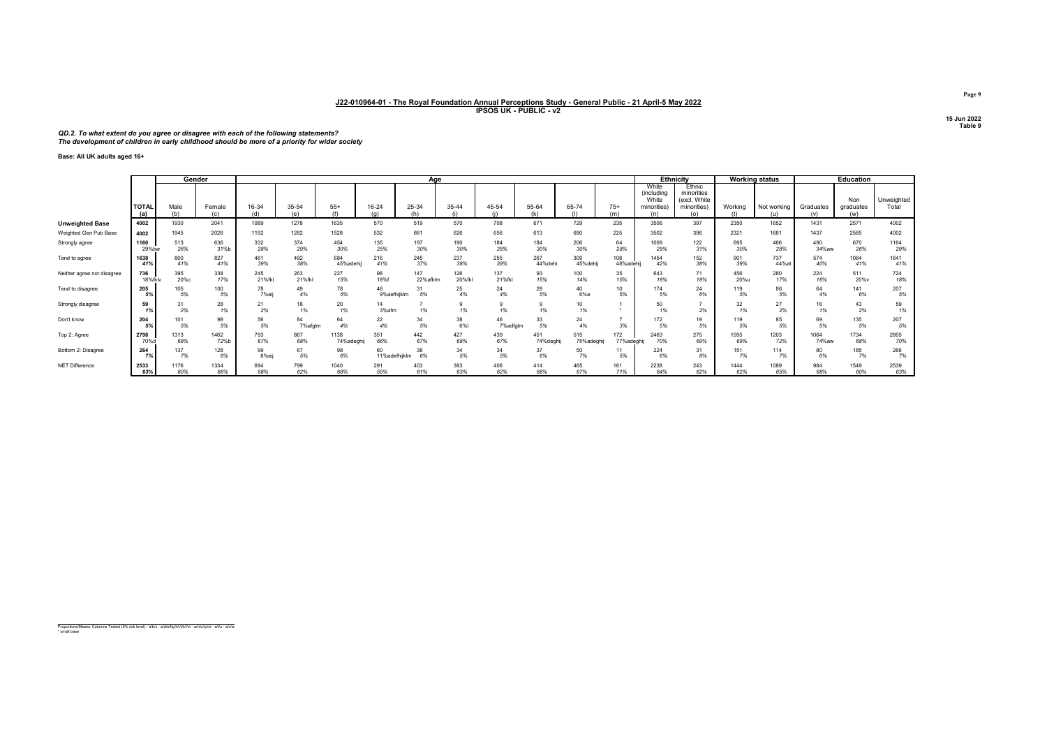# J22-010964-01 - The Royal Foundation Annual Perceptions Study - General Public - 21 April-5 May 2022

**IPSOS UK - PUBLIC - v2**

15 Jun 2022
Table 9

*QD.2. To what extent do you agree or disagree with each of the following statements?*
*The development of children in early childhood should be more of a priority for wider society*

**Base: All UK adults aged 16+**

| | | Gender | | Age | | | | | | | | | | Ethnicity | | Working status | | Education | | |
|---|---|---|---|---|---|---|---|---|---|---|---|---|---|---|---|---|---|---|---|---|
| | TOTAL (a) | Male (b) | Female (c) | 16-34 (d) | 35-54 (e) | 55+ (f) | 16-24 (g) | 25-34 (h) | 35-44 (i) | 45-54 (j) | 55-64 (k) | 65-74 (l) | 75+ (m) | White (including White minorities) (n) | Ethnic minorities (excl. White minorities) (o) | Working (t) | Not working (u) | Graduates (v) | Non graduates (w) | Unweighted Total |
| **Unweighted Base** | 4002 | 1930 | 2041 | 1089 | 1278 | 1635 | 570 | 519 | 570 | 708 | 671 | 729 | 235 | 3506 | 397 | 2350 | 1652 | 1431 | 2571 | 4002 |
| Weighted Gen Pub Base | 4002 | 1945 | 2026 | 1192 | 1282 | 1528 | 532 | 661 | 626 | 656 | 613 | 690 | 225 | 3502 | 396 | 2321 | 1681 | 1437 | 2565 | 4002 |
| Strongly agree | 1160 29%bw | 513 26% | 636 31%b | 332 28% | 374 29% | 454 30% | 135 25% | 197 30% | 190 30% | 184 28% | 184 30% | 206 30% | 64 28% | 1009 29% | 122 31% | 695 30% | 466 28% | 490 34%aw | 670 26% | 1164 29% |
| Tend to agree | 1638 41% | 800 41% | 827 41% | 461 39% | 492 38% | 684 45%adehij | 216 41% | 245 37% | 237 38% | 255 39% | 267 44%dehi | 309 45%dehij | 108 48%adehij | 1454 42% | 152 38% | 901 39% | 737 44%at | 574 40% | 1064 41% | 1641 41% |
| Neither agree nor disagree | 736 18%fklv | 395 20%c | 338 17% | 245 21%fkl | 263 21%fkl | 227 15% | 98 18%f | 147 22%afklm | 126 20%fkl | 137 21%fkl | 93 15% | 100 14% | 35 15% | 643 18% | 71 18% | 456 20%u | 280 17% | 224 16% | 511 20%v | 724 18% |
| Tend to disagree | 205 5% | 105 5% | 100 5% | 78 7%eij | 49 4% | 78 5% | 46 9%aefhijklm | 31 5% | 25 4% | 24 4% | 28 5% | 40 6%e | 10 5% | 174 5% | 24 6% | 119 5% | 86 5% | 64 4% | 141 6% | 207 5% |
| Strongly disagree | 59 1% | 31 2% | 28 1% | 21 2% | 18 1% | 20 1% | 14 3%afm | 7 1% | 9 1% | 9 1% | 9 1% | 10 1% | 1 * | 50 1% | 7 2% | 32 1% | 27 2% | 16 1% | 43 2% | 59 1% |
| Don't know | 204 5% | 101 5% | 98 5% | 56 5% | 84 7%afglm | 64 4% | 22 4% | 34 5% | 38 6%l | 46 7%adfglm | 33 5% | 24 4% | 7 3% | 172 5% | 19 5% | 119 5% | 85 5% | 69 5% | 135 5% | 207 5% |
| Top 2: Agree | 2798 70%c | 1313 68% | 1462 72%b | 793 67% | 867 68% | 1138 74%adeghij | 351 66% | 442 67% | 427 68% | 439 67% | 451 74%deghij | 515 75%adeghij | 172 77%adeghij | 2463 70% | 275 69% | 1595 69% | 1203 72% | 1064 74%aw | 1734 68% | 2805 70% |
| Bottom 2: Disagree | 264 7% | 137 7% | 128 6% | 99 8%eij | 67 5% | 98 6% | 60 11%adefhijklm | 38 6% | 34 5% | 34 5% | 37 6% | 50 7% | 11 5% | 224 6% | 31 8% | 151 7% | 114 7% | 80 6% | 185 7% | 266 7% |
| NET Difference | 2533 63% | 1176 60% | 1334 66% | 694 58% | 799 62% | 1040 68% | 291 55% | 403 61% | 393 63% | 406 62% | 414 68% | 465 67% | 161 71% | 2238 64% | 243 62% | 1444 62% | 1089 65% | 984 68% | 1549 60% | 2539 63% |

Proportions/Means: Columns Tested (5% risk level) - a/b/c - a/d/e/f/g/h/i/j/k/l/m - a/n/o/q/s - a/t/u - a/v/w
* small base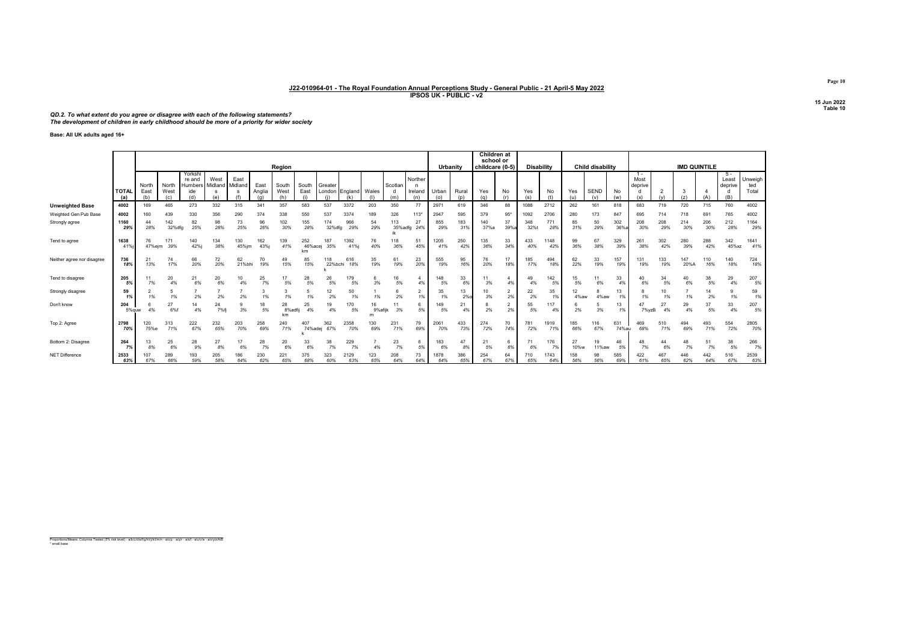# J22-010964-01 - The Royal Foundation Annual Perceptions Study - General Public - 21 April-5 May 2022

## IPSOS UK - PUBLIC - v2

15 Jun 2022
Table 10

*QD.2. To what extent do you agree or disagree with each of the following statements?*
*The development of children in early childhood should be more of a priority for wider society*

**Base: All UK adults aged 16+**

| | | Region | | | | | | | | | | | | | Urbanity | | Children at school or childcare (0-5) | | Disability | | Child disability | | | IMD QUINTILE | | | | | |
|---|---|---|---|---|---|---|---|---|---|---|---|---|---|---|---|---|---|---|---|---|---|---|---|---|---|---|---|---|---|
| | TOTAL (a) | North East (b) | North West (c) | Yorkshire and Humberside (d) | West Midlands (e) | East Midlands (f) | East Anglia (g) | South West (h) | South East (i) | Greater London (j) | England (k) | Wales (l) | Scotland (m) | Northern Ireland (n) | Urban (o) | Rural (p) | Yes (q) | No (r) | Yes (s) | No (t) | Yes (u) | SEND (v) | No (w) | 1 - Most deprived (x) | 2 (y) | 3 (z) | 4 (A) | 5 - Least deprived (B) | Unweighted Total |
| **Unweighted Base** | 4002 | 169 | 465 | 273 | 332 | 315 | 341 | 357 | 583 | 537 | 3372 | 203 | 350 | 77 | 2971 | 619 | 346 | 88 | 1088 | 2712 | 262 | 161 | 818 | 683 | 719 | 720 | 715 | 760 | 4002 |
| Weighted Gen Pub Base | 4002 | 160 | 439 | 330 | 356 | 290 | 374 | 338 | 550 | 537 | 3374 | 189 | 326 | 113* | 2947 | 595 | 379 | 95* | 1092 | 2706 | 280 | 173 | 847 | 695 | 714 | 718 | 691 | 765 | 4002 |
| Strongly agree | 1160 29% | 44 28% | 142 32%dfg | 82 25% | 98 28% | 73 25% | 96 26% | 102 30% | 155 28% | 174 32%dfg | 966 29% | 54 29% | 113 35%adfg ik | 27 24% | 855 29% | 183 31% | 140 37%a | 37 39%a | 348 32%t | 771 28% | 85 31% | 50 29% | 302 36%a | 208 30% | 208 29% | 214 30% | 206 30% | 212 28% | 1164 29% |
| Tend to agree | 1638 41%j | 76 47%ejm | 171 39% | 140 42%j | 134 38% | 130 45%jm | 162 43%j | 139 41% | 252 46%acej km | 187 35% | 1392 41%j | 76 40% | 118 36% | 51 45% | 1205 41% | 250 42% | 135 36% | 33 34% | 433 40% | 1148 42% | 99 36% | 67 38% | 329 39% | 261 38% | 302 42% | 280 39% | 288 42% | 342 45%xz | 1641 41% |
| Neither agree nor disagree | 736 18% | 21 13% | 74 17% | 66 20% | 72 20% | 62 21%bhi | 70 19% | 49 15% | 85 15% | 118 22%bchi k | 616 18% | 35 19% | 61 19% | 23 20% | 555 19% | 95 16% | 76 20% | 17 18% | 185 17% | 494 18% | 62 22% | 33 19% | 157 19% | 131 19% | 133 19% | 147 20%A | 110 16% | 140 18% | 724 18% |
| Tend to disagree | 205 5% | 11 7% | 20 4% | 21 6% | 20 6% | 10 4% | 25 7% | 17 5% | 28 5% | 26 5% | 179 5% | 6 3% | 16 5% | 4 4% | 148 5% | 33 6% | 11 3% | 4 4% | 49 4% | 142 5% | 15 5% | 11 6% | 33 4% | 40 6% | 34 5% | 40 6% | 38 5% | 29 4% | 207 5% |
| Strongly disagree | 59 1% | 2 1% | 5 1% | 7 2% | 7 2% | 7 2% | 3 1% | 3 1% | 5 1% | 12 2% | 50 1% | 1 1% | 6 2% | 2 1% | 35 1% | 13 2%o | 10 3% | 2 2% | 22 2% | 35 1% | 12 4%aw | 8 4%aw | 13 1% | 8 1% | 10 1% | 7 1% | 14 2% | 9 1% | 59 1% |
| Don't know | 204 5%quw | 6 4% | 27 6%f | 14 4% | 24 7%fj | 9 3% | 18 5% | 28 8%adfij km | 25 4% | 19 4% | 170 5% | 16 9%afijk m | 11 3% | 6 5% | 149 5% | 21 4% | 8 2% | 2 2% | 55 5% | 117 4% | 6 2% | 5 3% | 13 1% | 47 7%yzB | 27 4% | 29 4% | 37 5% | 33 4% | 207 5% |
| Top 2: Agree | 2798 70% | 120 75%e | 313 71% | 222 67% | 232 65% | 203 70% | 258 69% | 240 71% | 407 74%adej k | 362 67% | 2358 70% | 130 69% | 231 71% | 79 69% | 2061 70% | 433 73% | 274 72% | 70 74% | 781 72% | 1919 71% | 185 66% | 116 67% | 631 74%au | 469 68% | 510 71% | 494 69% | 493 71% | 554 72% | 2805 70% |
| Bottom 2: Disagree | 264 7% | 13 8% | 25 6% | 28 9% | 27 8% | 17 6% | 28 7% | 20 6% | 33 6% | 38 7% | 229 7% | 7 4% | 23 7% | 6 5% | 183 6% | 47 8% | 21 5% | 6 6% | 71 6% | 176 7% | 27 10%w | 19 11%aw | 46 5% | 48 7% | 44 6% | 48 7% | 51 7% | 38 5% | 266 7% |
| NET Difference | 2533 63% | 107 67% | 289 66% | 193 59% | 205 58% | 186 64% | 230 62% | 221 65% | 375 68% | 323 60% | 2129 63% | 123 65% | 208 64% | 73 64% | 1878 64% | 386 65% | 254 67% | 64 67% | 710 65% | 1743 64% | 158 56% | 98 56% | 585 69% | 422 61% | 467 65% | 446 62% | 442 64% | 516 67% | 2539 63% |

Proportions/Means: Columns Tested (5% risk level) - a/b/c/d/e/f/g/h/i/j/k/l/m/n - a/o/p - a/q/r - a/s/t - a/u/v/w - a/x/y/z/A/B
* small base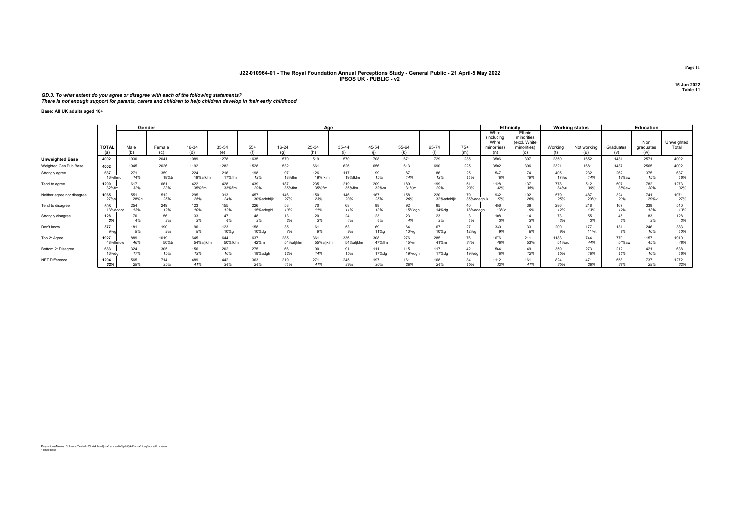## J22-010964-01 - The Royal Foundation Annual Perceptions Study - General Public - 21 April-5 May 2022

**IPSOS UK - PUBLIC - v2**

15 Jun 2022
Table 11

*QD.3. To what extent do you agree or disagree with each of the following statements?*
*There is not enough support for parents, carers and children to help children develop in their early childhood*

**Base: All UK adults aged 16+**

| | | Gender | | Age | | | | | | | | | | Ethnicity | | Working status | | Education | | |
|---|---|---|---|---|---|---|---|---|---|---|---|---|---|---|---|---|---|---|---|---|
| | TOTAL (a) | Male (b) | Female (c) | 16-34 (d) | 35-54 (e) | 55+ (f) | 16-24 (g) | 25-34 (h) | 35-44 (i) | 45-54 (j) | 55-64 (k) | 65-74 (l) | 75+ (m) | White (including White minorities) (n) | Ethnic minorities (excl. White minorities) (o) | Working (t) | Not working (u) | Graduates (v) | Non graduates (w) | Unweighted Total |
| **Unweighted Base** | 4002 | 1930 | 2041 | 1089 | 1278 | 1635 | 570 | 519 | 570 | 708 | 671 | 729 | 235 | 3506 | 397 | 2350 | 1652 | 1431 | 2571 | 4002 |
| Weighted Gen Pub Base | 4002 | 1945 | 2026 | 1192 | 1282 | 1528 | 532 | 661 | 626 | 656 | 613 | 690 | 225 | 3502 | 396 | 2321 | 1681 | 1437 | 2565 | 4002 |
| Strongly agree | 637<br>16%flmu | 271<br>14% | 359<br>18%b | 224<br>19%afklm | 216<br>17%flm | 198<br>13% | 97<br>18%flm | 126<br>19%fklm | 117<br>19%fklm | 99<br>15% | 87<br>14% | 86<br>12% | 25<br>11% | 547<br>16% | 74<br>19% | 405<br>17%u | 232<br>14% | 262<br>18%aw | 375<br>15% | 637<br>16% |
| Tend to agree | 1290<br>32%lm | 617<br>32% | 661<br>33% | 422<br>35%flm | 428<br>33%flm | 439<br>29% | 187<br>35%flm | 235<br>35%flm | 219<br>35%flm | 209<br>32%m | 189<br>31%m | 199<br>29% | 51<br>23% | 1128<br>32% | 137<br>35% | 778<br>34%u | 512<br>30% | 507<br>35%aw | 782<br>30% | 1273<br>32% |
| Neither agree nor disagree | 1065<br>27%v | 551<br>28%c | 512<br>25% | 295<br>25% | 313<br>24% | 457<br>30%adehijk | 146<br>27% | 150<br>23% | 146<br>23% | 167<br>25% | 158<br>26% | 220<br>32%adehijk | 79<br>35%adeghijk | 932<br>27% | 102<br>26% | 579<br>25% | 487<br>29%t | 324<br>23% | 741<br>29%v | 1071<br>27% |
| Tend to disagree | 505<br>13%doooo | 254<br>13% | 249<br>12% | 123<br>10% | 155<br>12% | 226<br>15%adeghi | 53<br>10% | 70<br>11% | 68<br>11% | 88<br>13% | 92<br>15%dghi | 95<br>14%dg | 40<br>18%adeghi | 456<br>13%o | 36<br>9% | 286<br>12% | 218<br>13% | 167<br>12% | 338<br>13% | 510<br>13% |
| Strongly disagree | 128<br>3% | 70<br>4% | 56<br>3% | 33<br>3% | 47<br>4% | 48<br>3% | 13<br>2% | 20<br>3% | 24<br>4% | 23<br>4% | 23<br>4% | 23<br>3% | 3<br>1% | 108<br>3% | 14<br>3% | 73<br>3% | 55<br>3% | 45<br>3% | 83<br>3% | 128<br>3% |
| Don't know | 377<br>9%g | 181<br>9% | 190<br>9% | 96<br>8% | 123<br>10%g | 158<br>10%dg | 35<br>7% | 61<br>9% | 53<br>9% | 69<br>11%g | 64<br>10%g | 67<br>10%g | 27<br>12%g | 330<br>9% | 33<br>8% | 200<br>9% | 177<br>11%t | 131<br>9% | 246<br>10% | 383<br>10% |
| Top 2: Agree | 1927<br>48%flmuw | 889<br>46% | 1019<br>50%b | 645<br>54%afjklm | 644<br>50%fklm | 637<br>42%m | 285<br>54%afjklm | 361<br>55%afjklm | 336<br>54%afjklm | 308<br>47%flm | 276<br>45%m | 285<br>41%m | 76<br>34% | 1676<br>48% | 211<br>53%n | 1183<br>51%au | 744<br>44% | 770<br>54%aw | 1157<br>45% | 1910<br>48% |
| Bottom 2: Disagree | 633<br>16%dg | 324<br>17% | 305<br>15% | 156<br>13% | 202<br>16% | 275<br>18%adgh | 66<br>12% | 90<br>14% | 91<br>15% | 111<br>17%dg | 115<br>19%dgh | 117<br>17%dg | 42<br>19%dg | 564<br>16% | 49<br>12% | 359<br>15% | 273<br>16% | 212<br>15% | 421<br>16% | 638<br>16% |
| NET Difference | 1294<br>32% | 565<br>29% | 714<br>35% | 489<br>41% | 442<br>34% | 363<br>24% | 219<br>41% | 271<br>41% | 245<br>39% | 197<br>30% | 161<br>26% | 168<br>24% | 34<br>15% | 1112<br>32% | 161<br>41% | 824<br>35% | 471<br>28% | 558<br>39% | 737<br>29% | 1272<br>32% |

Proportions/Means: Columns Tested (5% risk level) - a/b/c - a/d/e/f/g/h/i/j/k/l/m - a/n/o/q/s - a/t/u - a/v/w
\* small base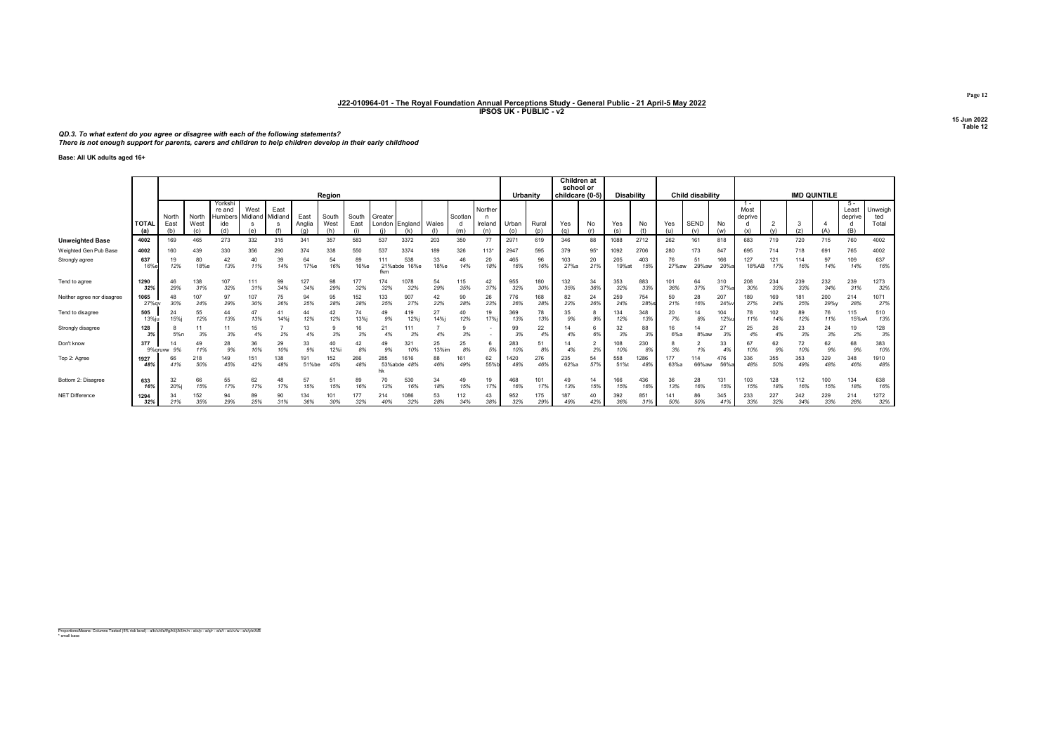## J22-010964-01 - The Royal Foundation Annual Perceptions Study - General Public - 21 April-5 May 2022
### IPSOS UK - PUBLIC - v2

15 Jun 2022
Table 12

*QD.3. To what extent do you agree or disagree with each of the following statements?*
*There is not enough support for parents, carers and children to help children develop in their early childhood*

**Base: All UK adults aged 16+**

| | | Region | | | | | | | | | | | | | Urbanity | | Children at school or childcare (0-5) | | Disability | | Child disability | | | IMD QUINTILE | | | | | |
|---|---|---|---|---|---|---|---|---|---|---|---|---|---|---|---|---|---|---|---|---|---|---|---|---|---|---|---|---|---|
| | TOTAL (a) | North East (b) | North West (c) | Yorkshire and Humberside (d) | West Midlands (e) | East Midlands (f) | East Anglia (g) | South West (h) | South East (i) | Greater London (j) | England (k) | Wales (l) | Scotland (m) | Northern Ireland (n) | Urban (o) | Rural (p) | Yes (q) | No (r) | Yes (s) | No (t) | Yes (u) | SEND (v) | No (w) | 1 - Most deprived (x) | 2 (y) | 3 (z) | 4 (A) | 5 - Least deprived (B) | Unweighted Total |
| **Unweighted Base** | 4002 | 169 | 465 | 273 | 332 | 315 | 341 | 357 | 583 | 537 | 3372 | 203 | 350 | 77 | 2971 | 619 | 346 | 88 | 1088 | 2712 | 262 | 161 | 818 | 683 | 719 | 720 | 715 | 760 | 4002 |
| Weighted Gen Pub Base | 4002 | 160 | 439 | 330 | 356 | 290 | 374 | 338 | 550 | 537 | 3374 | 189 | 326 | 113* | 2947 | 595 | 379 | 95* | 1092 | 2706 | 280 | 173 | 847 | 695 | 714 | 718 | 691 | 765 | 4002 |
| Strongly agree | 637 | 19 | 80 | 42 | 40 | 39 | 64 | 54 | 89 | 111 | 538 | 33 | 46 | 20 | 465 | 96 | 103 | 20 | 205 | 403 | 76 | 51 | 166 | 127 | 121 | 114 | 97 | 109 | 637 |
| | 16%e | 12% | 18%e | 13% | 11% | 14% | 17%e | 16% | 16%e | 21%abde fkm | 16%e | 18%e | 14% | 18% | 16% | 16% | 27%a | 21% | 19%at | 15% | 27%aw | 29%aw | 20%a | 18%AB | 17% | 16% | 14% | 14% | 16% |
| Tend to agree | 1290 | 46 | 138 | 107 | 111 | 99 | 127 | 98 | 177 | 174 | 1078 | 54 | 115 | 42 | 955 | 180 | 132 | 34 | 353 | 883 | 101 | 64 | 310 | 208 | 234 | 239 | 232 | 239 | 1273 |
| | 32% | 29% | 31% | 32% | 31% | 34% | 34% | 29% | 32% | 32% | 32% | 29% | 35% | 37% | 32% | 30% | 35% | 36% | 32% | 33% | 36% | 37% | 37%a | 30% | 33% | 33% | 34% | 31% | 32% |
| Neither agree nor disagree | 1065 | 48 | 107 | 97 | 107 | 75 | 94 | 95 | 152 | 133 | 907 | 42 | 90 | 26 | 776 | 168 | 82 | 24 | 259 | 754 | 59 | 28 | 207 | 189 | 169 | 181 | 200 | 214 | 1071 |
| | 27%qv | 30% | 24% | 29% | 30% | 26% | 25% | 28% | 28% | 25% | 27% | 22% | 28% | 23% | 26% | 28% | 22% | 26% | 24% | 28%s | 21% | 16% | 24%v | 27% | 24% | 25% | 29%y | 28% | 27% |
| Tend to disagree | 505 | 24 | 55 | 44 | 47 | 41 | 44 | 42 | 74 | 49 | 419 | 27 | 40 | 19 | 369 | 78 | 35 | 8 | 134 | 348 | 20 | 14 | 104 | 78 | 102 | 89 | 76 | 115 | 510 |
| | 13%ju | 15%j | 12% | 13% | 13% | 14%j | 12% | 12% | 13%j | 9% | 12%j | 14%j | 12% | 17%j | 13% | 13% | 9% | 9% | 12% | 13% | 7% | 8% | 12%u | 11% | 14% | 12% | 11% | 15%xA | 13% |
| Strongly disagree | 128 | 8 | 11 | 11 | 15 | 7 | 13 | 9 | 16 | 21 | 111 | 7 | 9 | - | 99 | 22 | 14 | 6 | 32 | 88 | 16 | 14 | 27 | 25 | 26 | 23 | 24 | 19 | 128 |
| | 3% | 5%n | 3% | 3% | 4% | 2% | 4% | 3% | 3% | 4% | 3% | 4% | 3% | - | 3% | 4% | 4% | 6% | 3% | 3% | 6%a | 8%aw | 3% | 4% | 4% | 3% | 3% | 2% | 3% |
| Don't know | 377 | 14 | 49 | 28 | 36 | 29 | 33 | 40 | 42 | 49 | 321 | 25 | 25 | 6 | 283 | 51 | 14 | 2 | 108 | 230 | 8 | 2 | 33 | 67 | 62 | 72 | 62 | 68 | 383 |
| | 9%qruvw | 9% | 11% | 9% | 10% | 10% | 9% | 12%i | 8% | 9% | 10% | 13%im | 8% | 5% | 10% | 8% | 4% | 2% | 10% | 8% | 3% | 1% | 4% | 10% | 9% | 10% | 9% | 9% | 10% |
| Top 2: Agree | 1927 | 66 | 218 | 149 | 151 | 138 | 191 | 152 | 266 | 285 | 1616 | 88 | 161 | 62 | 1420 | 276 | 235 | 54 | 558 | 1286 | 177 | 114 | 476 | 336 | 355 | 353 | 329 | 348 | 1910 |
| | 48% | 41% | 50% | 45% | 42% | 48% | 51%be | 45% | 48% | 53%abde hk | 48% | 46% | 49% | 55%b | 48% | 46% | 62%a | 57% | 51%t | 48% | 63%a | 66%aw | 56%a | 48% | 50% | 49% | 48% | 46% | 48% |
| Bottom 2: Disagree | 633 | 32 | 66 | 55 | 62 | 48 | 57 | 51 | 89 | 70 | 530 | 34 | 49 | 19 | 468 | 101 | 49 | 14 | 166 | 436 | 36 | 28 | 131 | 103 | 128 | 112 | 100 | 134 | 638 |
| | 16% | 20%j | 15% | 17% | 17% | 17% | 15% | 15% | 16% | 13% | 16% | 18% | 15% | 17% | 16% | 17% | 13% | 15% | 15% | 16% | 13% | 16% | 15% | 15% | 18% | 16% | 15% | 18% | 16% |
| NET Difference | 1294 | 34 | 152 | 94 | 89 | 90 | 134 | 101 | 177 | 214 | 1086 | 53 | 112 | 43 | 952 | 175 | 187 | 40 | 392 | 851 | 141 | 86 | 345 | 233 | 227 | 242 | 229 | 214 | 1272 |
| | 32% | 21% | 35% | 29% | 25% | 31% | 36% | 30% | 32% | 40% | 32% | 28% | 34% | 38% | 32% | 29% | 49% | 42% | 36% | 31% | 50% | 50% | 41% | 33% | 32% | 34% | 33% | 28% | 32% |

Proportions/Means: Columns Tested (5% risk level) - a/b/c/d/e/f/g/h/i/j/k/l/m/n - a/o/p - a/q/r - a/s/t - a/u/v/w - a/x/y/z/A/B
* small base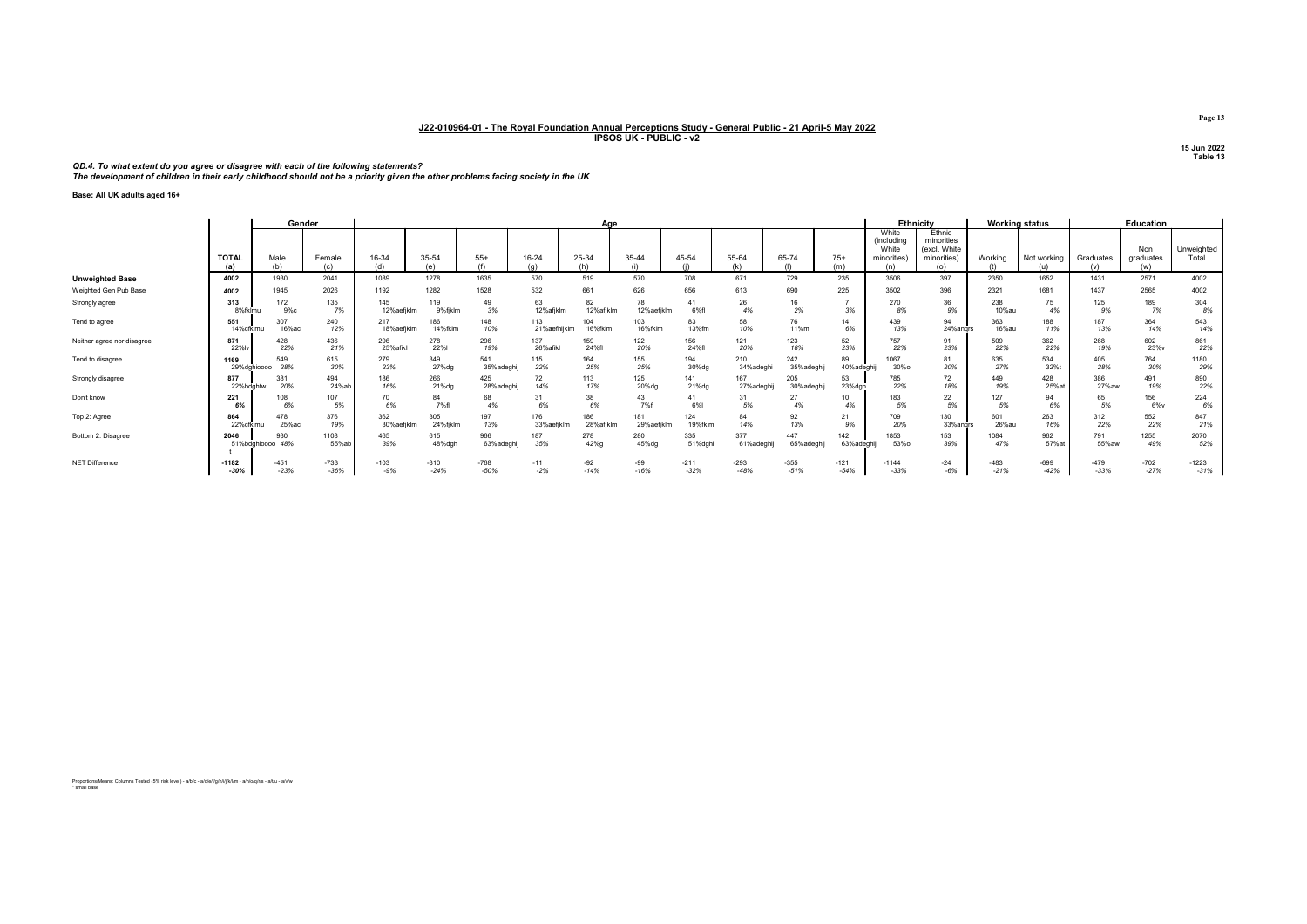**J22-010964-01 - The Royal Foundation Annual Perceptions Study - General Public - 21 April-5 May 2022**
**IPSOS UK - PUBLIC - v2**

15 Jun 2022
Table 13

***QD.4. To what extent do you agree or disagree with each of the following statements?***
***The development of children in their early childhood should not be a priority given the other problems facing society in the UK***

**Base: All UK adults aged 16+**

| | | Gender | | Age | | | | | | | | | | Ethnicity | | Working status | | Education | | |
|---|---|---|---|---|---|---|---|---|---|---|---|---|---|---|---|---|---|---|---|---|
| | TOTAL (a) | Male (b) | Female (c) | 16-34 (d) | 35-54 (e) | 55+ (f) | 16-24 (g) | 25-34 (h) | 35-44 (i) | 45-54 (j) | 55-64 (k) | 65-74 (l) | 75+ (m) | White (including White minorities) (n) | Ethnic minorities (excl. White minorities) (o) | Working (t) | Not working (u) | Graduates (v) | Non graduates (w) | Unweighted Total |
| **Unweighted Base** | 4002 | 1930 | 2041 | 1089 | 1278 | 1635 | 570 | 519 | 570 | 708 | 671 | 729 | 235 | 3506 | 397 | 2350 | 1652 | 1431 | 2571 | 4002 |
| Weighted Gen Pub Base | 4002 | 1945 | 2026 | 1192 | 1282 | 1528 | 532 | 661 | 626 | 656 | 613 | 690 | 225 | 3502 | 396 | 2321 | 1681 | 1437 | 2565 | 4002 |
| Strongly agree | 313 | 172 | 135 | 145 | 119 | 49 | 63 | 82 | 78 | 41 | 26 | 16 | 7 | 270 | 36 | 238 | 75 | 125 | 189 | 304 |
| | 8%fklmu | 9%c | 7% | 12%aefjklm | 9%fjklm | 3% | 12%afjklm | 12%afjklm | 12%aefjklm | 6%fl | 4% | 2% | 3% | 8% | 9% | 10%au | 4% | 9% | 7% | 8% |
| Tend to agree | 551 | 307 | 240 | 217 | 186 | 148 | 113 | 104 | 103 | 83 | 58 | 76 | 14 | 439 | 94 | 363 | 188 | 187 | 364 | 543 |
| | 14%cfklmu | 16%ac | 12% | 18%aefjklm | 14%fklm | 10% | 21%aefhijklm | 16%fklm | 16%fklm | 13%fm | 10% | 11%m | 6% | 13% | 24%ancrs | 16%au | 11% | 13% | 14% | 14% |
| Neither agree nor disagree | 871 | 428 | 436 | 296 | 278 | 296 | 137 | 159 | 122 | 156 | 121 | 123 | 52 | 757 | 91 | 509 | 362 | 268 | 602 | 861 |
| | 22%lv | 22% | 21% | 25%afikl | 22%l | 19% | 26%aefikl | 24%fl | 20% | 24%fl | 20% | 18% | 23% | 22% | 23% | 22% | 22% | 19% | 23%v | 22% |
| Tend to disagree | 1169 | 549 | 615 | 279 | 349 | 541 | 115 | 164 | 155 | 194 | 210 | 242 | 89 | 1067 | 81 | 635 | 534 | 405 | 764 | 1180 |
| | 29%dghiocoo | 28% | 30% | 23% | 27%dg | 35%adeghij | 22% | 25% | 25% | 30%dg | 34%adeghi | 35%adeghij | 40%adeghij | 30%o | 20% | 27% | 32%t | 28% | 30% | 29% |
| Strongly disagree | 877 | 381 | 494 | 186 | 266 | 425 | 72 | 113 | 125 | 141 | 167 | 205 | 53 | 785 | 72 | 449 | 428 | 386 | 491 | 890 |
| | 22%bdghtw | 20% | 24%ab | 16% | 21%dg | 28%adeghij | 14% | 17% | 20%dg | 21%dg | 27%adeghij | 30%adeghij | 23%dgh | 22% | 18% | 19% | 25%at | 27%aw | 19% | 22% |
| Don't know | 221 | 108 | 107 | 70 | 84 | 68 | 31 | 38 | 43 | 41 | 31 | 27 | 10 | 183 | 22 | 127 | 94 | 65 | 156 | 224 |
| | 6% | 6% | 5% | 6% | 7%fl | 4% | 6% | 6% | 7%fl | 6%l | 5% | 4% | 4% | 5% | 5% | 5% | 6% | 5% | 6%v | 6% |
| Top 2: Agree | 864 | 478 | 376 | 362 | 305 | 197 | 176 | 186 | 181 | 124 | 84 | 92 | 21 | 709 | 130 | 601 | 263 | 312 | 552 | 847 |
| | 22%cfklmu | 25%ac | 19% | 30%aefjklm | 24%fjklm | 13% | 33%aefjklm | 28%afjklm | 29%aefjklm | 19%fklm | 14% | 13% | 9% | 20% | 33%ancrs | 26%au | 16% | 22% | 22% | 21% |
| Bottom 2: Disagree | 2046 | 930 | 1108 | 465 | 615 | 966 | 187 | 278 | 280 | 335 | 377 | 447 | 142 | 1853 | 153 | 1084 | 962 | 791 | 1255 | 2070 |
| | 51%bdghiocoo t | 48% | 55%ab | 39% | 48%dgh | 63%adeghij | 35% | 42%g | 45%dg | 51%dghi | 61%adeghi | 65%adeghij | 63%adeghij | 53%o | 39% | 47% | 57%at | 55%aw | 49% | 52% |
| NET Difference | -1182 | -451 | -733 | -103 | -310 | -768 | -11 | -92 | -99 | -211 | -293 | -355 | -121 | -1144 | -24 | -483 | -699 | -479 | -702 | -1223 |
| | -30% | -23% | -36% | -9% | -24% | -50% | -2% | -14% | -16% | -32% | -48% | -51% | -54% | -33% | -6% | -21% | -42% | -33% | -27% | -31% |

Proportions/Means: Columns Tested (5% risk level) - a/b/c - a/d/e/f/g/h/i/j/k/l/m - a/n/o/q/r/s - a/t/u - a/v/w
* small base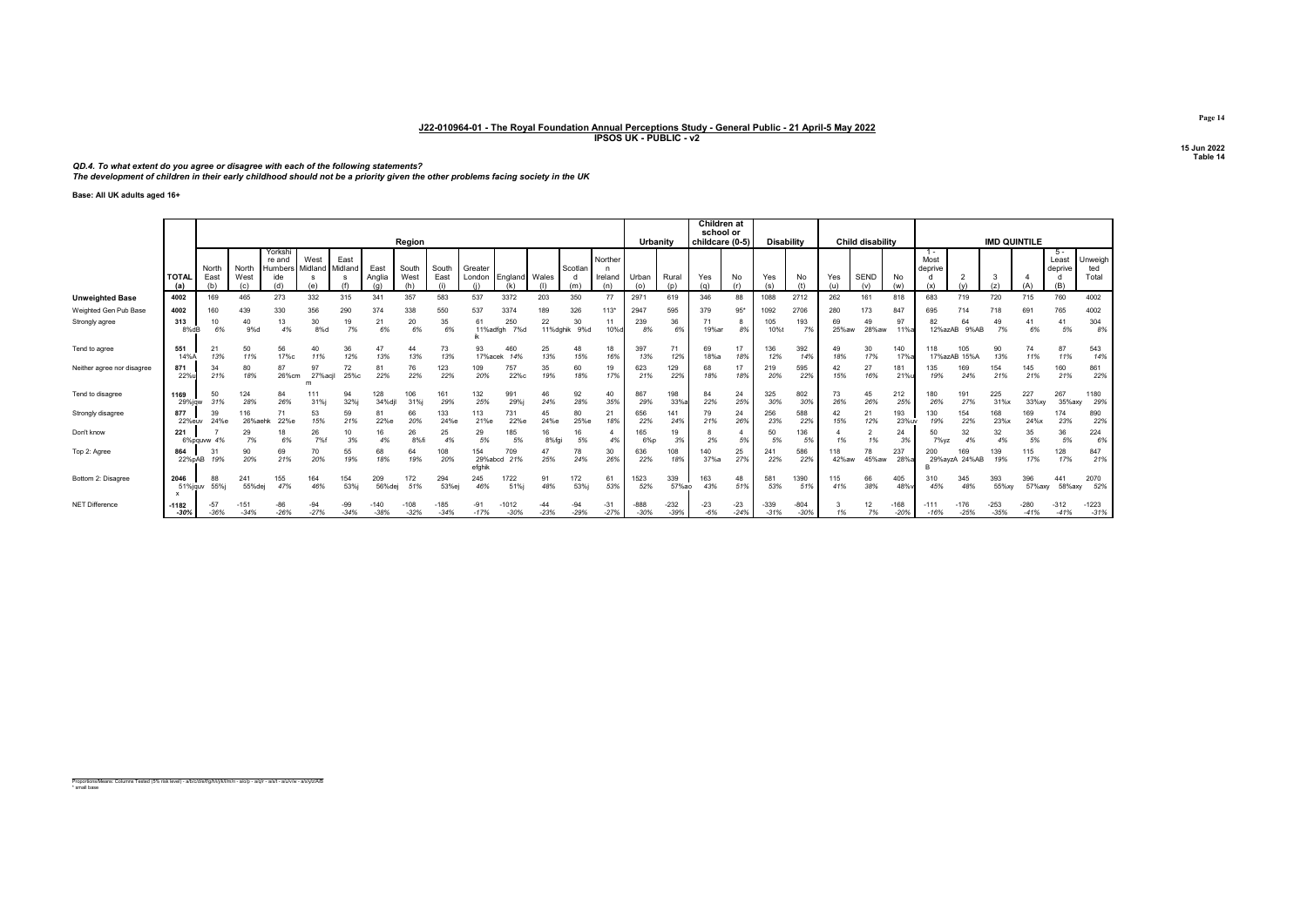## J22-010964-01 - The Royal Foundation Annual Perceptions Study - General Public - 21 April-5 May 2022
### IPSOS UK - PUBLIC - v2

15 Jun 2022
Table 14

*QD.4. To what extent do you agree or disagree with each of the following statements?*
*The development of children in their early childhood should not be a priority given the other problems facing society in the UK*

**Base: All UK adults aged 16+**

| | TOTAL (a) | North East (b) | North West (c) | Yorkshire and Humberside (d) | West Midlands (e) | East Midlands (f) | East Anglia (g) | South West (h) | South East (i) | Greater London (j) | England (k) | Wales (l) | Scotland (m) | Northern Ireland (n) | Urban (o) | Rural (p) | Children at school or childcare (0-5) Yes (q) | Children at school or childcare (0-5) No (r) | Disability Yes (s) | Disability No (t) | Child disability Yes (u) | Child disability SEND (v) | Child disability No (w) | IMD 1 - Most deprived (x) | IMD 2 (y) | IMD 3 (z) | IMD 4 (A) | IMD 5 - Least deprived (B) | Unweighted Total |
|---|---|---|---|---|---|---|---|---|---|---|---|---|---|---|---|---|---|---|---|---|---|---|---|---|---|---|---|---|---|
| **Unweighted Base** | 4002 | 169 | 465 | 273 | 332 | 315 | 341 | 357 | 583 | 537 | 3372 | 203 | 350 | 77 | 2971 | 619 | 346 | 88 | 1088 | 2712 | 262 | 161 | 818 | 683 | 719 | 720 | 715 | 760 | 4002 |
| Weighted Gen Pub Base | 4002 | 160 | 439 | 330 | 356 | 290 | 374 | 338 | 550 | 537 | 3374 | 189 | 326 | 113* | 2947 | 595 | 379 | 95* | 1092 | 2706 | 280 | 173 | 847 | 695 | 714 | 718 | 691 | 765 | 4002 |
| Strongly agree | 313<br>8%dB | 10<br>6% | 40<br>9%d | 13<br>4% | 30<br>8%d | 19<br>7% | 21<br>6% | 20<br>6% | 35<br>6% | 61<br>11%adfgh ik | 250<br>7%d | 22<br>11%dghik | 30<br>9%d | 11<br>10%d | 239<br>8% | 36<br>6% | 71<br>19%ar | 8<br>8% | 105<br>10%t | 193<br>7% | 69<br>25%aw | 49<br>28%aw | 97<br>11%a | 82<br>12%azAB | 64<br>9%AB | 49<br>7% | 41<br>6% | 41<br>5% | 304<br>8% |
| Tend to agree | 551<br>14%A | 21<br>13% | 50<br>11% | 56<br>17%c | 40<br>11% | 36<br>12% | 47<br>13% | 44<br>13% | 73<br>13% | 93<br>17%acek | 460<br>14% | 25<br>13% | 48<br>15% | 18<br>16% | 397<br>13% | 71<br>12% | 69<br>18%a | 17<br>18% | 136<br>12% | 392<br>14% | 49<br>18% | 30<br>17% | 140<br>17%a | 118<br>17%azAB | 105<br>15%A | 90<br>13% | 74<br>11% | 87<br>11% | 543<br>14% |
| Neither agree nor disagree | 871<br>22%u | 34<br>21% | 80<br>18% | 87<br>26%cm | 97<br>27%acjl m | 72<br>25%c | 81<br>22% | 76<br>22% | 123<br>22% | 109<br>20% | 757<br>22%c | 35<br>19% | 60<br>18% | 19<br>17% | 623<br>21% | 129<br>22% | 68<br>18% | 17<br>18% | 219<br>20% | 595<br>22% | 42<br>15% | 27<br>16% | 181<br>21%u | 135<br>19% | 169<br>24% | 154<br>21% | 145<br>21% | 160<br>21% | 861<br>22% |
| Tend to disagree | 1169<br>29%jqw | 50<br>31% | 124<br>28% | 84<br>26% | 111<br>31%j | 94<br>32%j | 128<br>34%dj | 106<br>31%j | 161<br>29% | 132<br>25% | 991<br>29%j | 46<br>24% | 92<br>28% | 40<br>35% | 867<br>29% | 198<br>33%a | 84<br>22% | 24<br>25% | 325<br>30% | 802<br>30% | 73<br>26% | 45<br>26% | 212<br>25% | 180<br>26% | 191<br>27% | 225<br>31%x | 227<br>33%xy | 267<br>35%axy | 1180<br>29% |
| Strongly disagree | 877<br>22%euv | 39<br>24%e | 116<br>26%aehk | 71<br>22%e | 53<br>15% | 59<br>21% | 81<br>22%e | 66<br>20% | 133<br>24%e | 113<br>21%e | 731<br>22%e | 45<br>24%e | 80<br>25%e | 21<br>18% | 656<br>22% | 141<br>24% | 79<br>21% | 24<br>26% | 256<br>23% | 588<br>22% | 42<br>15% | 21<br>12% | 193<br>23%uv | 130<br>19% | 154<br>22% | 168<br>23%x | 169<br>24%x | 174<br>23% | 890<br>22% |
| Don't know | 221<br>6%pquvw | 7<br>4% | 29<br>7% | 18<br>6% | 26<br>7%f | 10<br>3% | 16<br>4% | 26<br>8%fi | 25<br>4% | 29<br>5% | 185<br>5% | 16<br>8%fgi | 16<br>5% | 4<br>4% | 165<br>6%p | 19<br>3% | 8<br>2% | 4<br>5% | 50<br>5% | 136<br>5% | 4<br>1% | 2<br>1% | 24<br>3% | 50<br>7%yz | 32<br>4% | 32<br>4% | 35<br>5% | 36<br>5% | 224<br>6% |
| Top 2: Agree | 864<br>22%pAB | 31<br>19% | 90<br>20% | 69<br>21% | 70<br>20% | 55<br>19% | 68<br>18% | 64<br>19% | 108<br>20% | 154<br>29%abcd efghik | 709<br>21% | 47<br>25% | 78<br>24% | 30<br>26% | 636<br>22% | 108<br>18% | 140<br>37%a | 25<br>27% | 241<br>22% | 586<br>22% | 118<br>42%aw | 78<br>45%aw | 237<br>28%a | 200<br>29%ayzA B | 169<br>24%AB | 139<br>19% | 115<br>17% | 128<br>17% | 847<br>21% |
| Bottom 2: Disagree | 2046<br>51%jquv x | 88<br>55%j | 241<br>55%dej | 155<br>47% | 164<br>46% | 154<br>53%j | 209<br>56%dej | 172<br>51% | 294<br>53%ej | 245<br>46% | 1722<br>51%j | 91<br>48% | 172<br>53%j | 61<br>53% | 1523<br>52% | 339<br>57%ao | 163<br>43% | 48<br>51% | 581<br>53% | 1390<br>51% | 115<br>41% | 66<br>38% | 405<br>48%v | 310<br>45% | 345<br>48% | 393<br>55%xy | 396<br>57%axy | 441<br>58%axy | 2070<br>52% |
| NET Difference | -1182<br>-30% | -57<br>-36% | -151<br>-34% | -86<br>-26% | -94<br>-27% | -99<br>-34% | -140<br>-38% | -108<br>-32% | -185<br>-34% | -91<br>-17% | -1012<br>-30% | -44<br>-23% | -94<br>-29% | -31<br>-27% | -888<br>-30% | -232<br>-39% | -23<br>-6% | -23<br>-24% | -339<br>-31% | -804<br>-30% | 3<br>1% | 12<br>7% | -168<br>-20% | -111<br>-16% | -176<br>-25% | -253<br>-35% | -280<br>-41% | -312<br>-41% | -1223<br>-31% |

Proportions/Means: Columns Tested (5% risk level) - a/b/c/d/e/f/g/h/i/j/k/l/m/n - o/p - q/r - s/t - u/v/w - x/y/z/A/B
* small base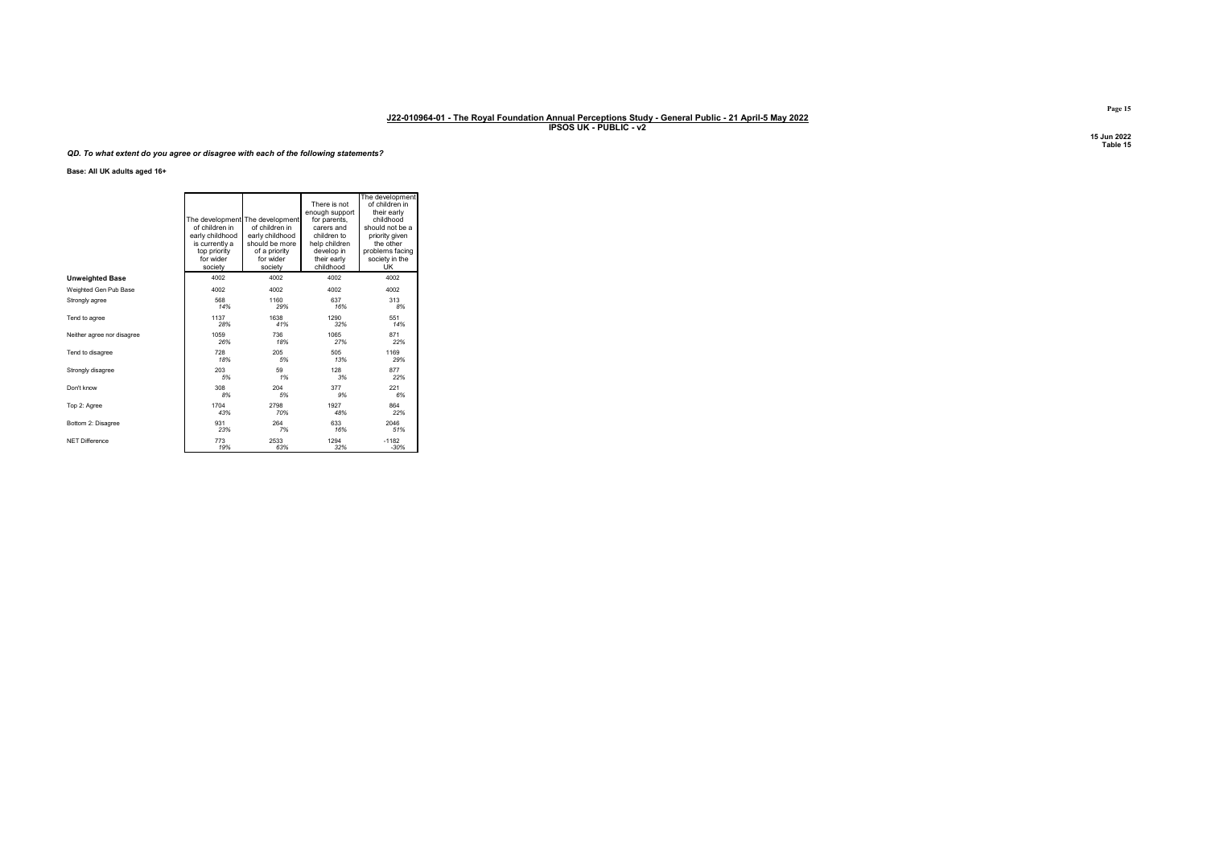**J22-010964-01 - The Royal Foundation Annual Perceptions Study - General Public - 21 April-5 May 2022**
**IPSOS UK - PUBLIC - v2**

15 Jun 2022
Table 15

*QD. To what extent do you agree or disagree with each of the following statements?*

**Base: All UK adults aged 16+**

| | The development of children in early childhood is currently a top priority for wider society | The development of children in early childhood should be more of a priority for wider society | There is not enough support for parents, carers and children to help children develop in their early childhood | The development of children in their early childhood should not be a priority given the other problems facing society in the UK |
|---|---|---|---|---|
| **Unweighted Base** | 4002 | 4002 | 4002 | 4002 |
| Weighted Gen Pub Base | 4002 | 4002 | 4002 | 4002 |
| Strongly agree | 568<br>*14%* | 1160<br>*29%* | 637<br>*16%* | 313<br>*8%* |
| Tend to agree | 1137<br>*28%* | 1638<br>*41%* | 1290<br>*32%* | 551<br>*14%* |
| Neither agree nor disagree | 1059<br>*26%* | 736<br>*18%* | 1065<br>*27%* | 871<br>*22%* |
| Tend to disagree | 728<br>*18%* | 205<br>*5%* | 505<br>*13%* | 1169<br>*29%* |
| Strongly disagree | 203<br>*5%* | 59<br>*1%* | 128<br>*3%* | 877<br>*22%* |
| Don't know | 308<br>*8%* | 204<br>*5%* | 377<br>*9%* | 221<br>*6%* |
| Top 2: Agree | 1704<br>*43%* | 2798<br>*70%* | 1927<br>*48%* | 864<br>*22%* |
| Bottom 2: Disagree | 931<br>*23%* | 264<br>*7%* | 633<br>*16%* | 2046<br>*51%* |
| NET Difference | 773<br>*19%* | 2533<br>*63%* | 1294<br>*32%* | -1182<br>*-30%* |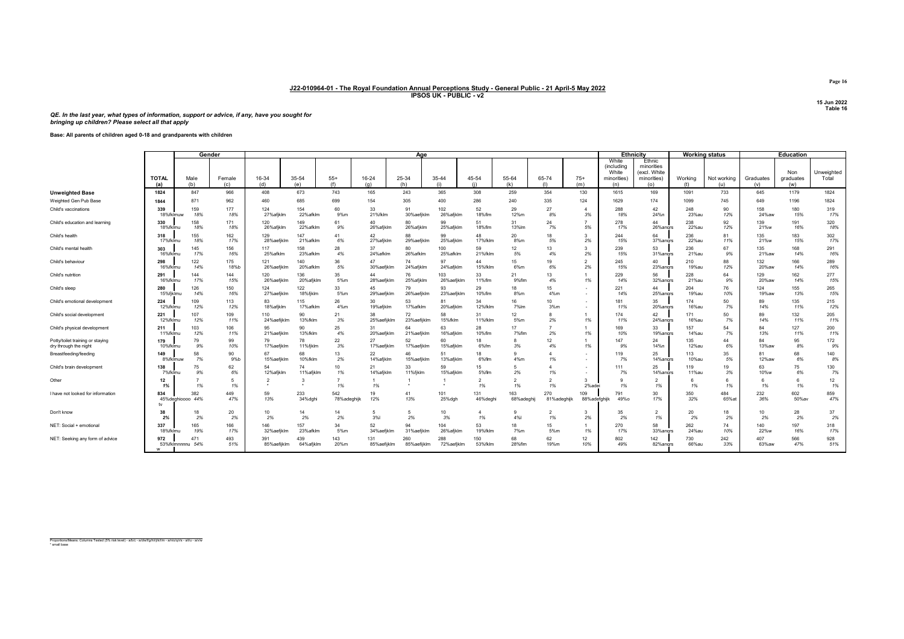## J22-010964-01 - The Royal Foundation Annual Perceptions Study - General Public - 21 April-5 May 2022
### IPSOS UK - PUBLIC - v2

15 Jun 2022
Table 16

*QE. In the last year, what types of information, support or advice, if any, have you sought for bringing up children? Please select all that apply*

**Base: All parents of children aged 0-18 and grandparents with children**

| | | Gender | | Age | | | | | | | | | | Ethnicity | | Working status | | Education | | |
|---|---|---|---|---|---|---|---|---|---|---|---|---|---|---|---|---|---|---|---|---|
| | TOTAL (a) | Male (b) | Female (c) | 16-34 (d) | 35-54 (e) | 55+ (f) | 16-24 (g) | 25-34 (h) | 35-44 (i) | 45-54 (j) | 55-64 (k) | 65-74 (l) | 75+ (m) | White (including White minorities) (n) | Ethnic minorities (excl. White minorities) (o) | Working (t) | Not working (u) | Graduates (v) | Non graduates (w) | Unweighted Total |
| **Unweighted Base** | 1824 | 847 | 966 | 408 | 673 | 743 | 165 | 243 | 365 | 308 | 259 | 354 | 130 | 1615 | 169 | 1091 | 733 | 645 | 1179 | 1824 |
| Weighted Gen Pub Base | 1844 | 871 | 962 | 460 | 685 | 699 | 154 | 305 | 400 | 286 | 240 | 335 | 124 | 1629 | 174 | 1099 | 745 | 649 | 1196 | 1824 |
| Child's vaccinations | 339 18%fklmuw | 159 18% | 177 18% | 124 27%afjklm | 154 22%afklm | 60 9%m | 33 21%fklm | 91 30%aefjklm | 102 26%afjklm | 52 18%flm | 29 12%m | 27 8% | 4 3% | 288 18% | 42 24%n | 248 23%au | 90 12% | 158 24%aw | 180 15% | 319 17% |
| Child's education and learning | 330 18%fklmu | 158 18% | 171 18% | 120 26%afjklm | 149 22%afklm | 61 9% | 40 26%afjklm | 80 26%afjklm | 99 25%afjklm | 51 18%flm | 31 13%lm | 24 7% | 7 5% | 278 17% | 44 26%ancrs | 238 22%au | 92 12% | 139 21%w | 191 16% | 320 18% |
| Child's health | 318 17%fklmu | 155 18% | 162 17% | 129 28%aefjklm | 147 21%afklm | 41 6% | 42 27%afjklm | 88 29%aefjklm | 99 25%afjklm | 48 17%fklm | 20 8%m | 18 5% | 3 2% | 244 15% | 64 37%ancrs | 236 22%au | 81 11% | 135 21%w | 183 15% | 302 17% |
| Child's mental health | 303 16%fklmu | 145 17% | 156 16% | 117 25%afklm | 158 23%afklm | 28 4% | 37 24%afklm | 80 26%afklm | 100 25%afklm | 59 21%fklm | 12 5% | 13 4% | 3 2% | 239 15% | 53 31%ancrs | 236 21%au | 67 9% | 135 21%aw | 168 14% | 291 16% |
| Child's behaviour | 298 16%fklmu | 122 14% | 175 18%b | 121 26%aefjklm | 140 20%afklm | 36 5% | 47 30%aefjklm | 74 24%afjklm | 97 24%afjklm | 44 15%fklm | 15 6%m | 19 6% | 2 2% | 245 15% | 40 23%ancrs | 210 19%au | 88 12% | 132 20%aw | 166 14% | 289 16% |
| Child's nutrition | 291 16%fklmu | 144 17% | 144 15% | 120 26%aefjklm | 136 20%afjklm | 35 5%m | 44 28%aefjklm | 76 25%afjklm | 103 26%aefjklm | 33 11%flm | 21 9%flm | 13 4% | 1 1% | 229 14% | 56 32%ancrs | 228 21%au | 64 9% | 129 20%aw | 162 14% | 277 15% |
| Child's sleep | 280 15%fjklmu | 126 14% | 150 16% | 124 27%aefjklm | 122 18%fjklm | 33 5%m | 45 29%aefjklm | 79 26%aefjklm | 93 23%aefjklm | 29 10%flm | 18 8%m | 15 4%m | - - | 221 14% | 44 25%ancrs | 204 19%au | 76 10% | 124 19%aw | 155 13% | 265 15% |
| Child's emotional development | 224 12%fklmu | 109 12% | 113 12% | 83 18%afjklm | 115 17%afklm | 26 4%m | 30 19%afjklm | 53 17%afklm | 81 20%afjklm | 34 12%fklm | 16 7%lm | 10 3%m | - - | 181 11% | 35 20%ancrs | 174 16%au | 50 7% | 89 14% | 135 11% | 215 12% |
| Child's social development | 221 12%fklmu | 107 12% | 109 11% | 110 24%aefjklm | 90 13%fklm | 21 3% | 38 25%aefjklm | 72 23%aefjklm | 58 15%fklm | 31 11%fklm | 12 5%m | 8 2% | 1 1% | 174 11% | 42 24%ancrs | 171 16%au | 50 7% | 89 14% | 132 11% | 205 11% |
| Child's physical development | 211 11%fklmu | 103 12% | 106 11% | 95 21%aefjklm | 90 13%fklm | 25 4% | 31 20%aefjklm | 64 21%aefjklm | 63 16%afjklm | 28 10%flm | 17 7%flm | 7 2% | 1 1% | 169 10% | 33 19%ancrs | 157 14%au | 54 7% | 84 13% | 127 11% | 200 11% |
| Potty/toilet training or staying dry through the night | 179 10%fklmu | 79 9% | 99 10% | 79 17%aefjklm | 78 11%fjklm | 22 3% | 27 17%aefjklm | 52 17%aefjklm | 60 15%afjklm | 18 6%flm | 8 3% | 12 4% | 1 1% | 147 9% | 24 14%n | 135 12%au | 44 6% | 84 13%aw | 95 8% | 172 9% |
| Breastfeeding/feeding | 149 8%fklmuw | 58 7% | 90 9%b | 67 15%aefjklm | 68 10%fklm | 13 2% | 22 14%afjklm | 46 15%aefjklm | 51 13%afjklm | 18 6%flm | 9 4%m | 4 1% | - - | 119 7% | 25 14%ancrs | 113 10%au | 35 5% | 81 12%aw | 68 6% | 140 8% |
| Child's brain development | 138 7%fklmu | 75 9% | 62 6% | 54 12%afjklm | 74 11%afjklm | 10 1% | 21 14%afjklm | 33 11%fjklm | 59 15%afjklm | 15 5%flm | 5 2% | 4 1% | - - | 111 7% | 25 14%ancrs | 119 11%au | 19 3% | 63 10%w | 75 6% | 130 7% |
| Other | 12 1% | 7 1% | 5 1% | 2 * | 3 * | 7 1% | 1 1% | 1 * | 1 * | 2 1% | 2 1% | 2 1% | 3 2%adei | 9 1% | 2 1% | 6 1% | 6 1% | 6 1% | 6 1% | 12 1% |
| I have not looked for information | 834 45%deghiooo tv | 382 44% | 449 47% | 59 13% | 233 34%dghi | 542 78%adeghijk | 19 12% | 41 13% | 101 25%dgh | 131 46%deghi | 163 68%adeghij | 270 81%adeghijk | 109 88%adefghijk | 791 49%o | 30 17% | 350 32% | 484 65%at | 232 36% | 602 50%av | 859 47% |
| Don't know | 38 2% | 18 2% | 20 2% | 10 2% | 14 2% | 14 2% | 5 3%l | 5 2% | 10 3% | 4 1% | 9 4%l | 2 1% | 3 2% | 35 2% | 2 1% | 20 2% | 18 2% | 10 2% | 28 2% | 37 2% |
| NET: Social + emotional | 337 18%fklmu | 165 19% | 166 17% | 146 32%aefjklm | 157 23%afklm | 34 5%m | 52 34%aefjklm | 94 31%aefjklm | 104 26%afjklm | 53 19%fklm | 18 7%m | 15 5%m | 1 1% | 270 17% | 58 33%ancrs | 262 24%au | 74 10% | 140 22%w | 197 16% | 318 17% |
| NET: Seeking any form of advice | 972 53%fklmnnnnu w | 471 54% | 493 51% | 391 85%aefjklm | 439 64%afjklm | 143 20%m | 131 85%aefjklm | 260 85%aefjklm | 288 72%aefjklm | 150 53%fklm | 68 28%flm | 62 19%m | 12 10% | 802 49% | 142 82%ancrs | 730 66%au | 242 33% | 407 63%aw | 566 47% | 928 51% |

Proportions/Means: Columns Tested (5% risk level) - a/b/c - a/d/e/f/g/h/i/j/k/l/m - a/n/o/q/r/s - a/t/u - a/v/w
\* small base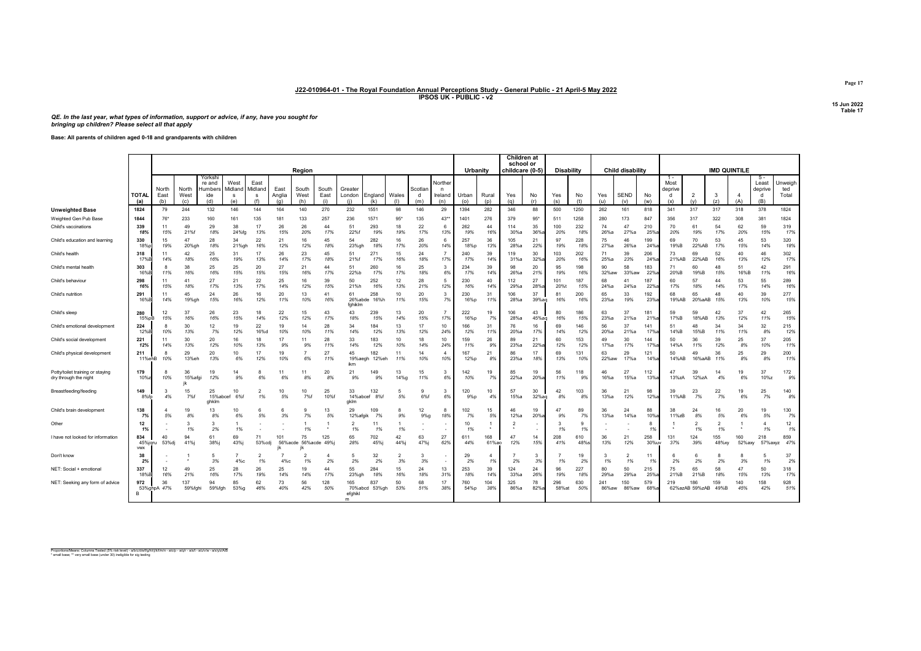# J22-010964-01 - The Royal Foundation Annual Perceptions Study - General Public - 21 April-5 May 2022

**IPSOS UK - PUBLIC - v2**

15 Jun 2022
Table 17

***QE. In the last year, what types of information, support or advice, if any, have you sought for bringing up children? Please select all that apply***

**Base: All parents of children aged 0-18 and grandparents with children**

| | | Region | | | | | | | | | | | | | Urbanity | | Children at school or childcare (0-5) | | Disability | | Child disability | | | IMD QUINTILE | | | | | |
|---|---|---|---|---|---|---|---|---|---|---|---|---|---|---|---|---|---|---|---|---|---|---|---|---|---|---|---|---|---|
| | TOTAL (a) | North East (b) | North West (c) | Yorkshire and Humberside (d) | West Midlands (e) | East Midlands (f) | East Anglia (g) | South West (h) | South East (i) | Greater London (j) | England (k) | Wales (l) | Scotland (m) | Northern Ireland (n) | Urban (o) | Rural (p) | Yes (q) | No (r) | Yes (s) | No (t) | Yes (u) | SEND (v) | No (w) | 1 - Most deprived (x) | 2 (y) | 3 (z) | 4 (A) | 5 - Least deprived (B) | Unweighted Total |
| **Unweighted Base** | 1824 | 79 | 244 | 132 | 146 | 144 | 164 | 140 | 270 | 232 | 1551 | 98 | 146 | 29 | 1394 | 282 | 346 | 88 | 500 | 1250 | 262 | 161 | 818 | 341 | 317 | 317 | 318 | 378 | 1824 |
| Weighted Gen Pub Base | 1844 | 76* | 233 | 160 | 161 | 135 | 181 | 133 | 257 | 236 | 1571 | 95* | 135 | 43** | 1401 | 276 | 379 | 95* | 511 | 1258 | 280 | 173 | 847 | 356 | 317 | 322 | 308 | 381 | 1824 |
| Child's vaccinations | 339<br>18% | 11<br>15% | 49<br>21%f | 29<br>18% | 38<br>24%fg | 17<br>13% | 26<br>15% | 26<br>20% | 44<br>17% | 51<br>22%f | 293<br>19% | 18<br>19% | 22<br>17% | 6<br>13% | 262<br>19% | 44<br>16% | 114<br>30%a | 35<br>36%a | 100<br>20% | 232<br>18% | 74<br>26%a | 47<br>27%a | 210<br>25%a | 70<br>20% | 61<br>19% | 54<br>17% | 62<br>20% | 59<br>15% | 319<br>17% |
| Child's education and learning | 330<br>18%p | 15<br>19% | 47<br>20%gh | 28<br>18% | 34<br>21%gh | 22<br>16% | 21<br>12% | 16<br>12% | 45<br>18% | 54<br>23%gh | 282<br>18% | 16<br>17% | 26<br>20% | 6<br>14% | 257<br>18%p | 36<br>13% | 105<br>28%a | 21<br>22% | 97<br>19% | 228<br>18% | 75<br>27%a | 46<br>26%a | 199<br>24%a | 69<br>19%B | 70<br>22%AB | 53<br>17% | 45<br>15% | 53<br>14% | 320<br>18% |
| Child's health | 318<br>17%B | 11<br>14% | 42<br>18% | 25<br>16% | 31<br>19% | 17<br>13% | 26<br>14% | 23<br>17% | 45<br>18% | 51<br>21%f | 271<br>17% | 15<br>16% | 24<br>18% | 7<br>17% | 240<br>17% | 39<br>14% | 119<br>31%a | 30<br>32%a | 103<br>20% | 202<br>16% | 71<br>25%a | 39<br>23% | 206<br>24%a | 73<br>21%AB | 69<br>22%AB | 52<br>16% | 40<br>13% | 46<br>12% | 302<br>17% |
| Child's mental health | 303<br>16%B | 8<br>11% | 38<br>16% | 25<br>16% | 25<br>15% | 20<br>15% | 27<br>15% | 21<br>16% | 44<br>17% | 51<br>22%b | 260<br>17% | 16<br>17% | 25<br>18% | 3<br>6% | 234<br>17% | 39<br>14% | 98<br>26%a | 20<br>21% | 95<br>19% | 198<br>16% | 90<br>32%aw | 58<br>33%aw | 183<br>22%a | 71<br>20%B | 60<br>19%B | 48<br>15% | 51<br>16%B | 42<br>11% | 291<br>16% |
| Child's behaviour | 298<br>16% | 11<br>15% | 41<br>18% | 27<br>17% | 21<br>13% | 22<br>17% | 25<br>14% | 16<br>12% | 39<br>15% | 50<br>21%h | 252<br>16% | 12<br>13% | 28<br>21% | 5<br>12% | 230<br>16% | 40<br>14% | 112<br>29%a | 27<br>28%a | 101<br>20%t | 187<br>15% | 68<br>24%a | 41<br>24%a | 187<br>22%a | 60<br>17% | 57<br>18% | 44<br>14% | 53<br>17% | 55<br>14% | 289<br>16% |
| Child's nutrition | 291<br>16%B | 11<br>14% | 45<br>19%gh | 24<br>15% | 26<br>16% | 16<br>12% | 20<br>11% | 13<br>10% | 41<br>16% | 61<br>26%abde fghiklm | 258<br>16%h | 10<br>11% | 20<br>15% | 3<br>7% | 230<br>16%p | 31<br>11% | 106<br>28%a | 37<br>39%aq | 81<br>16% | 200<br>16% | 65<br>23%a | 33<br>19% | 192<br>23%a | 68<br>19%AB | 65<br>20%aAB | 48<br>15% | 40<br>13% | 39<br>10% | 277<br>15% |
| Child's sleep | 280<br>15%pB | 12<br>15% | 37<br>16% | 26<br>16% | 23<br>15% | 18<br>14% | 22<br>12% | 15<br>12% | 43<br>17% | 43<br>18% | 239<br>15% | 13<br>14% | 17<br>15% | 7<br>17% | 222<br>16%p | 19<br>7% | 106<br>28%a | 43<br>45%aq | 80<br>16% | 186<br>15% | 63<br>23%a | 37<br>21%a | 181<br>21%a | 59<br>17%B | 59<br>18%AB | 42<br>13% | 37<br>12% | 42<br>11% | 265<br>15% |
| Child's emotional development | 224<br>12%B | 8<br>10% | 30<br>13% | 12<br>7% | 19<br>12% | 22<br>16%d | 19<br>10% | 14<br>10% | 28<br>11% | 34<br>14% | 184<br>12% | 13<br>13% | 17<br>12% | 10<br>24% | 166<br>12% | 31<br>11% | 76<br>20%a | 16<br>17% | 69<br>14% | 146<br>12% | 56<br>20%a | 37<br>21%a | 141<br>17%a | 51<br>14%B | 48<br>15%B | 34<br>11% | 34<br>11% | 32<br>8% | 215<br>12% |
| Child's social development | 221<br>12% | 11<br>14% | 30<br>13% | 20<br>12% | 16<br>10% | 18<br>13% | 17<br>9% | 11<br>9% | 28<br>11% | 33<br>14% | 183<br>12% | 10<br>10% | 18<br>14% | 10<br>24% | 159<br>11% | 26<br>9% | 89<br>23%a | 21<br>22%a | 60<br>12% | 153<br>12% | 49<br>17%a | 30<br>17% | 144<br>17%a | 50<br>14%A | 36<br>11% | 39<br>12% | 25<br>8% | 37<br>10% | 205<br>11% |
| Child's physical development | 211<br>11%ehB | 8<br>10% | 29<br>13%eh | 20<br>13% | 10<br>6% | 17<br>12% | 19<br>10% | 7<br>6% | 27<br>11% | 45<br>19%aegh ikm | 182<br>12%eh | 11<br>11% | 14<br>10% | 4<br>10% | 167<br>12%p | 21<br>8% | 86<br>23%a | 17<br>18% | 69<br>13% | 131<br>10% | 63<br>22%aw | 29<br>17%a | 121<br>14%a | 50<br>14%AB | 49<br>16%aAB | 36<br>11% | 25<br>8% | 29<br>8% | 200<br>11% |
| Potty/toilet training or staying dry through the night | 179<br>10%z | 8<br>10% | 36<br>15%afgi jk | 19<br>12% | 14<br>9% | 8<br>6% | 11<br>6% | 11<br>8% | 20<br>8% | 21<br>9% | 149<br>9% | 13<br>14%g | 15<br>11% | 3<br>6% | 142<br>10% | 19<br>7% | 85<br>22%a | 19<br>20%a | 56<br>11% | 118<br>9% | 46<br>16%a | 27<br>15%a | 112<br>13%a | 47<br>13%zA | 39<br>12%zA | 14<br>4% | 19<br>6% | 37<br>10%z | 172<br>9% |
| Breastfeeding/feeding | 149<br>8%fp | 3<br>4% | 15<br>7%f | 25<br>15%abcef ghklm | 10<br>6%f | 2<br>1% | 10<br>5% | 10<br>7%f | 25<br>10%f | 33<br>14%abcef gklm | 132<br>8%f | 5<br>5% | 9<br>6%f | 3<br>6% | 120<br>9%p | 10<br>4% | 57<br>15%a | 30<br>32%aq | 42<br>8% | 103<br>8% | 36<br>13%a | 21<br>12% | 98<br>12%a | 39<br>11%AB | 23<br>7% | 22<br>7% | 19<br>6% | 25<br>7% | 140<br>8% |
| Child's brain development | 138<br>7% | 4<br>5% | 19<br>8% | 13<br>8% | 10<br>6% | 6<br>5% | 6<br>3% | 9<br>7% | 13<br>5% | 29<br>12%afgik | 109<br>7% | 8<br>9% | 12<br>9%g | 8<br>18% | 102<br>7% | 15<br>5% | 46<br>12%a | 19<br>20%a | 47<br>9% | 89<br>7% | 36<br>13%a | 24<br>14%a | 88<br>10%a | 38<br>11%zB | 24<br>8% | 16<br>5% | 20<br>6% | 19<br>5% | 130<br>7% |
| Other | 12<br>1% | - | 3<br>1% | 3<br>2% | 1<br>1% | - | - | 1<br>1% | 1<br>* | 2<br>1% | 11<br>1% | 1<br>1% | - | - | 10<br>1% | 1<br>* | 2<br>* | - | 3<br>1% | 9<br>1% | - | - | 8<br>1% | 1<br>* | 2<br>1% | 2<br>1% | 1<br>* | 4<br>1% | 12<br>1% |
| I have not looked for information | 834<br>45%jqru vwx | 40<br>53%dj | 94<br>41%j | 61<br>38%j | 69<br>43%j | 71<br>53%cdj | 101<br>56%acde jk | 75<br>56%acde jk | 125<br>49%j | 65<br>28% | 702<br>45%j | 42<br>44%j | 63<br>47%j | 27<br>62% | 611<br>44% | 168<br>61%ao | 47<br>12% | 14<br>15% | 208<br>41% | 610<br>48%s | 36<br>13% | 21<br>12% | 258<br>30%uv | 131<br>37% | 124<br>39% | 155<br>48%xy | 160<br>52%axy | 218<br>57%axyz | 859<br>47% |
| Don't know | 38<br>2% | - | 1<br>* | 5<br>3% | 7<br>4%c | 2<br>1% | 7<br>4%c | 2<br>1% | 4<br>2% | 5<br>2% | 32<br>2% | 2<br>3% | 3<br>3% | - | 29<br>2% | 4<br>1% | 7<br>2% | 3<br>3% | 7<br>1% | 19<br>2% | 3<br>1% | 2<br>1% | 11<br>1% | 6<br>2% | 6<br>2% | 8<br>2% | 8<br>3% | 5<br>1% | 37<br>2% |
| NET: Social + emotional | 337<br>18%B | 12<br>16% | 49<br>21% | 25<br>16% | 28<br>17% | 26<br>19% | 25<br>14% | 19<br>14% | 44<br>17% | 55<br>23%gh | 284<br>18% | 15<br>16% | 24<br>18% | 13<br>31% | 253<br>18% | 39<br>14% | 124<br>33%a | 24<br>26% | 96<br>19% | 227<br>18% | 80<br>29%a | 50<br>29%a | 215<br>25%a | 75<br>21%B | 65<br>21%B | 58<br>18% | 47<br>15% | 50<br>13% | 318<br>17% |
| NET: Seeking any form of advice | 972<br>53%hpA B | 36<br>47% | 137<br>59%fghi | 94<br>59%fgh | 85<br>53%g | 62<br>46% | 73<br>40% | 56<br>42% | 128<br>50% | 165<br>70%abcd efghikl m | 837<br>53%gh | 50<br>53% | 68<br>51% | 17<br>38% | 760<br>54%p | 104<br>38% | 325<br>86%a | 78<br>82%a | 296<br>58%at | 630<br>50% | 241<br>86%aw | 150<br>86%aw | 579<br>68%a | 219<br>62%azAB | 186<br>59%zAB | 159<br>49%B | 140<br>45% | 158<br>42% | 928<br>51% |

Proportions/Means: Columns Tested (5% risk level) - a/b/c/d/e/f/g/h/i/j/k/l/m/n - a/o/p - a/q/r - a/s/t - a/u/v/w - a/x/y/z/A/B
* small base; ** very small base (under 30) ineligible for sig testing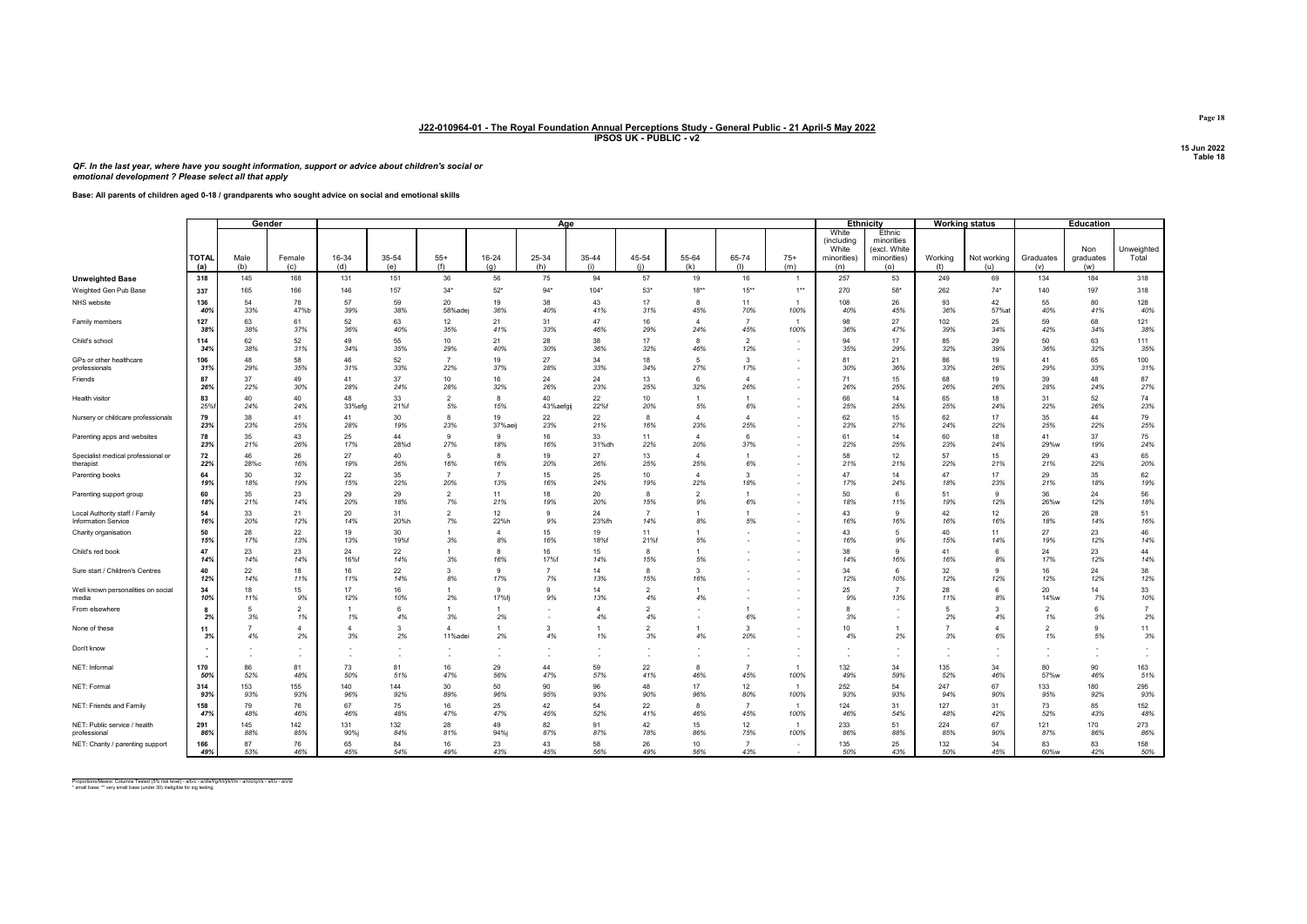# J22-010964-01 - The Royal Foundation Annual Perceptions Study - General Public - 21 April-5 May 2022
## IPSOS UK - PUBLIC - v2

15 Jun 2022
Table 18

*QF. In the last year, where have you sought information, support or advice about children's social or emotional development ? Please select all that apply*

**Base: All parents of children aged 0-18 / grandparents who sought advice on social and emotional skills**

| | | Gender | | Age | | | | | | | | | | | Ethnicity | | Working status | | Education | | |
|---|---|---|---|---|---|---|---|---|---|---|---|---|---|---|---|---|---|---|---|---|---|
| | TOTAL (a) | Male (b) | Female (c) | 16-34 (d) | 35-54 (e) | 55+ (f) | 16-24 (g) | 25-34 (h) | 35-44 (i) | 45-54 (j) | 55-64 (k) | 65-74 (l) | 75+ (m) | White (including White minorities) (n) | Ethnic minorities (excl. White minorities) (o) | Working (t) | Not working (u) | Graduates (v) | Non graduates (w) | Unweighted Total |
| **Unweighted Base** | **318** | 145 | 168 | 131 | 151 | 36 | 56 | 75 | 94 | 57 | 19 | 16 | 1 | 257 | 53 | 249 | 69 | 134 | 184 | 318 |
| Weighted Gen Pub Base | 337 | 165 | 166 | 146 | 157 | 34* | 52* | 94* | 104* | 53* | 18** | 15** | 1** | 270 | 58* | 262 | 74* | 140 | 197 | 318 |
| NHS website | **136** | 54 | 78 | 57 | 59 | 20 | 19 | 38 | 43 | 17 | 8 | 11 | 1 | 108 | 26 | 93 | 42 | 55 | 80 | 128 |
| | *40%* | *33%* | *47%b* | *39%* | *38%* | *58%adej* | *36%* | *40%* | *41%* | *31%* | *45%* | *70%* | *100%* | *40%* | *45%* | *36%* | *57%at* | *40%* | *41%* | *40%* |
| Family members | **127** | 63 | 61 | 52 | 63 | 12 | 21 | 31 | 47 | 16 | 4 | 7 | 1 | 98 | 27 | 102 | 25 | 59 | 68 | 121 |
| | *38%* | *38%* | *37%* | *36%* | *40%* | *35%* | *41%* | *33%* | *46%* | *29%* | *24%* | *45%* | *100%* | *36%* | *47%* | *39%* | *34%* | *42%* | *34%* | *38%* |
| Child's school | **114** | 62 | 52 | 49 | 55 | 10 | 21 | 28 | 38 | 17 | 8 | 2 | - | 94 | 17 | 85 | 29 | 50 | 63 | 111 |
| | *34%* | *38%* | *31%* | *34%* | *35%* | *29%* | *40%* | *30%* | *36%* | *32%* | *46%* | *12%* | - | *35%* | *29%* | *32%* | *39%* | *36%* | *32%* | *35%* |
| GPs or other healthcare professionals | **106** | 48 | 58 | 46 | 52 | 7 | 19 | 27 | 34 | 18 | 5 | 3 | - | 81 | 21 | 86 | 19 | 41 | 65 | 100 |
| | *31%* | *29%* | *35%* | *31%* | *33%* | *22%* | *37%* | *28%* | *33%* | *34%* | *27%* | *17%* | - | *30%* | *36%* | *33%* | *26%* | *29%* | *33%* | *31%* |
| Friends | **87** | 37 | 49 | 41 | 37 | 10 | 16 | 24 | 24 | 13 | 6 | 4 | - | 71 | 15 | 68 | 19 | 39 | 48 | 87 |
| | *26%* | *22%* | *30%* | *28%* | *24%* | *28%* | *32%* | *26%* | *23%* | *25%* | *32%* | *26%* | - | *26%* | *25%* | *26%* | *26%* | *28%* | *24%* | *27%* |
| Health visitor | **83** | 40 | 40 | 48 | 33 | 2 | 8 | 40 | 22 | 10 | 1 | 1 | - | 66 | 14 | 65 | 18 | 31 | 52 | 74 |
| | *25%f* | *24%* | *24%* | *33%efg* | *21%f* | *5%* | *15%* | *43%aefgij* | *22%f* | *20%* | *5%* | *6%* | - | *25%* | *25%* | *25%* | *24%* | *22%* | *26%* | *23%* |
| Nursery or childcare professionals | **79** | 38 | 41 | 41 | 30 | 8 | 19 | 22 | 22 | 8 | 4 | 4 | - | 62 | 15 | 62 | 17 | 35 | 44 | 79 |
| | *23%* | *23%* | *25%* | *28%* | *19%* | *23%* | *37%aeij* | *23%* | *21%* | *16%* | *23%* | *25%* | - | *23%* | *27%* | *24%* | *22%* | *25%* | *22%* | *25%* |
| Parenting apps and websites | **78** | 35 | 43 | 25 | 44 | 9 | 9 | 16 | 33 | 11 | 4 | 6 | - | 61 | 14 | 60 | 18 | 41 | 37 | 75 |
| | *23%* | *21%* | *26%* | *17%* | *28%d* | *27%* | *18%* | *16%* | *31%dh* | *22%* | *20%* | *37%* | - | *22%* | *25%* | *23%* | *24%* | *29%w* | *19%* | *24%* |
| Specialist medical professional or therapist | **72** | 46 | 26 | 27 | 40 | 5 | 8 | 19 | 27 | 13 | 4 | 1 | - | 58 | 12 | 57 | 15 | 29 | 43 | 65 |
| | *22%* | *28%c* | *16%* | *19%* | *26%* | *16%* | *16%* | *20%* | *26%* | *25%* | *25%* | *6%* | - | *21%* | *21%* | *22%* | *21%* | *21%* | *22%* | *20%* |
| Parenting books | **64** | 30 | 32 | 22 | 35 | 7 | 7 | 15 | 25 | 10 | 4 | 3 | - | 47 | 14 | 47 | 17 | 29 | 35 | 62 |
| | *19%* | *18%* | *19%* | *15%* | *22%* | *20%* | *13%* | *16%* | *24%* | *19%* | *22%* | *18%* | - | *17%* | *24%* | *18%* | *23%* | *21%* | *18%* | *19%* |
| Parenting support group | **60** | 35 | 23 | 29 | 29 | 2 | 11 | 18 | 20 | 8 | 2 | 1 | - | 50 | 6 | 51 | 9 | 36 | 24 | 56 |
| | *18%* | *21%* | *14%* | *20%* | *18%* | *7%* | *21%* | *19%* | *20%* | *15%* | *9%* | *6%* | - | *18%* | *11%* | *19%* | *12%* | *26%w* | *12%* | *18%* |
| Local Authority staff / Family Information Service | **54** | 33 | 21 | 20 | 31 | 2 | 12 | 9 | 24 | 7 | 1 | 1 | - | 43 | 9 | 42 | 12 | 26 | 28 | 51 |
| | *16%* | *20%* | *12%* | *14%* | *20%h* | *7%* | *22%h* | *9%* | *23%fh* | *14%* | *8%* | *5%* | - | *16%* | *16%* | *16%* | *16%* | *18%* | *14%* | *16%* |
| Charity organisation | **50** | 28 | 22 | 19 | 30 | 1 | 4 | 15 | 19 | 11 | 1 | - | - | 43 | 5 | 40 | 11 | 27 | 23 | 46 |
| | *15%* | *17%* | *13%* | *13%* | *19%f* | *3%* | *8%* | *16%* | *18%f* | *21%f* | *5%* | - | - | *16%* | *9%* | *15%* | *14%* | *19%* | *12%* | *14%* |
| Child's red book | **47** | 23 | 23 | 24 | 22 | 1 | 8 | 16 | 15 | 8 | 1 | - | - | 38 | 9 | 41 | 6 | 24 | 23 | 44 |
| | *14%* | *14%* | *14%* | *16%f* | *14%* | *3%* | *16%* | *17%f* | *14%* | *15%* | *5%* | - | - | *14%* | *16%* | *16%* | *8%* | *17%* | *12%* | *14%* |
| Sure start / Children's Centres | **40** | 22 | 18 | 16 | 22 | 3 | 9 | 7 | 14 | 8 | 3 | - | - | 34 | 6 | 32 | 9 | 16 | 24 | 38 |
| | *12%* | *14%* | *11%* | *11%* | *14%* | *8%* | *17%* | *7%* | *13%* | *15%* | *16%* | - | - | *12%* | *10%* | *12%* | *12%* | *12%* | *12%* | *12%* |
| Well known personalities on social media | **34** | 18 | 15 | 17 | 16 | 1 | 9 | 9 | 14 | 2 | 1 | - | - | 25 | 7 | 28 | 6 | 20 | 14 | 33 |
| | *10%* | *11%* | *9%* | *12%* | *10%* | *2%* | *17%fj* | *9%* | *13%* | *4%* | *4%* | - | - | *9%* | *13%* | *11%* | *8%* | *14%w* | *7%* | *10%* |
| From elsewhere | **8** | 5 | 2 | 1 | 6 | 1 | 1 | - | 4 | 2 | - | 1 | - | 8 | - | 5 | 3 | 2 | 6 | 7 |
| | *2%* | *3%* | *1%* | *1%* | *4%* | *3%* | *2%* | - | *4%* | *4%* | - | *6%* | - | *3%* | - | *2%* | *4%* | *1%* | *3%* | *2%* |
| None of these | **11** | 7 | 4 | 4 | 3 | 4 | 1 | 3 | 1 | 2 | 1 | 3 | - | 10 | 1 | 7 | 4 | 2 | 9 | 11 |
| | *3%* | *4%* | *2%* | *3%* | *2%* | *11%adei* | *2%* | *4%* | *1%* | *3%* | *4%* | *20%* | - | *4%* | *2%* | *3%* | *6%* | *1%* | *5%* | *3%* |
| Don't know | - | - | - | - | - | - | - | - | - | - | - | - | - | - | - | - | - | - | - | - |
| | - | - | - | - | - | - | - | - | - | - | - | - | - | - | - | - | - | - | - | - |
| NET: Informal | **170** | 86 | 81 | 73 | 81 | 16 | 29 | 44 | 59 | 22 | 8 | 7 | 1 | 132 | 34 | 135 | 34 | 80 | 90 | 163 |
| | *50%* | *52%* | *48%* | *50%* | *51%* | *47%* | *56%* | *47%* | *57%* | *41%* | *46%* | *45%* | *100%* | *49%* | *59%* | *52%* | *46%* | *57%w* | *46%* | *51%* |
| NET: Formal | **314** | 153 | 155 | 140 | 144 | 30 | 50 | 90 | 96 | 48 | 17 | 12 | 1 | 252 | 54 | 247 | 67 | 133 | 180 | 295 |
| | *93%* | *93%* | *93%* | *96%* | *92%* | *89%* | *96%* | *95%* | *93%* | *90%* | *96%* | *80%* | *100%* | *93%* | *93%* | *94%* | *90%* | *95%* | *92%* | *93%* |
| NET: Friends and Family | **158** | 79 | 76 | 67 | 75 | 16 | 25 | 42 | 54 | 22 | 8 | 7 | 1 | 124 | 31 | 127 | 31 | 73 | 85 | 152 |
| | *47%* | *48%* | *46%* | *46%* | *48%* | *47%* | *47%* | *45%* | *52%* | *41%* | *46%* | *45%* | *100%* | *46%* | *54%* | *48%* | *42%* | *52%* | *43%* | *48%* |
| NET: Public service / health professional | **291** | 145 | 142 | 131 | 132 | 28 | 49 | 82 | 91 | 42 | 15 | 12 | 1 | 233 | 51 | 224 | 67 | 121 | 170 | 273 |
| | *86%* | *88%* | *85%* | *90%j* | *84%* | *81%* | *94%j* | *87%* | *87%* | *78%* | *86%* | *75%* | *100%* | *86%* | *88%* | *85%* | *90%* | *87%* | *86%* | *86%* |
| NET: Charity / parenting support | **166** | 87 | 76 | 65 | 84 | 16 | 23 | 43 | 58 | 26 | 10 | 7 | - | 135 | 25 | 132 | 34 | 83 | 83 | 158 |
| | *49%* | *53%* | *46%* | *45%* | *54%* | *49%* | *43%* | *45%* | *56%* | *49%* | *56%* | *43%* | - | *50%* | *43%* | *50%* | *45%* | *60%w* | *42%* | *50%* |

Proportions/Means: Columns Tested (5% risk level) - a/b/c - a/d/e/f/g/h/i/j/k/l/m - a/n/o/q/r/s - a/t/u - a/v/w
* small base; ** very small base (under 30) ineligible for sig testing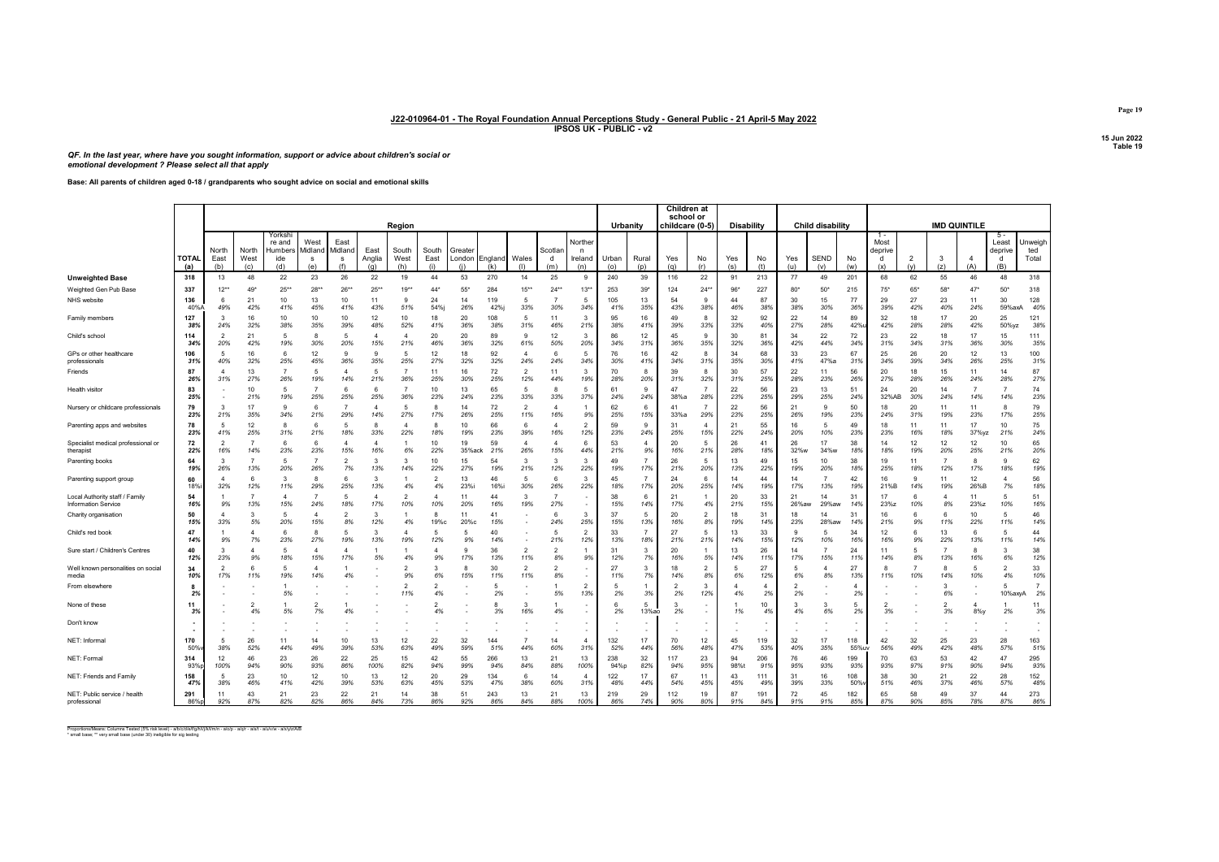## J22-010964-01 - The Royal Foundation Annual Perceptions Study - General Public - 21 April-5 May 2022

### IPSOS UK - PUBLIC - v2

15 Jun 2022
Table 19

*QF. In the last year, where have you sought information, support or advice about children's social or emotional development ? Please select all that apply*

**Base: All parents of children aged 0-18 / grandparents who sought advice on social and emotional skills**

| | | Region | | | | | | | | | | | | Urbanity | | Children at school or childcare (0-5) | | Disability | | Child disability | | | IMD QUINTILE | | | | | |
|---|---|---|---|---|---|---|---|---|---|---|---|---|---|---|---|---|---|---|---|---|---|---|---|---|---|---|---|---|
| | TOTAL (a) | North East (b) | North West (c) | Yorkshire and Humberside (d) | West Midlands (e) | East Midlands (f) | East Anglia (g) | South West (h) | South East (i) | Greater London (j) | England (k) | Wales (l) | Scotland (m) | Northern Ireland (n) | Urban (o) | Rural (p) | Yes (q) | No (r) | Yes (s) | No (t) | Yes (u) | SEND (v) | No (w) | 1 - Most deprived (x) | 2 (y) | 3 (z) | 4 (A) | 5 - Least deprived (B) | Unweighted Total |
| **Unweighted Base** | 318 | 13 | 48 | 22 | 23 | 26 | 22 | 19 | 44 | 53 | 270 | 14 | 25 | 9 | 240 | 39 | 116 | 22 | 91 | 213 | 77 | 49 | 201 | 68 | 62 | 55 | 46 | 48 | 318 |
| Weighted Gen Pub Base | 337 | 12** | 49* | 25** | 28** | 26** | 25** | 19** | 44* | 55* | 284 | 15** | 24** | 13** | 253 | 39* | 124 | 24** | 96* | 227 | 80* | 50* | 215 | 75* | 65* | 58* | 47* | 50* | 318 |
| NHS website | 136<br>40%A | 6<br>49% | 21<br>42% | 10<br>41% | 13<br>45% | 10<br>41% | 11<br>43% | 9<br>51% | 24<br>54%j | 14<br>26% | 119<br>42%j | 5<br>33% | 7<br>30% | 5<br>34% | 105<br>41% | 13<br>35% | 54<br>43% | 9<br>38% | 44<br>46% | 87<br>38% | 30<br>38% | 15<br>30% | 77<br>36% | 29<br>39% | 27<br>42% | 23<br>40% | 11<br>24% | 30<br>59%axA | 128<br>40% |
| Family members | 127<br>38% | 3<br>24% | 16<br>32% | 10<br>38% | 10<br>35% | 10<br>39% | 12<br>48% | 10<br>52% | 18<br>41% | 20<br>36% | 108<br>38% | 5<br>31% | 11<br>46% | 3<br>21% | 95<br>38% | 16<br>41% | 49<br>39% | 8<br>33% | 32<br>33% | 92<br>40% | 22<br>27% | 14<br>28% | 89<br>42%u | 32<br>42% | 18<br>28% | 17<br>28% | 20<br>42% | 25<br>50%yz | 121<br>38% |
| Child's school | 114<br>34% | 2<br>20% | 21<br>42% | 5<br>19% | 8<br>30% | 5<br>20% | 4<br>15% | 4<br>21% | 20<br>46% | 20<br>36% | 89<br>32% | 9<br>61% | 12<br>50% | 3<br>20% | 86<br>34% | 12<br>31% | 45<br>36% | 9<br>35% | 30<br>32% | 81<br>36% | 34<br>42% | 22<br>44% | 72<br>34% | 23<br>31% | 22<br>34% | 18<br>31% | 17<br>36% | 15<br>30% | 111<br>35% |
| GPs or other healthcare professionals | 106<br>31% | 5<br>40% | 16<br>32% | 6<br>25% | 12<br>45% | 9<br>36% | 9<br>35% | 5<br>25% | 12<br>27% | 18<br>32% | 92<br>32% | 4<br>24% | 6<br>24% | 5<br>34% | 76<br>30% | 16<br>41% | 42<br>34% | 8<br>31% | 34<br>35% | 68<br>30% | 33<br>41% | 23<br>47%a | 67<br>31% | 25<br>34% | 26<br>39% | 20<br>34% | 12<br>26% | 13<br>25% | 100<br>31% |
| Friends | 87<br>26% | 4<br>31% | 13<br>27% | 7<br>26% | 5<br>19% | 4<br>14% | 5<br>21% | 7<br>36% | 11<br>25% | 16<br>30% | 72<br>25% | 2<br>12% | 11<br>44% | 3<br>19% | 70<br>28% | 8<br>20% | 39<br>31% | 8<br>32% | 30<br>31% | 57<br>25% | 22<br>28% | 11<br>23% | 56<br>26% | 20<br>27% | 18<br>28% | 15<br>26% | 11<br>24% | 14<br>28% | 87<br>27% |
| Health visitor | 83<br>25% | -<br>- | 10<br>21% | 5<br>19% | 7<br>25% | 6<br>25% | 6<br>25% | 7<br>36% | 10<br>23% | 13<br>24% | 65<br>23% | 5<br>33% | 8<br>33% | 5<br>37% | 61<br>24% | 9<br>24% | 47<br>38%a | 7<br>28% | 22<br>23% | 56<br>25% | 23<br>29% | 13<br>25% | 51<br>24% | 24<br>32%AB | 20<br>30% | 14<br>24% | 7<br>14% | 7<br>14% | 74<br>23% |
| Nursery or childcare professionals | 79<br>23% | 3<br>21% | 17<br>35% | 9<br>34% | 6<br>21% | 7<br>29% | 4<br>14% | 5<br>27% | 8<br>17% | 14<br>26% | 72<br>25% | 2<br>11% | 4<br>16% | 1<br>9% | 62<br>25% | 6<br>15% | 41<br>33%a | 7<br>29% | 22<br>23% | 56<br>25% | 21<br>26% | 9<br>19% | 50<br>23% | 18<br>24% | 20<br>31% | 11<br>19% | 11<br>23% | 8<br>17% | 79<br>25% |
| Parenting apps and websites | 78<br>23% | 5<br>41% | 12<br>25% | 8<br>31% | 6<br>21% | 5<br>18% | 8<br>33% | 4<br>22% | 8<br>18% | 10<br>19% | 66<br>23% | 6<br>39% | 4<br>16% | 2<br>12% | 59<br>23% | 9<br>24% | 31<br>25% | 4<br>15% | 21<br>22% | 55<br>24% | 16<br>20% | 5<br>10% | 49<br>23% | 18<br>23% | 11<br>16% | 11<br>18% | 17<br>37%yz | 10<br>21% | 75<br>24% |
| Specialist medical professional or therapist | 72<br>22% | 2<br>16% | 7<br>14% | 6<br>23% | 6<br>23% | 4<br>15% | 4<br>16% | 1<br>6% | 10<br>22% | 19<br>35%ack | 59<br>21% | 4<br>26% | 4<br>15% | 6<br>44% | 53<br>21% | 4<br>9% | 20<br>16% | 5<br>21% | 26<br>28% | 41<br>18% | 26<br>32%w | 17<br>34%w | 38<br>18% | 14<br>18% | 12<br>19% | 12<br>20% | 12<br>25% | 10<br>21% | 65<br>20% |
| Parenting books | 64<br>19% | 3<br>26% | 7<br>13% | 5<br>20% | 7<br>26% | 2<br>7% | 3<br>13% | 3<br>14% | 10<br>22% | 15<br>27% | 54<br>19% | 3<br>21% | 3<br>12% | 3<br>22% | 49<br>19% | 7<br>17% | 26<br>21% | 5<br>20% | 13<br>13% | 49<br>22% | 15<br>19% | 10<br>20% | 38<br>18% | 19<br>25% | 11<br>18% | 7<br>12% | 8<br>17% | 9<br>18% | 62<br>19% |
| Parenting support group | 60<br>18%i | 4<br>32% | 6<br>12% | 3<br>11% | 8<br>29% | 6<br>25% | 3<br>13% | 1<br>4% | 2<br>4% | 13<br>23%i | 46<br>16%i | 5<br>30% | 6<br>26% | 3<br>22% | 45<br>18% | 7<br>17% | 24<br>20% | 6<br>25% | 14<br>14% | 44<br>19% | 14<br>17% | 7<br>13% | 42<br>19% | 16<br>21%B | 9<br>14% | 11<br>19% | 12<br>26%B | 4<br>7% | 56<br>18% |
| Local Authority staff / Family Information Service | 54<br>16% | 1<br>9% | 7<br>13% | 4<br>15% | 7<br>24% | 5<br>18% | 4<br>17% | 2<br>10% | 4<br>10% | 11<br>20% | 44<br>16% | 3<br>19% | 7<br>27% | -<br>- | 38<br>15% | 6<br>14% | 21<br>17% | 1<br>4% | 20<br>21% | 33<br>15% | 21<br>26%aw | 14<br>29%aw | 31<br>14% | 17<br>23%z | 6<br>10% | 4<br>8% | 11<br>23%z | 5<br>10% | 51<br>16% |
| Charity organisation | 50<br>15% | 4<br>33% | 3<br>5% | 5<br>20% | 4<br>15% | 2<br>8% | 3<br>12% | 1<br>4% | 8<br>19%c | 11<br>20%c | 41<br>15% | -<br>- | 6<br>24% | 3<br>26% | 37<br>15% | 5<br>13% | 20<br>16% | 2<br>8% | 18<br>19% | 31<br>14% | 18<br>23% | 14<br>28%aw | 31<br>14% | 16<br>21% | 6<br>9% | 6<br>11% | 10<br>22% | 5<br>11% | 46<br>14% |
| Child's red book | 47<br>14% | 1<br>9% | 4<br>7% | 6<br>23% | 8<br>27% | 5<br>19% | 3<br>13% | 4<br>19% | 5<br>12% | 5<br>9% | 40<br>14% | -<br>- | 5<br>21% | 2<br>12% | 33<br>13% | 7<br>18% | 27<br>21% | 5<br>21% | 13<br>14% | 33<br>15% | 9<br>12% | 5<br>10% | 34<br>16% | 12<br>16% | 6<br>9% | 13<br>22% | 6<br>13% | 5<br>11% | 44<br>14% |
| Sure start / Children's Centres | 40<br>12% | 3<br>23% | 4<br>9% | 5<br>18% | 4<br>15% | 4<br>17% | 1<br>5% | 1<br>4% | 4<br>9% | 9<br>17% | 36<br>13% | 2<br>11% | 2<br>8% | 1<br>9% | 31<br>12% | 3<br>7% | 20<br>16% | 1<br>5% | 13<br>14% | 26<br>11% | 14<br>17% | 7<br>15% | 24<br>11% | 11<br>14% | 5<br>8% | 7<br>13% | 8<br>16% | 3<br>6% | 38<br>12% |
| Well known personalities on social media | 34<br>10% | 2<br>17% | 6<br>11% | 5<br>19% | 4<br>14% | 1<br>4% | -<br>- | 2<br>9% | 3<br>6% | 8<br>15% | 30<br>11% | 2<br>11% | 2<br>8% | -<br>- | 27<br>11% | 3<br>7% | 18<br>14% | 2<br>8% | 5<br>6% | 27<br>12% | 5<br>6% | 4<br>8% | 27<br>13% | 8<br>11% | 7<br>10% | 8<br>14% | 5<br>10% | 2<br>4% | 33<br>10% |
| From elsewhere | 8<br>2% | -<br>- | -<br>- | 1<br>5% | -<br>- | -<br>- | -<br>- | 2<br>11% | 2<br>4% | -<br>- | 5<br>2% | -<br>- | 1<br>5% | 2<br>13% | 5<br>2% | 1<br>3% | 2<br>2% | 3<br>12% | 4<br>4% | 4<br>2% | 2<br>2% | -<br>- | 4<br>2% | -<br>- | -<br>- | 3<br>6% | -<br>- | 5<br>10%axyA | 7<br>2% |
| None of these | 11<br>3% | -<br>- | 2<br>4% | 1<br>5% | 2<br>7% | 1<br>4% | -<br>- | -<br>- | 2<br>4% | -<br>- | 8<br>3% | 3<br>16% | 1<br>4% | -<br>- | 6<br>2% | 5<br>13%ao | 3<br>2% | -<br>- | 1<br>1% | 10<br>4% | 3<br>4% | 3<br>6% | 5<br>2% | 2<br>3% | -<br>- | 2<br>3% | 4<br>8%y | 1<br>2% | 11<br>3% |
| Don't know | -<br>- | -<br>- | -<br>- | -<br>- | -<br>- | -<br>- | -<br>- | -<br>- | -<br>- | -<br>- | -<br>- | -<br>- | -<br>- | -<br>- | -<br>- | -<br>- | -<br>- | -<br>- | -<br>- | -<br>- | -<br>- | -<br>- | -<br>- | -<br>- | -<br>- | -<br>- | -<br>- | -<br>- | -<br>- |
| NET: Informal | 170<br>50%v | 5<br>38% | 26<br>52% | 11<br>44% | 14<br>49% | 10<br>39% | 13<br>53% | 12<br>63% | 22<br>49% | 32<br>59% | 144<br>51% | 7<br>44% | 14<br>60% | 4<br>31% | 132<br>52% | 17<br>44% | 70<br>56% | 12<br>48% | 45<br>47% | 119<br>53% | 32<br>40% | 17<br>35% | 118<br>55%uv | 42<br>56% | 32<br>49% | 25<br>42% | 23<br>48% | 28<br>57% | 163<br>51% |
| NET: Formal | 314<br>93%p | 12<br>100% | 46<br>94% | 23<br>90% | 26<br>93% | 22<br>86% | 25<br>100% | 15<br>82% | 42<br>94% | 55<br>99% | 266<br>94% | 13<br>84% | 21<br>88% | 13<br>100% | 238<br>94%p | 32<br>82% | 117<br>94% | 23<br>95% | 94<br>98%t | 206<br>91% | 76<br>95% | 46<br>93% | 199<br>93% | 70<br>93% | 63<br>97% | 53<br>91% | 42<br>90% | 47<br>94% | 295<br>93% |
| NET: Friends and Family | 158<br>47% | 5<br>38% | 23<br>46% | 10<br>41% | 12<br>42% | 10<br>39% | 13<br>53% | 12<br>63% | 20<br>45% | 29<br>53% | 134<br>47% | 6<br>38% | 14<br>60% | 4<br>31% | 122<br>48% | 17<br>44% | 67<br>54% | 11<br>45% | 43<br>45% | 111<br>49% | 31<br>39% | 16<br>33% | 108<br>50%v | 38<br>51% | 30<br>46% | 21<br>37% | 22<br>46% | 28<br>57% | 152<br>48% |
| NET: Public service / health professional | 291<br>86%p | 11<br>92% | 43<br>87% | 21<br>82% | 23<br>82% | 22<br>86% | 21<br>84% | 14<br>73% | 38<br>86% | 51<br>92% | 243<br>86% | 13<br>84% | 21<br>88% | 13<br>100% | 219<br>86% | 29<br>74% | 112<br>90% | 19<br>80% | 87<br>91% | 191<br>84% | 72<br>91% | 45<br>91% | 182<br>85% | 65<br>87% | 58<br>90% | 49<br>85% | 37<br>78% | 44<br>87% | 273<br>86% |

Proportions/Means: Columns Tested (5% risk level) - a/b/c/d/e/f/g/h/i/j/k/l/m/n - a/o/p - a/q/r - a/s/t - a/u/v/w - a/x/y/z/A/B
* small base; ** very small base (under 30) ineligible for sig testing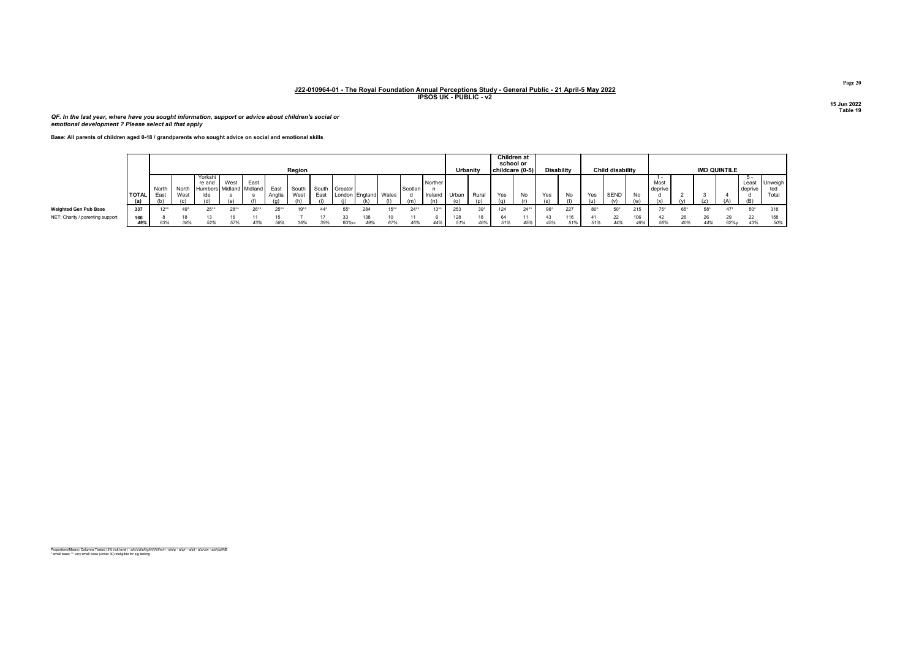**J22-010964-01 - The Royal Foundation Annual Perceptions Study - General Public - 21 April-5 May 2022**
**IPSOS UK - PUBLIC - v2**

15 Jun 2022
Table 19

*QF. In the last year, where have you sought information, support or advice about children's social or emotional development ? Please select all that apply*

**Base: All parents of children aged 0-18 / grandparents who sought advice on social and emotional skills**

| | | Region | | | | | | | | | | | | | Urbanity | | Children at school or childcare (0-5) | | Disability | | Child disability | | | IMD QUINTILE | | | | | |
|---|---|---|---|---|---|---|---|---|---|---|---|---|---|---|---|---|---|---|---|---|---|---|---|---|---|---|---|---|---|
| | TOTAL (a) | North East (b) | North West (c) | Yorkshire and Humberside (d) | West Midlands (e) | East Midlands (f) | East Anglia (g) | South West (h) | South East (i) | Greater London (j) | England (k) | Wales (l) | Scotland (m) | Northern Ireland (n) | Urban (o) | Rural (p) | Yes (q) | No (r) | Yes (s) | No (t) | Yes (u) | SEND (v) | No (w) | 1 - Most deprived (x) | 2 (y) | 3 (z) | 4 (A) | 5 - Least deprived (B) | Unweighted Total |
| **Weighted Gen Pub Base** | 337 | 12** | 49* | 25** | 28** | 26** | 25** | 19** | 44* | 55* | 284 | 15** | 24** | 13** | 253 | 39* | 124 | 24** | 96* | 227 | 80* | 50* | 215 | 75* | 65* | 58* | 47* | 50* | 318 |
| NET: Charity / parenting support | 166 | 8 | 18 | 13 | 16 | 11 | 15 | 7 | 17 | 33 | 138 | 10 | 11 | 6 | 128 | 18 | 64 | 11 | 43 | 116 | 41 | 22 | 106 | 42 | 26 | 26 | 29 | 22 | 158 |
| | 49% | 63% | 38% | 52% | 57% | 43% | 58% | 36% | 39% | 60%ci | 49% | 67% | 46% | 44% | 51% | 46% | 51% | 45% | 45% | 51% | 51% | 44% | 49% | 56% | 40% | 44% | 62%y | 43% | 50% |

Proportions/Means: Columns Tested (5% risk level) - a/b/c/d/e/f/g/h/i/j/k/l/m/n - a/o/p - a/q/r - a/s/t - a/u/v/w - a/x/y/z/A/B
* small base; ** very small base (under 30) ineligible for sig testing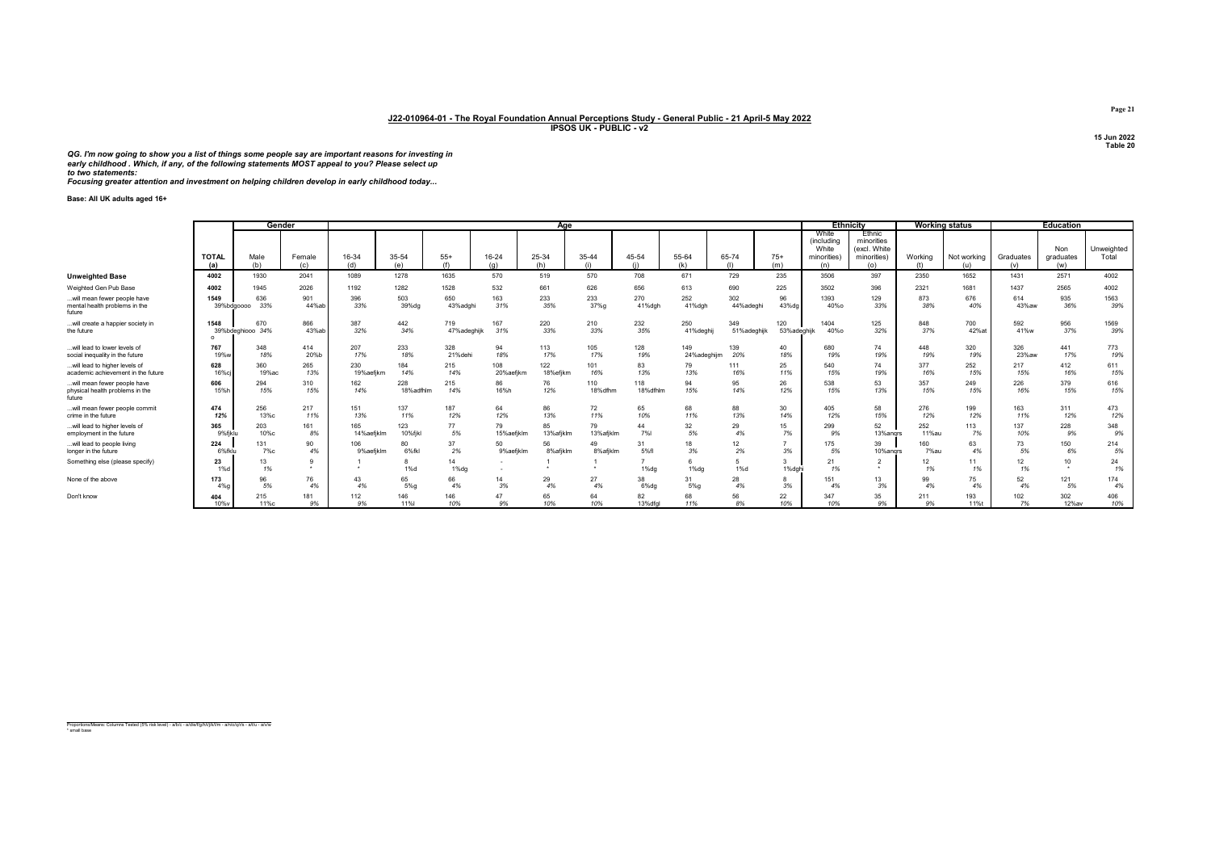# J22-010964-01 - The Royal Foundation Annual Perceptions Study - General Public - 21 April-5 May 2022
**IPSOS UK - PUBLIC - v2**

15 Jun 2022
Table 20

*QG. I'm now going to show you a list of things some people say are important reasons for investing in early childhood . Which, if any, of the following statements MOST appeal to you? Please select up to two statements:*
*Focusing greater attention and investment on helping children develop in early childhood today...*

**Base: All UK adults aged 16+**

| | TOTAL (a) | Gender: Male (b) | Gender: Female (c) | Age: 16-34 (d) | Age: 35-54 (e) | Age: 55+ (f) | Age: 16-24 (g) | Age: 25-34 (h) | Age: 35-44 (i) | Age: 45-54 (j) | Age: 55-64 (k) | Age: 65-74 (l) | Age: 75+ (m) | Ethnicity: White (including White minorities) (n) | Ethnicity: Ethnic minorities (excl. White minorities) (o) | Working status: Working (t) | Working status: Not working (u) | Education: Graduates (v) | Education: Non graduates (w) | Unweighted Total |
|---|---|---|---|---|---|---|---|---|---|---|---|---|---|---|---|---|---|---|---|---|
| **Unweighted Base** | 4002 | 1930 | 2041 | 1089 | 1278 | 1635 | 570 | 519 | 570 | 708 | 671 | 729 | 235 | 3506 | 397 | 2350 | 1652 | 1431 | 2571 | 4002 |
| Weighted Gen Pub Base | 4002 | 1945 | 2026 | 1192 | 1282 | 1528 | 532 | 661 | 626 | 656 | 613 | 690 | 225 | 3502 | 396 | 2321 | 1681 | 1437 | 2565 | 4002 |
| ...will mean fewer people have mental health problems in the future | 1549<br>39%bdgoooo | 636<br>33% | 901<br>44%ab | 396<br>33% | 503<br>39%dg | 650<br>43%adghi | 163<br>31% | 233<br>35% | 233<br>37%g | 270<br>41%dgh | 252<br>41%dgh | 302<br>44%adeghi | 96<br>43%dg | 1393<br>40%o | 129<br>33% | 873<br>38% | 676<br>40% | 614<br>43%aw | 935<br>36% | 1563<br>39% |
| ...will create a happier society in the future | 1548<br>39%bdeghiooo o | 670<br>34% | 866<br>43%ab | 387<br>32% | 442<br>34% | 719<br>47%adeghijk | 167<br>31% | 220<br>33% | 210<br>33% | 232<br>35% | 250<br>41%deghij | 349<br>51%adeghijk | 120<br>53%adeghijk | 1404<br>40%o | 125<br>32% | 848<br>37% | 700<br>42%at | 592<br>41%w | 956<br>37% | 1569<br>39% |
| ...will lead to lower levels of social inequality in the future | 767<br>19%w | 348<br>18% | 414<br>20%b | 207<br>17% | 233<br>18% | 328<br>21%dehi | 94<br>18% | 113<br>17% | 105<br>17% | 128<br>19% | 149<br>24%adeghijm | 139<br>20% | 40<br>18% | 680<br>19% | 74<br>19% | 448<br>19% | 320<br>19% | 326<br>23%aw | 441<br>17% | 773<br>19% |
| ...will lead to higher levels of academic achievement in the future | 628<br>16%cj | 360<br>19%ac | 265<br>13% | 230<br>19%aefjkm | 184<br>14% | 215<br>14% | 108<br>20%aefjkm | 122<br>18%efjkm | 101<br>16% | 83<br>13% | 79<br>13% | 111<br>16% | 25<br>11% | 540<br>15% | 74<br>19% | 377<br>16% | 252<br>15% | 217<br>15% | 412<br>16% | 611<br>15% |
| ...will mean fewer people have physical health problems in the future | 606<br>15%h | 294<br>15% | 310<br>15% | 162<br>14% | 228<br>18%adfhlm | 215<br>14% | 86<br>16%h | 76<br>12% | 110<br>18%dfhm | 118<br>18%dfhlm | 94<br>15% | 95<br>14% | 26<br>12% | 538<br>15% | 53<br>13% | 357<br>15% | 249<br>15% | 226<br>16% | 379<br>15% | 616<br>15% |
| ...will mean fewer people commit crime in the future | 474<br>12% | 256<br>13%c | 217<br>11% | 151<br>13% | 137<br>11% | 187<br>12% | 64<br>12% | 86<br>13% | 72<br>11% | 65<br>10% | 68<br>11% | 88<br>13% | 30<br>14% | 405<br>12% | 58<br>15% | 276<br>12% | 199<br>12% | 163<br>11% | 311<br>12% | 473<br>12% |
| ...will lead to higher levels of employment in the future | 365<br>9%fjklu | 203<br>10%c | 161<br>8% | 165<br>14%aefjklm | 123<br>10%fjkl | 77<br>5% | 79<br>15%aefjklm | 85<br>13%afjklm | 79<br>13%afjklm | 44<br>7%l | 32<br>5% | 29<br>4% | 15<br>7% | 299<br>9% | 52<br>13%anors | 252<br>11%au | 113<br>7% | 137<br>10% | 228<br>9% | 348<br>9% |
| ...will lead to people living longer in the future | 224<br>6%fklu | 131<br>7%c | 90<br>4% | 106<br>9%aefjklm | 80<br>6%fkl | 37<br>2% | 50<br>9%aefjklm | 56<br>8%afjklm | 49<br>8%afjklm | 31<br>5%fl | 18<br>3% | 12<br>2% | 7<br>3% | 175<br>5% | 39<br>10%anors | 160<br>7%au | 63<br>4% | 73<br>5% | 150<br>6% | 214<br>5% |
| Something else (please specify) | 23<br>1%d | 13<br>1% | 9<br>* | 1<br>* | 8<br>1%d | 14<br>1%dg | -<br>- | 1<br>* | 1<br>* | 7<br>1%dg | 6<br>1%dg | 5<br>1%d | 3<br>1%dghi | 21<br>1% | 2<br>* | 12<br>1% | 11<br>1% | 12<br>1% | 10<br>* | 24<br>1% |
| None of the above | 173<br>4%g | 96<br>5% | 76<br>4% | 43<br>4% | 65<br>5%g | 66<br>4% | 14<br>3% | 29<br>4% | 27<br>4% | 38<br>6%dg | 31<br>5%g | 28<br>4% | 8<br>3% | 151<br>4% | 13<br>3% | 99<br>4% | 75<br>4% | 52<br>4% | 121<br>5% | 174<br>4% |
| Don't know | 404<br>10%v | 215<br>11%c | 181<br>9% | 112<br>9% | 146<br>11%l | 146<br>10% | 47<br>9% | 65<br>10% | 64<br>10% | 82<br>13%dfgl | 68<br>11% | 56<br>8% | 22<br>10% | 347<br>10% | 35<br>9% | 211<br>9% | 193<br>11%t | 102<br>7% | 302<br>12%av | 406<br>10% |

Proportions/Means: Columns Tested (5% risk level) - a/b/c - a/d/e/f/g/h/i/j/k/l/m - a/n/o/q/r/s - a/t/u - a/v/w
\* small base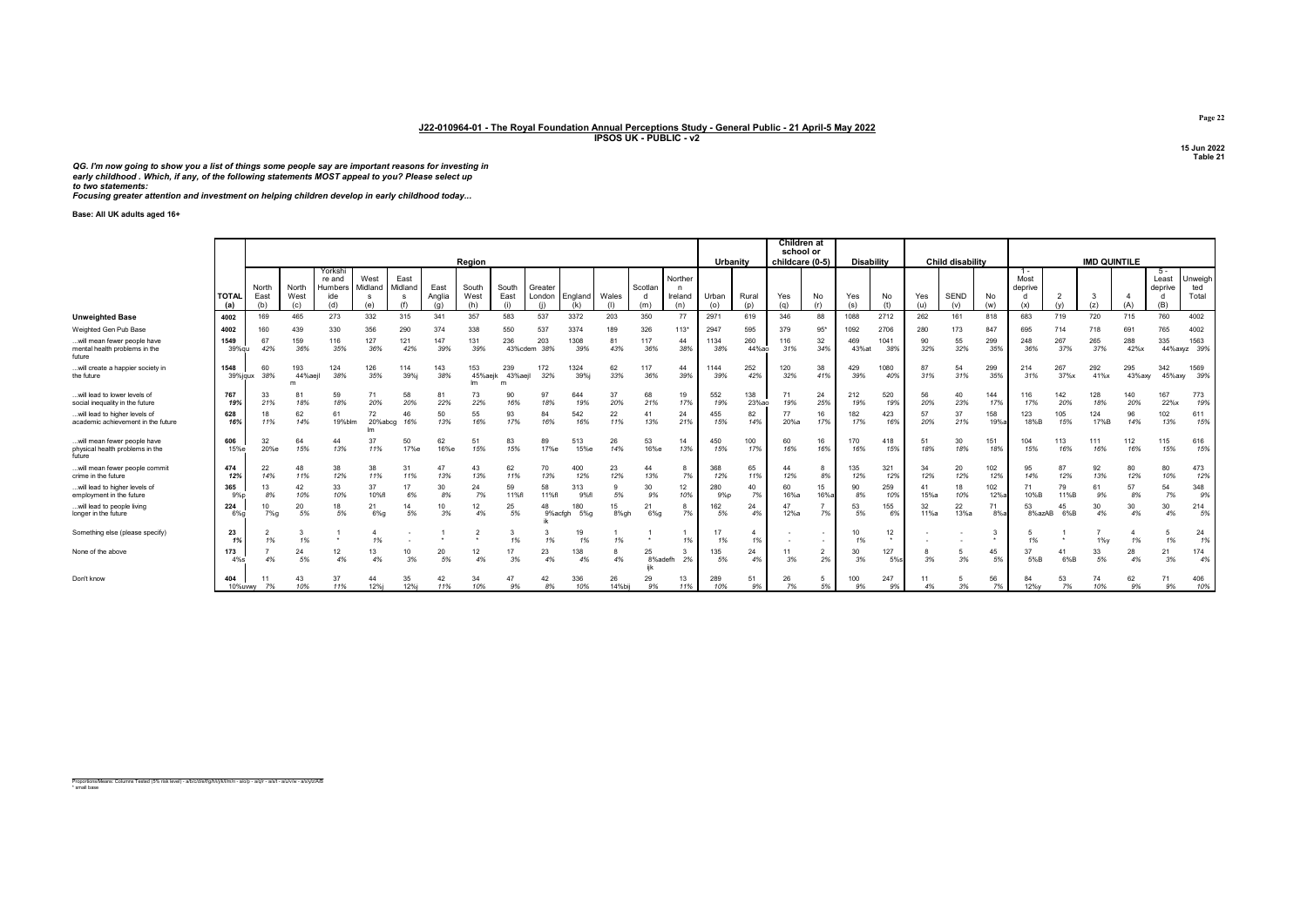**J22-010964-01 - The Royal Foundation Annual Perceptions Study - General Public - 21 April-5 May 2022**
**IPSOS UK - PUBLIC - v2**

15 Jun 2022
Table 21

*QG. I'm now going to show you a list of things some people say are important reasons for investing in early childhood . Which, if any, of the following statements MOST appeal to you? Please select up to two statements:*
*Focusing greater attention and investment on helping children develop in early childhood today...*

**Base: All UK adults aged 16+**

| | | Region | | | | | | | | | | | | Urbanity | | Children at school or childcare (0-5) | | Disability | | Child disability | | | IMD QUINTILE | | | | | |
|---|---|---|---|---|---|---|---|---|---|---|---|---|---|---|---|---|---|---|---|---|---|---|---|---|---|---|---|---|
| | TOTAL (a) | North East (b) | North West (c) | Yorkshire and Humber side (d) | West Midlands (e) | East Midlands (f) | East Anglia (g) | South West (h) | South East (i) | Greater London (j) | England (k) | Wales (l) | Scotland (m) | Northern Ireland (n) | Urban (o) | Rural (p) | Yes (q) | No (r) | Yes (s) | No (t) | Yes (u) | SEND (v) | No (w) | 1 - Most deprived (x) | 2 (y) | 3 (z) | 4 (A) | 5 - Least deprived (B) | Unweighted Total |
| **Unweighted Base** | 4002 | 169 | 465 | 273 | 332 | 315 | 341 | 357 | 583 | 537 | 3372 | 203 | 350 | 77 | 2971 | 619 | 346 | 88 | 1088 | 2712 | 262 | 161 | 818 | 683 | 719 | 720 | 715 | 760 | 4002 |
| Weighted Gen Pub Base | 4002 | 160 | 439 | 330 | 356 | 290 | 374 | 338 | 550 | 537 | 3374 | 189 | 326 | 113* | 2947 | 595 | 379 | 95* | 1092 | 2706 | 280 | 173 | 847 | 695 | 714 | 718 | 691 | 765 | 4002 |
| ...will mean fewer people have mental health problems in the future | 1549 39%qu | 67 42% | 159 36% | 116 35% | 127 36% | 121 42% | 147 39% | 131 39% | 236 43%cdem | 203 38% | 1308 39% | 81 43% | 117 36% | 44 38% | 1134 38% | 260 44%ao | 116 31% | 32 34% | 469 43%at | 1041 38% | 90 32% | 55 32% | 299 35% | 248 36% | 267 37% | 265 37% | 288 42%x | 335 44%axyz | 1563 39% |
| ...will create a happier society in the future | 1548 39%jqux | 60 38% | 193 44%aejlm | 124 38% | 126 35% | 114 39%j | 143 38% | 153 45%aejklm | 239 43%aejlm | 172 32% | 1324 39%j | 62 33% | 117 36% | 44 39% | 1144 39% | 252 42% | 120 32% | 38 41% | 429 39% | 1080 40% | 87 31% | 54 31% | 299 35% | 214 31% | 267 37%x | 292 41%x | 295 43%axy | 342 45%axy | 1569 39% |
| ...will lead to lower levels of social inequality in the future | 767 19% | 33 21% | 81 18% | 59 18% | 71 20% | 58 20% | 81 22% | 73 22% | 90 16% | 97 18% | 644 19% | 37 20% | 68 21% | 19 17% | 552 19% | 138 23%ao | 71 19% | 24 25% | 212 19% | 520 19% | 56 20% | 40 23% | 144 17% | 116 17% | 142 20% | 128 18% | 140 20% | 167 22%x | 773 19% |
| ...will lead to higher levels of academic achievement in the future | 628 16% | 18 11% | 62 14% | 61 19%blm | 72 20%abcglm | 46 16% | 50 13% | 55 16% | 93 17% | 84 16% | 542 16% | 22 11% | 41 13% | 24 21% | 455 15% | 82 14% | 77 20%a | 16 17% | 182 17% | 423 16% | 57 20% | 37 21% | 158 19%a | 123 18%B | 105 15% | 124 17%B | 96 14% | 102 13% | 611 15% |
| ...will mean fewer people have physical health problems in the future | 606 15%e | 32 20%e | 64 15% | 44 13% | 37 11% | 50 17%e | 62 16%e | 51 15% | 83 15% | 89 17%e | 513 15%e | 26 14% | 53 16%e | 14 13% | 450 15% | 100 17% | 60 16% | 16 16% | 170 16% | 418 15% | 51 18% | 30 18% | 151 18% | 104 15% | 113 16% | 111 16% | 112 16% | 115 15% | 616 15% |
| ...will mean fewer people commit crime in the future | 474 12% | 22 14% | 48 11% | 38 12% | 38 11% | 31 11% | 47 13% | 43 13% | 62 11% | 70 13% | 400 12% | 23 12% | 44 13% | 8 7% | 368 12% | 65 11% | 44 12% | 8 8% | 135 12% | 321 12% | 34 12% | 20 12% | 102 12% | 95 14% | 87 12% | 92 13% | 80 12% | 80 10% | 473 12% |
| ...will lead to higher levels of employment in the future | 365 9%p | 13 8% | 42 10% | 33 10% | 37 10%fl | 17 6% | 30 8% | 24 7% | 59 11%fl | 58 11%fl | 313 9%fl | 9 5% | 30 9% | 12 10% | 280 9%p | 40 7% | 60 16%a | 15 16%a | 90 8% | 259 10% | 41 15%a | 18 10% | 102 12%a | 71 10%B | 79 11%B | 61 9% | 57 8% | 54 7% | 348 9% |
| ...will lead to people living longer in the future | 224 6%g | 10 7%g | 20 5% | 18 5% | 21 6%g | 14 5% | 10 3% | 12 4% | 25 5% | 48 9%acfghik | 180 5%g | 15 8%gh | 21 6%g | 8 7% | 162 5% | 24 4% | 47 12%a | 7 7% | 53 5% | 155 6% | 32 11%a | 22 13%a | 71 8%a | 53 8%azAB | 45 6%B | 30 4% | 30 4% | 30 4% | 214 5% |
| Something else (please specify) | 23 1% | 2 1% | 3 1% | 1 * | 4 1% | - - | 1 * | 2 * | 3 1% | 3 1% | 19 1% | 1 1% | 1 * | 1 1% | 17 1% | 4 1% | - - | - - | 10 1% | 12 * | - - | - - | 3 * | 5 1% | 1 * | 7 1%y | 4 1% | 5 1% | 24 1% |
| None of the above | 173 4%s | 7 4% | 24 5% | 12 4% | 13 4% | 10 3% | 20 5% | 12 4% | 17 3% | 23 4% | 138 4% | 8 4% | 25 8%adefhijk | 3 2% | 135 5% | 24 4% | 11 3% | 2 2% | 30 3% | 127 5%s | 8 3% | 5 3% | 45 5% | 37 5%B | 41 6%B | 33 5% | 28 4% | 21 3% | 174 4% |
| Don't know | 404 10%uvwy | 11 7% | 43 10% | 37 11% | 44 12%j | 35 12%j | 42 11% | 34 10% | 47 9% | 42 8% | 336 10% | 26 14%bij | 29 9% | 13 11% | 289 10% | 51 9% | 26 7% | 5 5% | 100 9% | 247 9% | 11 4% | 5 3% | 56 7% | 84 12%y | 53 7% | 74 10% | 62 9% | 71 9% | 406 10% |

Proportions/Means: Columns Tested (5% risk level) - a/b/c/d/e/f/g/h/i/j/k/l/m/n - a/o/p - a/q/r - a/s/t - a/u/v/w - a/x/y/z/A/B
* small base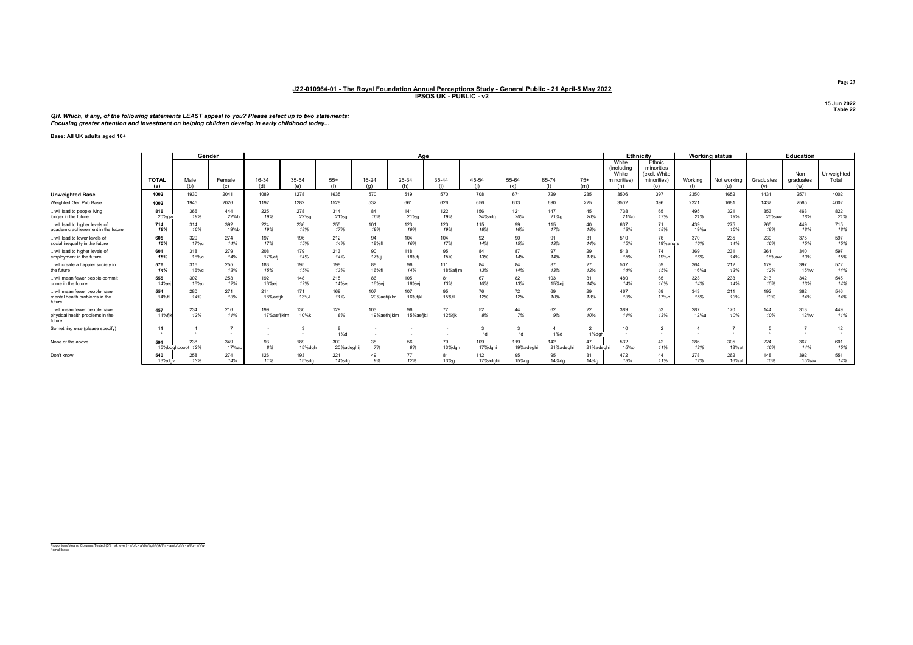## J22-010964-01 - The Royal Foundation Annual Perceptions Study - General Public - 21 April-5 May 2022
### IPSOS UK - PUBLIC - v2

15 Jun 2022
Table 22

*QH. Which, if any, of the following statements LEAST appeal to you? Please select up to two statements:*
*Focusing greater attention and investment on helping children develop in early childhood today...*

**Base: All UK adults aged 16+**

| | | Gender | | Age | | | | | | | | | | | Ethnicity | | Working status | | Education | | |
|---|---|---|---|---|---|---|---|---|---|---|---|---|---|---|---|---|---|---|---|---|---|
| | TOTAL (a) | Male (b) | Female (c) | 16-34 (d) | 35-54 (e) | 55+ (f) | 16-24 (g) | 25-34 (h) | 35-44 (i) | 45-54 (j) | 55-64 (k) | 65-74 (l) | 75+ (m) | White (including White minorities) (n) | Ethnic minorities (excl. White minorities) (o) | Working (t) | Not working (u) | Graduates (v) | Non graduates (w) | Unweighted Total |
| **Unweighted Base** | 4002 | 1930 | 2041 | 1089 | 1278 | 1635 | 570 | 519 | 570 | 708 | 671 | 729 | 235 | 3506 | 397 | 2350 | 1652 | 1431 | 2571 | 4002 |
| Weighted Gen Pub Base | 4002 | 1945 | 2026 | 1192 | 1282 | 1528 | 532 | 661 | 626 | 656 | 613 | 690 | 225 | 3502 | 396 | 2321 | 1681 | 1437 | 2565 | 4002 |
| ...will lead to people living longer in the future | 816 | 366 | 444 | 225 | 278 | 314 | 84 | 141 | 122 | 156 | 121 | 147 | 45 | 738 | 65 | 495 | 321 | 353 | 463 | 822 |
| | 20%gw | 19% | 22%b | 19% | 22%g | 21%g | 16% | 21%g | 19% | 24%adg | 20% | 21%g | 20% | 21%o | 17% | 21% | 19% | 25%aw | 18% | 21% |
| ...will lead to higher levels of academic achievement in the future | 714 | 314 | 392 | 224 | 236 | 255 | 101 | 123 | 120 | 115 | 99 | 115 | 40 | 637 | 71 | 439 | 275 | 265 | 449 | 715 |
| | 18% | 16% | 19%b | 19% | 18% | 17% | 19% | 19% | 19% | 18% | 16% | 17% | 18% | 18% | 18% | 19%u | 16% | 18% | 18% | 18% |
| ...will lead to lower levels of social inequality in the future | 605 | 329 | 274 | 197 | 196 | 212 | 94 | 104 | 104 | 92 | 90 | 91 | 31 | 510 | 76 | 370 | 235 | 230 | 375 | 597 |
| | 15% | 17%c | 14% | 17% | 15% | 14% | 18%fl | 16% | 17% | 14% | 15% | 13% | 14% | 15% | 19%anqrs | 16% | 14% | 16% | 15% | 15% |
| ...will lead to higher levels of employment in the future | 601 | 318 | 279 | 208 | 179 | 213 | 90 | 118 | 95 | 84 | 87 | 97 | 29 | 513 | 74 | 369 | 231 | 261 | 340 | 597 |
| | 15% | 16%c | 14% | 17%efj | 14% | 14% | 17%j | 18%fj | 15% | 13% | 14% | 14% | 13% | 15% | 19%n | 16% | 14% | 18%aw | 13% | 15% |
| ...will create a happier society in the future | 576 | 316 | 255 | 183 | 195 | 198 | 88 | 96 | 111 | 84 | 84 | 87 | 27 | 507 | 59 | 364 | 212 | 179 | 397 | 572 |
| | 14% | 16%c | 13% | 15% | 15% | 13% | 16%fl | 14% | 18%afjlm | 13% | 14% | 13% | 12% | 14% | 15% | 16%u | 13% | 12% | 15%v | 14% |
| ...will mean fewer people commit crime in the future | 555 | 302 | 253 | 192 | 148 | 215 | 86 | 105 | 81 | 67 | 82 | 103 | 31 | 480 | 65 | 323 | 233 | 213 | 342 | 545 |
| | 14%ej | 16%c | 12% | 16%ej | 12% | 14%ej | 16%ej | 16%ej | 13% | 10% | 13% | 15%ej | 14% | 14% | 16% | 14% | 14% | 15% | 13% | 14% |
| ...will mean fewer people have mental health problems in the future | 554 | 280 | 271 | 214 | 171 | 169 | 107 | 107 | 95 | 76 | 72 | 69 | 29 | 467 | 69 | 343 | 211 | 192 | 362 | 546 |
| | 14%fl | 14% | 13% | 18%aefjkl | 13%l | 11% | 20%aefijklm | 16%fjkl | 15%fl | 12% | 12% | 10% | 13% | 13% | 17%n | 15% | 13% | 13% | 14% | 14% |
| ...will mean fewer people have physical health problems in the future | 457 | 234 | 216 | 199 | 130 | 129 | 103 | 96 | 77 | 52 | 44 | 62 | 22 | 389 | 53 | 287 | 170 | 144 | 313 | 449 |
| | 11%fjk | 12% | 11% | 17%aefijklm | 10%k | 8% | 19%aefhijklm | 15%aefjkl | 12%fjk | 8% | 7% | 9% | 10% | 11% | 13% | 12%u | 10% | 10% | 12%v | 11% |
| Something else (please specify) | 11 | 4 | 7 | - | 3 | 8 | - | - | - | 3 | 3 | 4 | 2 | 10 | 2 | 4 | 7 | 5 | 7 | 12 |
| | * | * | * | - | * | 1%d | - | - | - | *d | *d | 1%d | 1%dghi | * | * | * | * | * | * | * |
| None of the above | 591 | 238 | 349 | 93 | 189 | 309 | 38 | 56 | 79 | 109 | 119 | 142 | 47 | 532 | 42 | 286 | 305 | 224 | 367 | 601 |
| | 15%bdghoooot | 12% | 17%ab | 8% | 15%dgh | 20%adeghij | 7% | 8% | 13%dgh | 17%dghi | 19%adeghi | 21%adeghi | 21%adeghi | 15%o | 11% | 12% | 18%at | 16% | 14% | 15% |
| Don't know | 540 | 258 | 274 | 126 | 193 | 221 | 49 | 77 | 81 | 112 | 95 | 95 | 31 | 472 | 44 | 278 | 262 | 148 | 392 | 551 |
| | 13%dgv | 13% | 14% | 11% | 15%dg | 14%dg | 9% | 12% | 13%g | 17%adghi | 15%dg | 14%dg | 14%g | 13% | 11% | 12% | 16%at | 10% | 15%av | 14% |

Proportions/Means: Columns Tested (5% risk level) - a/b/c - a/d/e/f/g/h/i/j/k/l/m - a/n/o/q/r/s - a/t/u - a/v/w
* small base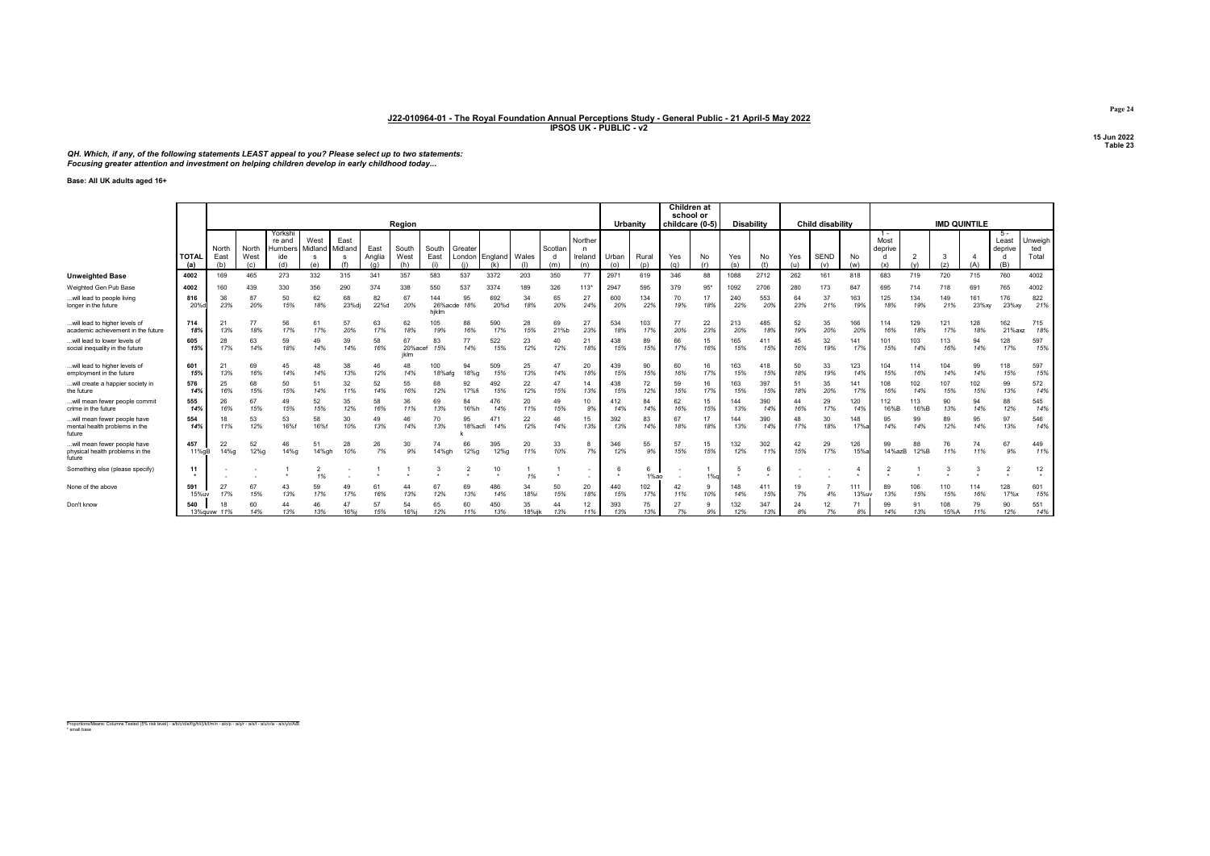## J22-010964-01 - The Royal Foundation Annual Perceptions Study - General Public - 21 April-5 May 2022
### IPSOS UK - PUBLIC - v2

15 Jun 2022
Table 23

*QH. Which, if any, of the following statements LEAST appeal to you? Please select up to two statements:*
*Focusing greater attention and investment on helping children develop in early childhood today...*

**Base: All UK adults aged 16+**

| | | Region | | | | | | | | | | | | | | Urbanity | | Children at school or childcare (0-5) | | Disability | | Child disability | | | IMD QUINTILE | | | | | |
|---|---|---|---|---|---|---|---|---|---|---|---|---|---|---|---|---|---|---|---|---|---|---|---|---|---|---|---|---|---|---|
| | TOTAL (a) | North East (b) | North West (c) | Yorkshire and Humberside (d) | West Midlands (e) | East Midlands (f) | East Anglia (g) | South West (h) | South East (i) | Greater London (j) | England (k) | Wales (l) | Scotland (m) | Northern Ireland (n) | Urban (o) | Rural (p) | Yes (q) | No (r) | Yes (s) | No (t) | Yes (u) | SEND (v) | No (w) | 1 - Most deprived (x) | 2 (y) | 3 (z) | 4 (A) | 5 - Least deprived (B) | Unweighted Total |
| **Unweighted Base** | 4002 | 169 | 465 | 273 | 332 | 315 | 341 | 357 | 583 | 537 | 3372 | 203 | 350 | 77 | 2971 | 619 | 346 | 88 | 1088 | 2712 | 262 | 161 | 818 | 683 | 719 | 720 | 715 | 760 | 4002 |
| Weighted Gen Pub Base | 4002 | 160 | 439 | 330 | 356 | 290 | 374 | 338 | 550 | 537 | 3374 | 189 | 326 | 113* | 2947 | 595 | 379 | 95* | 1092 | 2706 | 280 | 173 | 847 | 695 | 714 | 718 | 691 | 765 | 4002 |
| ...will lead to people living longer in the future | 816 20%d | 36 23% | 87 20% | 50 15% | 62 18% | 68 23%dj | 82 22%d | 67 20% | 144 26%acde hjklm | 95 18% | 692 20%d | 34 18% | 65 20% | 27 24% | 600 20% | 134 22% | 70 19% | 17 18% | 240 22% | 553 20% | 64 23% | 37 21% | 163 19% | 125 18% | 134 19% | 149 21% | 161 23%xy | 176 23%xy | 822 21% |
| ...will lead to higher levels of academic achievement in the future | 714 18% | 21 13% | 77 18% | 56 17% | 61 17% | 57 20% | 63 17% | 62 18% | 105 19% | 88 16% | 590 17% | 28 15% | 69 21%b | 27 23% | 534 18% | 103 17% | 77 20% | 22 23% | 213 20% | 485 18% | 52 19% | 35 20% | 166 20% | 114 16% | 129 18% | 121 17% | 128 18% | 162 21%axz | 715 18% |
| ...will lead to lower levels of social inequality in the future | 605 15% | 28 17% | 63 14% | 59 18% | 49 14% | 39 14% | 58 16% | 67 20%acef jklm | 83 15% | 77 14% | 522 15% | 23 12% | 40 12% | 21 18% | 438 15% | 89 15% | 66 17% | 15 16% | 165 15% | 411 15% | 45 16% | 32 19% | 141 17% | 101 15% | 103 14% | 113 16% | 94 14% | 128 17% | 597 15% |
| ...will lead to higher levels of employment in the future | 601 15% | 21 13% | 69 16% | 45 14% | 48 14% | 38 13% | 46 12% | 48 14% | 100 18%afg | 94 18%g | 509 15% | 25 13% | 47 14% | 20 18% | 439 15% | 90 15% | 60 16% | 16 17% | 163 15% | 418 15% | 50 18% | 33 19% | 123 14% | 104 15% | 114 16% | 104 14% | 99 14% | 118 15% | 597 15% |
| ...will create a happier society in the future | 576 14% | 25 16% | 68 15% | 50 15% | 51 14% | 32 11% | 52 14% | 55 16% | 68 12% | 92 17%fi | 492 15% | 22 12% | 47 15% | 14 13% | 438 15% | 72 12% | 59 15% | 16 17% | 163 15% | 397 15% | 51 18% | 35 20% | 141 17% | 108 16% | 102 14% | 107 15% | 102 15% | 99 13% | 572 14% |
| ...will mean fewer people commit crime in the future | 555 14% | 26 16% | 67 15% | 49 15% | 52 15% | 35 12% | 58 16% | 36 11% | 69 13% | 84 16%h | 476 14% | 20 11% | 49 15% | 10 9% | 412 14% | 84 14% | 62 16% | 15 15% | 144 13% | 390 14% | 44 16% | 29 17% | 120 14% | 112 16%B | 113 16%B | 90 13% | 94 14% | 88 12% | 545 14% |
| ...will mean fewer people have mental health problems in the future | 554 14% | 18 11% | 53 12% | 53 16%f | 58 16%f | 30 10% | 49 13% | 46 14% | 70 13% | 95 18%acfi k | 471 14% | 22 12% | 46 14% | 15 13% | 392 13% | 83 14% | 67 18% | 17 18% | 144 13% | 390 14% | 48 17% | 30 18% | 148 17%a | 95 14% | 99 14% | 89 12% | 95 14% | 97 13% | 546 14% |
| ...will mean fewer people have physical health problems in the future | 457 11%gB | 22 14%g | 52 12%g | 46 14%g | 51 14%gh | 28 10% | 26 7% | 30 9% | 74 14%gh | 66 12%g | 395 12%g | 20 11% | 33 10% | 8 7% | 346 12% | 55 9% | 57 15% | 15 15% | 132 12% | 302 11% | 42 15% | 29 17% | 126 15%a | 99 14%azB | 88 12%B | 76 11% | 74 11% | 67 9% | 449 11% |
| Something else (please specify) | 11 * | - - | - - | 1 * | 2 1% | - - | 1 * | 1 * | 3 * | 2 * | 10 * | 1 1% | 1 * | - - | 6 * | 6 1%ao | - - | 1 1%q | 5 * | 6 * | - - | - - | 4 * | 2 * | 1 * | 3 * | 3 * | 2 * | 12 * |
| None of the above | 591 15%uv | 27 17% | 67 15% | 43 13% | 59 17% | 49 17% | 61 16% | 44 13% | 67 12% | 69 13% | 486 14% | 34 18%i | 50 15% | 20 18% | 440 15% | 102 17% | 42 11% | 9 10% | 148 14% | 411 15% | 19 7% | 7 4% | 111 13%uv | 89 13% | 106 15% | 110 15% | 114 16% | 128 17%x | 601 15% |
| Don't know | 540 13%quvw | 18 11% | 60 14% | 44 13% | 46 13% | 47 16%j | 57 15% | 54 16%j | 65 12% | 60 11% | 450 13% | 35 18%ijk | 44 13% | 12 11% | 393 13% | 75 13% | 27 7% | 9 9% | 132 12% | 347 13% | 24 8% | 12 7% | 71 8% | 99 14% | 91 13% | 108 15%A | 79 11% | 90 12% | 551 14% |

Proportions/Means: Columns Tested (5% risk level) - a/b/c/d/e/f/g/h/i/j/k/l/m/n - a/o/p - a/q/r - a/s/t - a/u/v/w - a/x/y/z/A/B
* small base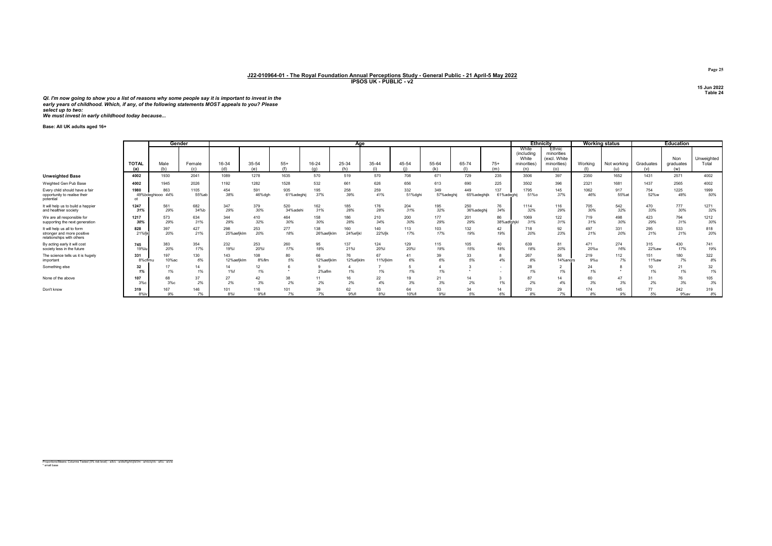## J22-010964-01 - The Royal Foundation Annual Perceptions Study - General Public - 21 April-5 May 2022

**IPSOS UK - PUBLIC - v2**

15 Jun 2022
Table 24

***QI. I'm now going to show you a list of reasons why some people say it is important to invest in the early years of childhood. Which, if any, of the following statements MOST appeals to you? Please select up to two:***
***We must invest in early childhood today because...***

**Base: All UK adults aged 16+**

| | TOTAL (a) | Gender: Male (b) | Gender: Female (c) | Age: 16-34 (d) | Age: 35-54 (e) | Age: 55+ (f) | Age: 16-24 (g) | Age: 25-34 (h) | Age: 35-44 (i) | Age: 45-54 (j) | Age: 55-64 (k) | Age: 65-74 (l) | Age: 75+ (m) | Ethnicity: White (including White minorities) (n) | Ethnicity: Ethnic minorities (excl. White minorities) (o) | Working status: Working (t) | Working status: Not working (u) | Education: Graduates (v) | Education: Non graduates (w) | Unweighted Total |
|---|---|---|---|---|---|---|---|---|---|---|---|---|---|---|---|---|---|---|---|---|
| **Unweighted Base** | 4002 | 1930 | 2041 | 1089 | 1278 | 1635 | 570 | 519 | 570 | 708 | 671 | 729 | 235 | 3506 | 397 | 2350 | 1652 | 1431 | 2571 | 4002 |
| Weighted Gen Pub Base | 4002 | 1945 | 2026 | 1192 | 1282 | 1528 | 532 | 661 | 626 | 656 | 613 | 690 | 225 | 3502 | 396 | 2321 | 1681 | 1437 | 2565 | 4002 |
| Every child should have a fair opportunity to realise their potential | 1980 49%bdeghiooo ot | 863 44% | 1105 55%ab | 454 38% | 591 46%dgh | 935 61%adeghij | 195 37% | 258 39% | 259 41% | 332 51%dghi | 349 57%adeghij | 449 65%adeghijk | 137 61%adeghij | 1795 51%o | 145 37% | 1062 46% | 917 55%at | 754 52%w | 1225 48% | 1999 50% |
| It will help us to build a happier and healthier society | 1247 31% | 561 29% | 682 34%b | 347 29% | 379 30% | 520 34%adehi | 162 31% | 185 28% | 176 28% | 204 31% | 195 32% | 250 36%adeghij | 76 34% | 1114 32% | 116 29% | 705 30% | 542 32% | 470 33% | 777 30% | 1271 32% |
| We are all responsible for supporting the next generation | 1217 30% | 573 29% | 634 31% | 344 29% | 410 32% | 464 30% | 158 30% | 186 28% | 210 34% | 200 30% | 177 29% | 201 29% | 86 38%adfghjkl | 1069 31% | 122 31% | 719 31% | 498 30% | 423 29% | 794 31% | 1212 30% |
| It will help us all to form stronger and more positive relationships with others | 828 21%fjk | 397 20% | 427 21% | 298 25%aefjklm | 253 20% | 277 18% | 138 26%aefjklm | 160 24%efjkl | 140 22%fjk | 113 17% | 103 17% | 132 19% | 42 19% | 718 20% | 92 23% | 497 21% | 331 20% | 295 21% | 533 21% | 818 20% |
| By acting early it will cost society less in the future | 745 19%lu | 383 20% | 354 17% | 232 19%l | 253 20%l | 260 17% | 95 18% | 137 21%l | 124 20%l | 129 20%l | 115 19% | 105 15% | 40 18% | 639 18% | 81 20% | 471 20%u | 274 16% | 315 22%aw | 430 17% | 741 19% |
| The science tells us it is hugely important | 331 8%cflmu | 197 10%ac | 130 6% | 143 12%aefjklm | 108 8%flm | 80 5% | 66 12%aefjklm | 76 12%afjklm | 67 11%fjklm | 41 6% | 39 6% | 33 5% | 8 4% | 267 8% | 56 14%ancrs | 219 9%u | 112 7% | 151 11%aw | 180 7% | 322 8% |
| Something else | 32 1% | 17 1% | 14 1% | 14 1%f | 12 1% | 6 * | 9 2%aflm | 4 1% | 7 1% | 5 1% | 4 1% | 3 * | - - | 28 1% | 2 1% | 24 1% | 8 * | 10 1% | 21 1% | 32 1% |
| None of the above | 107 3%c | 68 3%c | 37 2% | 27 2% | 42 3% | 38 2% | 11 2% | 16 2% | 22 4% | 19 3% | 21 3% | 14 2% | 3 1% | 87 2% | 14 4% | 60 3% | 47 3% | 31 2% | 76 3% | 105 3% |
| Don't know | 319 8%lv | 167 9% | 146 7% | 101 8%l | 116 9%fl | 101 7% | 39 7% | 62 9%fl | 53 8%l | 64 10%fl | 53 9%l | 34 5% | 14 6% | 270 8% | 29 7% | 174 8% | 145 9% | 77 5% | 242 9%av | 319 8% |

Proportions/Means: Columns Tested (5% risk level) - a/b/c - a/d/e/f/g/h/i/j/k/l/m - a/n/o/q/r/s - a/t/u - a/v/w
* small base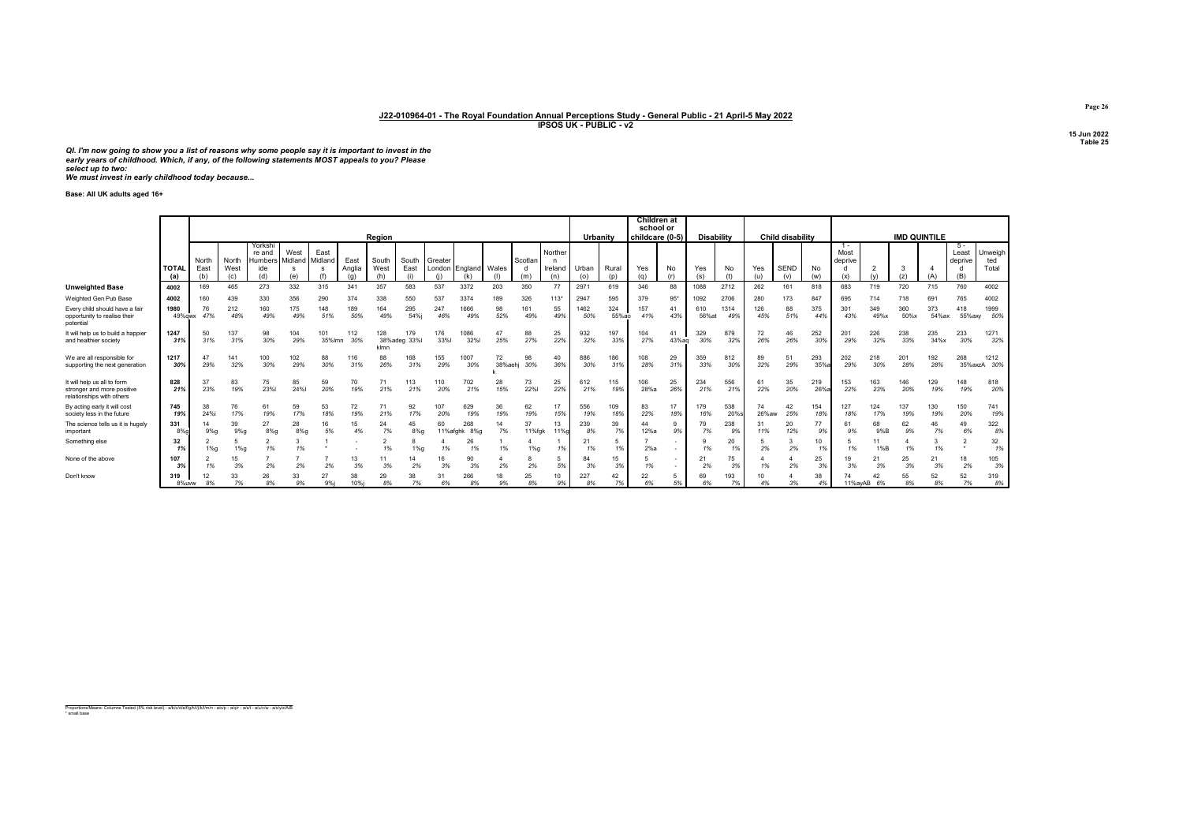**J22-010964-01 - The Royal Foundation Annual Perceptions Study - General Public - 21 April-5 May 2022**
**IPSOS UK - PUBLIC - v2**

15 Jun 2022
Table 25

*QI. I'm now going to show you a list of reasons why some people say it is important to invest in the early years of childhood. Which, if any, of the following statements MOST appeals to you? Please select up to two:*
*We must invest in early childhood today because...*

**Base: All UK adults aged 16+**

| | | Region | | | | | | | | | | | | | Urbanity | | Children at school or childcare (0-5) | | Disability | | Child disability | | | IMD QUINTILE | | | | | |
|---|---|---|---|---|---|---|---|---|---|---|---|---|---|---|---|---|---|---|---|---|---|---|---|---|---|---|---|---|---|
| | TOTAL (a) | North East (b) | North West (c) | Yorkshire and Humberside (d) | West Midlands (e) | East Midlands (f) | East Anglia (g) | South West (h) | South East (i) | Greater London (j) | England (k) | Wales (l) | Scotland (m) | Northern Ireland (n) | Urban (o) | Rural (p) | Yes (q) | No (r) | Yes (s) | No (t) | Yes (u) | SEND (v) | No (w) | 1 - Most deprived (x) | 2 (y) | 3 (z) | 4 (A) | 5 - Least deprived (B) | Unweighted Total |
| **Unweighted Base** | 4002 | 169 | 465 | 273 | 332 | 315 | 341 | 357 | 583 | 537 | 3372 | 203 | 350 | 77 | 2971 | 619 | 346 | 88 | 1088 | 2712 | 262 | 161 | 818 | 683 | 719 | 720 | 715 | 760 | 4002 |
| Weighted Gen Pub Base | 4002 | 160 | 439 | 330 | 356 | 290 | 374 | 338 | 550 | 537 | 3374 | 189 | 326 | 113* | 2947 | 595 | 379 | 95* | 1092 | 2706 | 280 | 173 | 847 | 695 | 714 | 718 | 691 | 765 | 4002 |
| Every child should have a fair opportunity to realise their potential | 1980<br>49%qwx | 76<br>47% | 212<br>48% | 160<br>49% | 175<br>49% | 148<br>51% | 189<br>50% | 164<br>49% | 295<br>54%j | 247<br>46% | 1666<br>49% | 98<br>52% | 161<br>49% | 55<br>49% | 1462<br>50% | 324<br>55%o | 157<br>41% | 41<br>43% | 610<br>56%t | 1314<br>49% | 126<br>45% | 88<br>51% | 375<br>44% | 301<br>43% | 349<br>49%x | 360<br>50%x | 373<br>54%x | 418<br>55%xy | 1999<br>50% |
| It will help us to build a happier and healthier society | 1247<br>31% | 50<br>31% | 137<br>31% | 98<br>30% | 104<br>29% | 101<br>35%lmn | 112<br>30% | 128<br>38%adeg klmn | 179<br>33%l | 176<br>33%l | 1086<br>32%l | 47<br>25% | 88<br>27% | 25<br>22% | 932<br>32% | 197<br>33% | 104<br>27% | 41<br>43%q | 329<br>30% | 879<br>32% | 72<br>26% | 46<br>26% | 252<br>30% | 201<br>29% | 226<br>32% | 238<br>33% | 235<br>34%x | 233<br>30% | 1271<br>32% |
| We are all responsible for supporting the next generation | 1217<br>30% | 47<br>29% | 141<br>32% | 100<br>30% | 102<br>29% | 88<br>30% | 116<br>31% | 88<br>26% | 168<br>31% | 155<br>29% | 1007<br>30% | 72<br>38%aehjk | 98<br>30% | 40<br>36% | 886<br>30% | 186<br>31% | 108<br>28% | 29<br>31% | 359<br>33% | 812<br>30% | 89<br>32% | 51<br>29% | 293<br>35%a | 202<br>29% | 218<br>30% | 201<br>28% | 192<br>28% | 268<br>35%axzA | 1212<br>30% |
| It will help us all to form stronger and more positive relationships with others | 828<br>21% | 37<br>23% | 83<br>19% | 75<br>23%l | 85<br>24%l | 59<br>20% | 70<br>19% | 71<br>21% | 113<br>21% | 110<br>20% | 702<br>21% | 28<br>15% | 73<br>22%l | 25<br>22% | 612<br>21% | 115<br>19% | 106<br>28%a | 25<br>26% | 234<br>21% | 556<br>21% | 61<br>22% | 35<br>20% | 219<br>26%a | 153<br>22% | 163<br>23% | 146<br>20% | 129<br>19% | 148<br>19% | 818<br>20% |
| By acting early it will cost society less in the future | 745<br>19% | 38<br>24%i | 76<br>17% | 61<br>19% | 59<br>17% | 53<br>18% | 72<br>19% | 71<br>21% | 92<br>17% | 107<br>20% | 629<br>19% | 36<br>19% | 62<br>19% | 17<br>15% | 556<br>19% | 109<br>18% | 83<br>22% | 17<br>18% | 179<br>16% | 538<br>20%s | 74<br>26%aw | 42<br>25% | 154<br>18% | 127<br>18% | 124<br>17% | 137<br>19% | 130<br>19% | 150<br>20% | 741<br>19% |
| The science tells us it is hugely important | 331<br>8%g | 14<br>9%g | 39<br>9%g | 27<br>8%g | 28<br>8%g | 16<br>5% | 15<br>4% | 24<br>7% | 45<br>8%g | 60<br>11%afghk | 268<br>8%g | 14<br>7% | 37<br>11%fgk | 13<br>11%g | 239<br>8% | 39<br>7% | 44<br>12%a | 9<br>9% | 79<br>7% | 238<br>9% | 31<br>11% | 20<br>12% | 77<br>9% | 61<br>9% | 68<br>9%B | 62<br>9% | 46<br>7% | 49<br>6% | 322<br>8% |
| Something else | 32<br>1% | 2<br>1%g | 5<br>1%g | 2<br>1% | 3<br>1% | 1<br>* | -<br>- | 2<br>1% | 8<br>1%g | 4<br>1% | 26<br>1% | 1<br>1% | 4<br>1%g | 1<br>1% | 21<br>1% | 5<br>1% | 7<br>2%a | -<br>- | 9<br>1% | 20<br>1% | 5<br>2% | 3<br>2% | 10<br>1% | 5<br>1% | 11<br>1%B | 4<br>1% | 3<br>1% | 2<br>* | 32<br>1% |
| None of the above | 107<br>3% | 2<br>1% | 15<br>3% | 7<br>2% | 7<br>2% | 7<br>2% | 13<br>3% | 11<br>3% | 14<br>2% | 16<br>3% | 90<br>3% | 4<br>2% | 8<br>2% | 5<br>5% | 84<br>3% | 15<br>3% | 5<br>1% | -<br>- | 21<br>2% | 75<br>3% | 4<br>1% | 4<br>2% | 25<br>3% | 19<br>3% | 21<br>3% | 25<br>3% | 21<br>3% | 18<br>2% | 105<br>3% |
| Don't know | 319<br>8%uvw | 12<br>8% | 33<br>7% | 26<br>8% | 33<br>9% | 27<br>9%j | 38<br>10%j | 29<br>8% | 38<br>7% | 31<br>6% | 266<br>8% | 18<br>9% | 25<br>8% | 10<br>9% | 227<br>8% | 42<br>7% | 22<br>6% | 5<br>5% | 69<br>6% | 193<br>7% | 10<br>4% | 4<br>3% | 38<br>4% | 74<br>11%ayAB | 42<br>6% | 55<br>8% | 52<br>8% | 52<br>7% | 319<br>8% |

Proportions/Means: Columns Tested (5% risk level) - a/b/c/d/e/f/g/h/i/j/k/l/m/n - o/o/p - q/q/r - s/s/t - u/u/v/w - x/x/y/z/A/B
* small base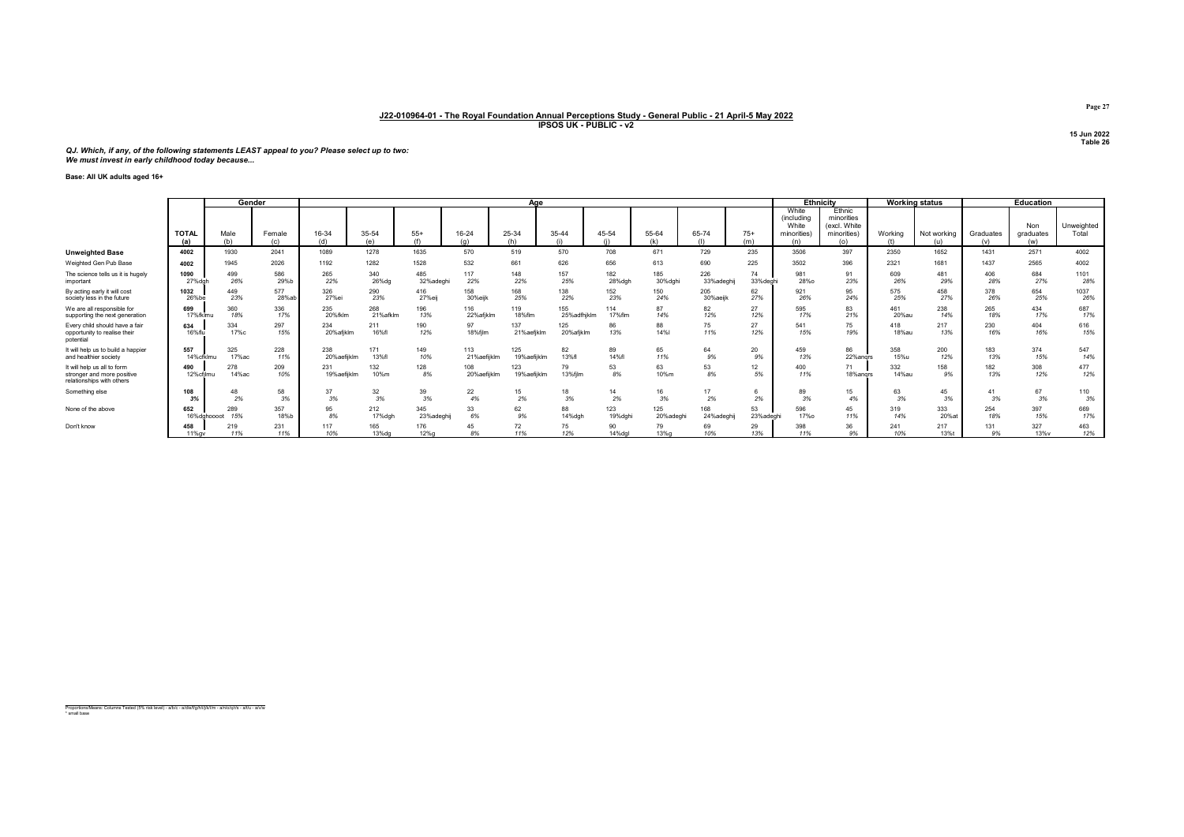**J22-010964-01 - The Royal Foundation Annual Perceptions Study - General Public - 21 April-5 May 2022**
**IPSOS UK - PUBLIC - v2**

15 Jun 2022
Table 26

*QJ. Which, if any, of the following statements LEAST appeal to you? Please select up to two:*
*We must invest in early childhood today because...*

**Base: All UK adults aged 16+**

| | | Gender | | Age | | | | | | | | | | Ethnicity | | Working status | | Education | | |
|---|---|---|---|---|---|---|---|---|---|---|---|---|---|---|---|---|---|---|---|---|
| | TOTAL (a) | Male (b) | Female (c) | 16-34 (d) | 35-54 (e) | 55+ (f) | 16-24 (g) | 25-34 (h) | 35-44 (i) | 45-54 (j) | 55-64 (k) | 65-74 (l) | 75+ (m) | White (including White minorities) (n) | Ethnic minorities (excl. White minorities) (o) | Working (t) | Not working (u) | Graduates (v) | Non graduates (w) | Unweighted Total |
| **Unweighted Base** | 4002 | 1930 | 2041 | 1089 | 1278 | 1635 | 570 | 519 | 570 | 708 | 671 | 729 | 235 | 3506 | 397 | 2350 | 1652 | 1431 | 2571 | 4002 |
| Weighted Gen Pub Base | 4002 | 1945 | 2026 | 1192 | 1282 | 1528 | 532 | 661 | 626 | 656 | 613 | 690 | 225 | 3502 | 396 | 2321 | 1681 | 1437 | 2565 | 4002 |
| The science tells us it is hugely important | 1090 27%dgh | 499 26% | 586 29%b | 265 22% | 340 26%dg | 485 32%adeghi | 117 22% | 148 22% | 157 25% | 182 28%dgh | 185 30%dghi | 226 33%adeghij | 74 33%deghi | 981 28%o | 91 23% | 609 26% | 481 29% | 406 28% | 684 27% | 1101 28% |
| By acting early it will cost society less in the future | 1032 26%be | 449 23% | 577 28%ab | 326 27%ei | 290 23% | 416 27%eij | 158 30%eijk | 168 25% | 138 22% | 152 23% | 150 24% | 205 30%aeijk | 62 27% | 921 26% | 95 24% | 575 25% | 458 27% | 378 26% | 654 25% | 1037 26% |
| We are all responsible for supporting the next generation | 699 17%fklmu | 360 18% | 336 17% | 235 20%fklm | 268 21%afklm | 196 13% | 116 22%afjklm | 119 18%flm | 155 25%adfhjklm | 114 17%flm | 87 14% | 82 12% | 27 12% | 595 17% | 83 21% | 461 20%au | 238 14% | 265 18% | 434 17% | 687 17% |
| Every child should have a fair opportunity to realise their potential | 634 16%flu | 334 17%c | 297 15% | 234 20%afjklm | 211 16%fl | 190 12% | 97 18%fjlm | 137 21%aefjklm | 125 20%afjklm | 86 13% | 88 14%l | 75 11% | 27 12% | 541 15% | 75 19% | 418 18%au | 217 13% | 230 16% | 404 16% | 616 15% |
| It will help us to build a happier and healthier society | 557 14%cfklmu | 325 17%ac | 228 11% | 238 20%aefijklm | 171 13%fl | 149 10% | 113 21%aefijklm | 125 19%aefijklm | 82 13%fl | 89 14%fl | 65 11% | 64 9% | 20 9% | 459 13% | 86 22%anqrs | 358 15%u | 200 12% | 183 13% | 374 15% | 547 14% |
| It will help us all to form stronger and more positive relationships with others | 490 12%cfjlmu | 278 14%ac | 209 10% | 231 19%aefijklm | 132 10%m | 128 8% | 108 20%aefijklm | 123 19%aefijklm | 79 13%fjlm | 53 8% | 63 10%m | 53 8% | 12 5% | 400 11% | 71 18%anqrs | 332 14%au | 158 9% | 182 13% | 308 12% | 477 12% |
| Something else | 108 3% | 48 2% | 58 3% | 37 3% | 32 3% | 39 3% | 22 4% | 15 2% | 18 3% | 14 2% | 16 3% | 17 2% | 6 2% | 89 3% | 15 4% | 63 3% | 45 3% | 41 3% | 67 3% | 110 3% |
| None of the above | 652 16%dghoooot | 289 15% | 357 18%b | 95 8% | 212 17%dgh | 345 23%adeghij | 33 6% | 62 9% | 88 14%dgh | 123 19%dghi | 125 20%adeghi | 168 24%adeghij | 53 23%adeghi | 596 17%o | 45 11% | 319 14% | 333 20%at | 254 18% | 397 15% | 669 17% |
| Don't know | 458 11%gv | 219 11% | 231 11% | 117 10% | 165 13%dg | 176 12%g | 45 8% | 72 11% | 75 12% | 90 14%dgl | 79 13%g | 69 10% | 29 13% | 398 11% | 36 9% | 241 10% | 217 13%t | 131 9% | 327 13%v | 463 12% |

Proportions/Means: Columns Tested (5% risk level) - a/b/c - a/d/e/f/g/h/i/j/k/l/m - a/n/o/q/r/s - a/t/u - a/v/w
* small base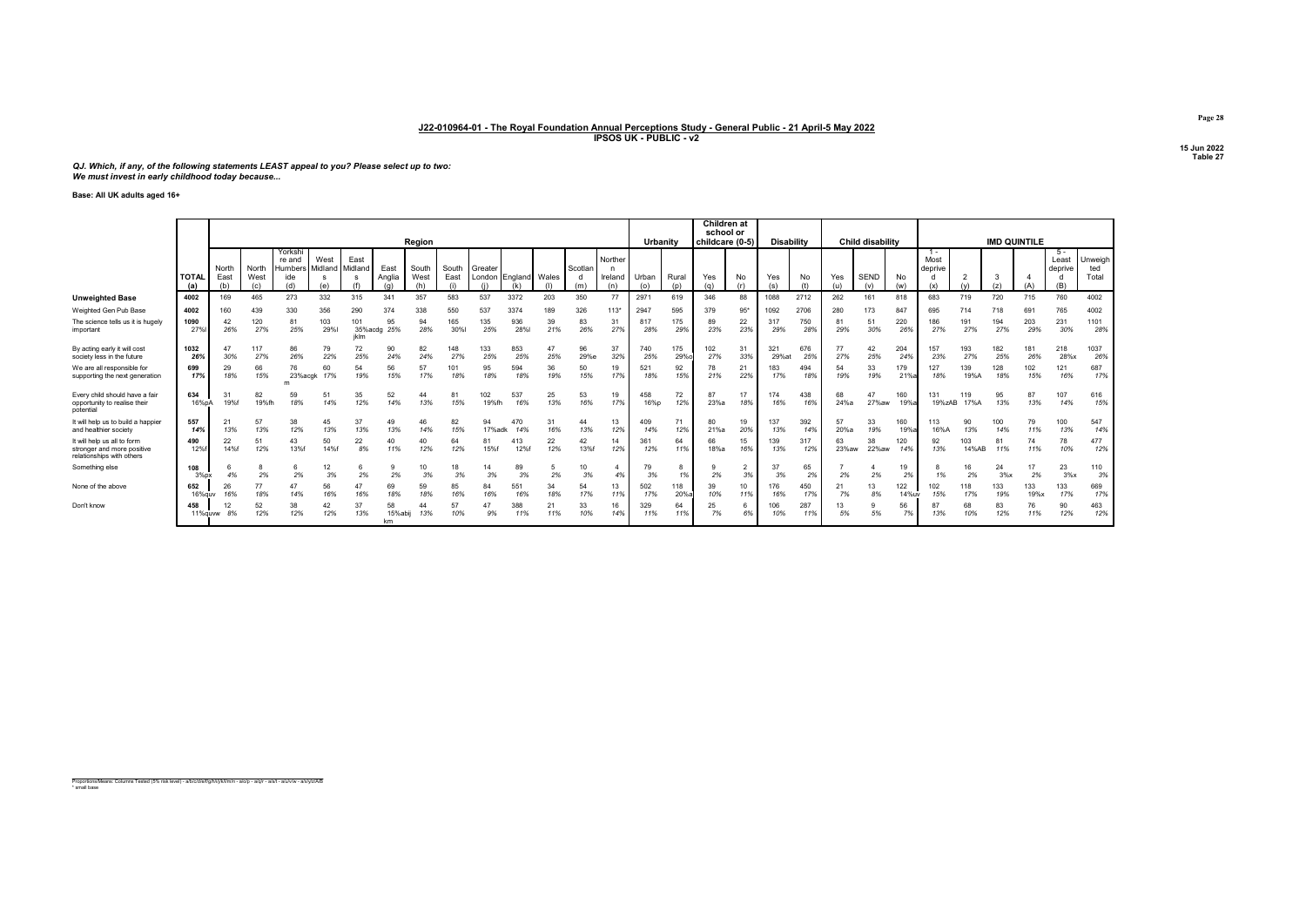## J22-010964-01 - The Royal Foundation Annual Perceptions Study - General Public - 21 April-5 May 2022
### IPSOS UK - PUBLIC - v2

15 Jun 2022
Table 27

***QJ. Which, if any, of the following statements LEAST appeal to you? Please select up to two: We must invest in early childhood today because...***

**Base: All UK adults aged 16+**

| | TOTAL (a) | Region | | | | | | | | | | | | | Urbanity | | Children at school or childcare (0-5) | | Disability | | Child disability | | | IMD QUINTILE | | | | | |
|---|---|---|---|---|---|---|---|---|---|---|---|---|---|---|---|---|---|---|---|---|---|---|---|---|---|---|---|---|---|
| | | North East (b) | North West (c) | Yorkshire and Humberside (d) | West Midlands (e) | East Midlands (f) | East Anglia (g) | South West (h) | South East (i) | Greater London (j) | England (k) | Wales (l) | Scotland (m) | Northern Ireland (n) | Urban (o) | Rural (p) | Yes (q) | No (r) | Yes (s) | No (t) | Yes (u) | SEND (v) | No (w) | 1 - Most deprived (x) | 2 (y) | 3 (z) | 4 (A) | 5 - Least deprived (B) | Unweighted Total |
| **Unweighted Base** | **4002** | 169 | 465 | 273 | 332 | 315 | 341 | 357 | 583 | 537 | 3372 | 203 | 350 | 77 | 2971 | 619 | 346 | 88 | 1088 | 2712 | 262 | 161 | 818 | 683 | 719 | 720 | 715 | 760 | 4002 |
| Weighted Gen Pub Base | 4002 | 160 | 439 | 330 | 356 | 290 | 374 | 338 | 550 | 537 | 3374 | 189 | 326 | 113* | 2947 | 595 | 379 | 95* | 1092 | 2706 | 280 | 173 | 847 | 695 | 714 | 718 | 691 | 765 | 4002 |
| The science tells us it is hugely important | 1090<br>27%l | 42<br>26% | 120<br>27% | 81<br>25% | 103<br>29%l | 101<br>35%acdg jklm | 95<br>25% | 94<br>28% | 165<br>30%l | 135<br>25% | 936<br>28%l | 39<br>21% | 83<br>26% | 31<br>27% | 817<br>28% | 175<br>29% | 89<br>23% | 22<br>23% | 317<br>29% | 750<br>28% | 81<br>29% | 51<br>30% | 220<br>26% | 186<br>27% | 191<br>27% | 194<br>27% | 203<br>29% | 231<br>30% | 1101<br>28% |
| By acting early it will cost society less in the future | 1032<br>26% | 47<br>30% | 117<br>27% | 86<br>26% | 79<br>22% | 72<br>25% | 90<br>24% | 82<br>24% | 148<br>27% | 133<br>25% | 853<br>25% | 47<br>25% | 96<br>29%e | 37<br>32% | 740<br>25% | 175<br>29%o | 102<br>27% | 31<br>33% | 321<br>29%at | 676<br>25% | 77<br>27% | 42<br>25% | 204<br>24% | 157<br>23% | 193<br>27% | 182<br>25% | 181<br>26% | 218<br>28%x | 1037<br>26% |
| We are all responsible for supporting the next generation | 699<br>17% | 29<br>18% | 66<br>15% | 76<br>23%acgk m | 60<br>17% | 54<br>19% | 56<br>15% | 57<br>17% | 101<br>18% | 95<br>18% | 594<br>18% | 36<br>19% | 50<br>15% | 19<br>17% | 521<br>18% | 92<br>15% | 78<br>21% | 21<br>22% | 183<br>17% | 494<br>18% | 54<br>19% | 33<br>19% | 179<br>21%a | 127<br>18% | 139<br>19%A | 128<br>18% | 102<br>15% | 121<br>16% | 687<br>17% |
| Every child should have a fair opportunity to realise their potential | 634<br>16%pA | 31<br>19%f | 82<br>19%fh | 59<br>18% | 51<br>14% | 35<br>12% | 52<br>14% | 44<br>13% | 81<br>15% | 102<br>19%fh | 537<br>16% | 25<br>13% | 53<br>16% | 19<br>17% | 458<br>16%p | 72<br>12% | 87<br>23%a | 17<br>18% | 174<br>16% | 438<br>16% | 68<br>24%a | 47<br>27%aw | 160<br>19%a | 131<br>19%zAB | 119<br>17%A | 95<br>13% | 87<br>13% | 107<br>14% | 616<br>15% |
| It will help us to build a happier and healthier society | 557<br>14% | 21<br>13% | 57<br>13% | 38<br>12% | 45<br>13% | 37<br>13% | 49<br>13% | 46<br>14% | 82<br>15% | 94<br>17%adk | 470<br>14% | 31<br>16% | 44<br>13% | 13<br>12% | 409<br>14% | 71<br>12% | 80<br>21%a | 19<br>20% | 137<br>13% | 392<br>14% | 57<br>20%a | 33<br>19% | 160<br>19%a | 113<br>16%A | 90<br>13% | 100<br>14% | 79<br>11% | 100<br>13% | 547<br>14% |
| It will help us all to form stronger and more positive relationships with others | 490<br>12%f | 22<br>14%f | 51<br>12% | 43<br>13%f | 50<br>14%f | 22<br>8% | 40<br>11% | 40<br>12% | 64<br>12% | 81<br>15%f | 413<br>12%f | 22<br>12% | 42<br>13%f | 14<br>12% | 361<br>12% | 64<br>11% | 66<br>18%a | 15<br>16% | 139<br>13% | 317<br>12% | 63<br>23%aw | 38<br>22%aw | 120<br>14% | 92<br>13% | 103<br>14%AB | 81<br>11% | 74<br>11% | 78<br>10% | 477<br>12% |
| Something else | 108<br>3%px | 6<br>4% | 8<br>2% | 6<br>2% | 12<br>3% | 6<br>2% | 9<br>2% | 10<br>3% | 18<br>3% | 14<br>3% | 89<br>3% | 5<br>2% | 10<br>3% | 4<br>4% | 79<br>3% | 8<br>1% | 9<br>2% | 2<br>3% | 37<br>3% | 65<br>2% | 7<br>2% | 4<br>2% | 19<br>2% | 8<br>1% | 16<br>2% | 24<br>3%x | 17<br>2% | 23<br>3%x | 110<br>3% |
| None of the above | 652<br>16%quv | 26<br>16% | 77<br>18% | 47<br>14% | 56<br>16% | 47<br>16% | 69<br>18% | 59<br>18% | 85<br>16% | 84<br>16% | 551<br>16% | 34<br>18% | 54<br>17% | 13<br>11% | 502<br>17% | 118<br>20%a | 39<br>10% | 10<br>11% | 176<br>16% | 450<br>17% | 21<br>7% | 13<br>8% | 122<br>14%uv | 102<br>15% | 118<br>17% | 133<br>19% | 133<br>19%x | 133<br>17% | 669<br>17% |
| Don't know | 458<br>11%quvw | 12<br>8% | 52<br>12% | 38<br>12% | 42<br>12% | 37<br>13% | 58<br>15%abij km | 44<br>13% | 57<br>10% | 47<br>9% | 388<br>11% | 21<br>11% | 33<br>10% | 16<br>14% | 329<br>11% | 64<br>11% | 25<br>7% | 6<br>6% | 106<br>10% | 287<br>11% | 13<br>5% | 9<br>5% | 56<br>7% | 87<br>13% | 68<br>10% | 83<br>12% | 76<br>11% | 90<br>12% | 463<br>12% |

Proportions/Means: Columns Tested (5% risk level) - a/b/c/d/e/f/g/h/i/j/k/l/m/n - a/o/p - a/q/r - a/s/t - a/u/v/w - a/x/y/z/A/B
\* small base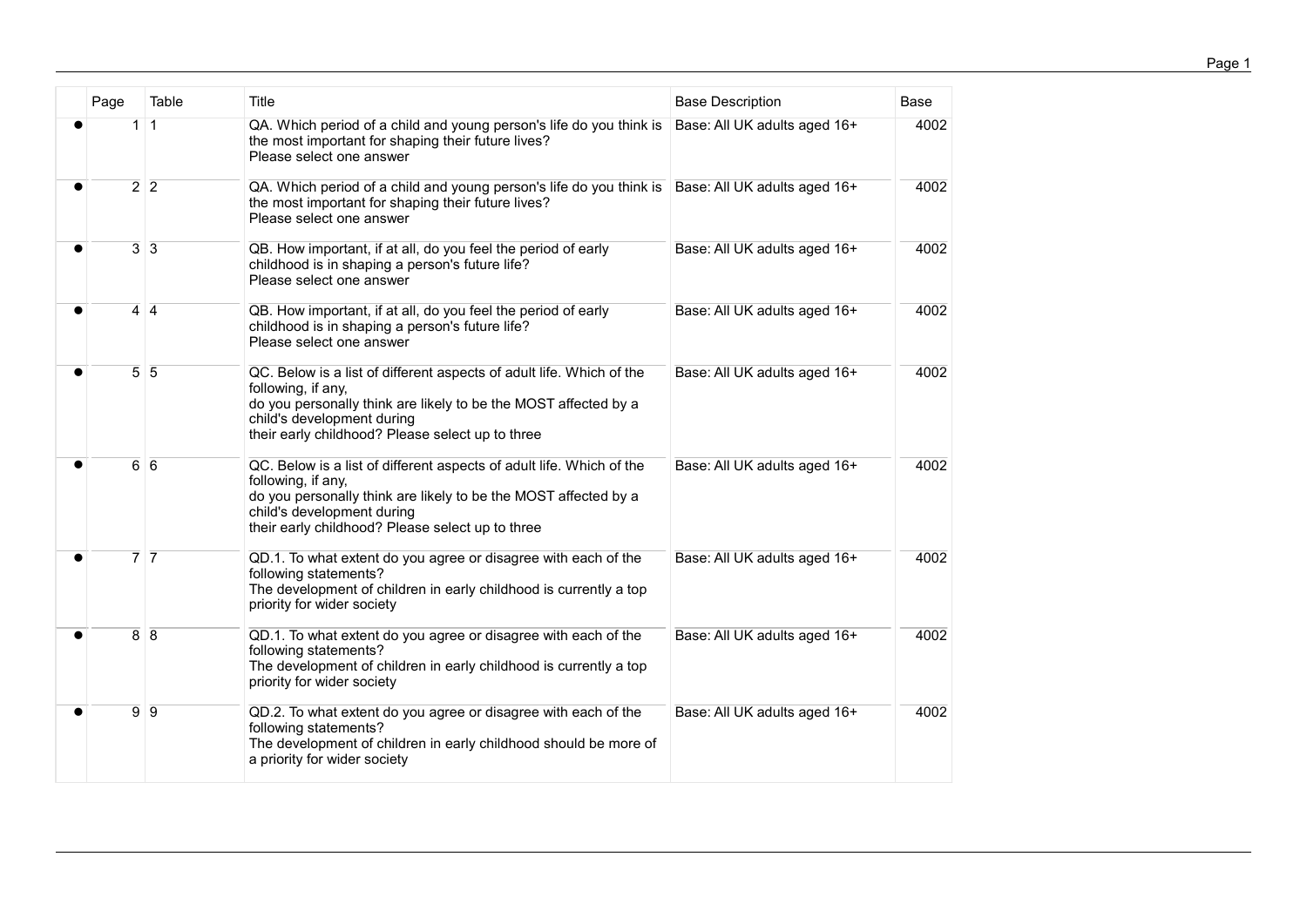| | Page | Table | Title | Base Description | Base |
|---|---|---|---|---|---|
| ● | 1 | 1 | QA. Which period of a child and young person's life do you think is the most important for shaping their future lives?<br>Please select one answer | Base: All UK adults aged 16+ | 4002 |
| ● | 2 | 2 | QA. Which period of a child and young person's life do you think is the most important for shaping their future lives?<br>Please select one answer | Base: All UK adults aged 16+ | 4002 |
| ● | 3 | 3 | QB. How important, if at all, do you feel the period of early childhood is in shaping a person's future life?<br>Please select one answer | Base: All UK adults aged 16+ | 4002 |
| ● | 4 | 4 | QB. How important, if at all, do you feel the period of early childhood is in shaping a person's future life?<br>Please select one answer | Base: All UK adults aged 16+ | 4002 |
| ● | 5 | 5 | QC. Below is a list of different aspects of adult life. Which of the following, if any,<br>do you personally think are likely to be the MOST affected by a child's development during<br>their early childhood? Please select up to three | Base: All UK adults aged 16+ | 4002 |
| ● | 6 | 6 | QC. Below is a list of different aspects of adult life. Which of the following, if any,<br>do you personally think are likely to be the MOST affected by a child's development during<br>their early childhood? Please select up to three | Base: All UK adults aged 16+ | 4002 |
| ● | 7 | 7 | QD.1. To what extent do you agree or disagree with each of the following statements?<br>The development of children in early childhood is currently a top priority for wider society | Base: All UK adults aged 16+ | 4002 |
| ● | 8 | 8 | QD.1. To what extent do you agree or disagree with each of the following statements?<br>The development of children in early childhood is currently a top priority for wider society | Base: All UK adults aged 16+ | 4002 |
| ● | 9 | 9 | QD.2. To what extent do you agree or disagree with each of the following statements?<br>The development of children in early childhood should be more of a priority for wider society | Base: All UK adults aged 16+ | 4002 |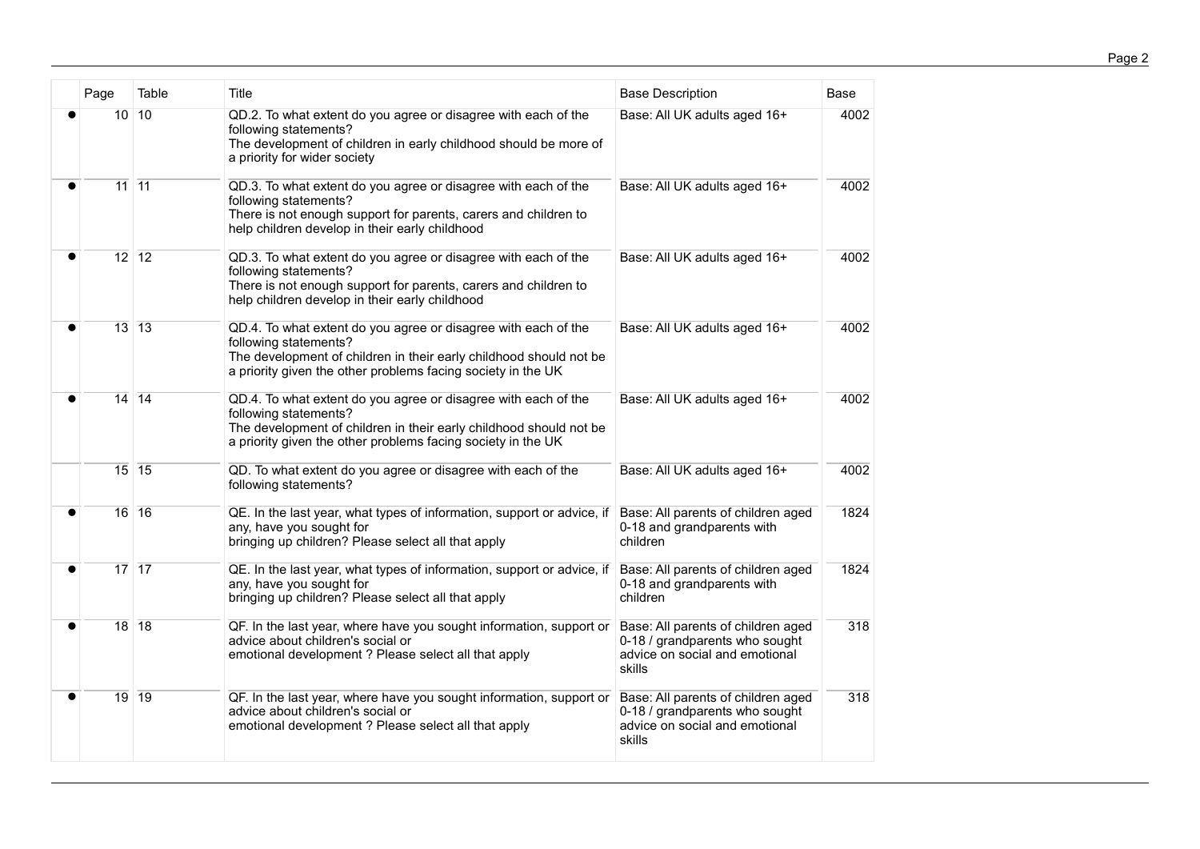| | Page | Table | Title | Base Description | Base |
|---|---|---|---|---|---|
| ● | 10 | 10 | QD.2. To what extent do you agree or disagree with each of the following statements?<br>The development of children in early childhood should be more of a priority for wider society | Base: All UK adults aged 16+ | 4002 |
| ● | 11 | 11 | QD.3. To what extent do you agree or disagree with each of the following statements?<br>There is not enough support for parents, carers and children to help children develop in their early childhood | Base: All UK adults aged 16+ | 4002 |
| ● | 12 | 12 | QD.3. To what extent do you agree or disagree with each of the following statements?<br>There is not enough support for parents, carers and children to help children develop in their early childhood | Base: All UK adults aged 16+ | 4002 |
| ● | 13 | 13 | QD.4. To what extent do you agree or disagree with each of the following statements?<br>The development of children in their early childhood should not be a priority given the other problems facing society in the UK | Base: All UK adults aged 16+ | 4002 |
| ● | 14 | 14 | QD.4. To what extent do you agree or disagree with each of the following statements?<br>The development of children in their early childhood should not be a priority given the other problems facing society in the UK | Base: All UK adults aged 16+ | 4002 |
| | 15 | 15 | QD. To what extent do you agree or disagree with each of the following statements? | Base: All UK adults aged 16+ | 4002 |
| ● | 16 | 16 | QE. In the last year, what types of information, support or advice, if any, have you sought for bringing up children? Please select all that apply | Base: All parents of children aged 0-18 and grandparents with children | 1824 |
| ● | 17 | 17 | QE. In the last year, what types of information, support or advice, if any, have you sought for bringing up children? Please select all that apply | Base: All parents of children aged 0-18 and grandparents with children | 1824 |
| ● | 18 | 18 | QF. In the last year, where have you sought information, support or advice about children's social or emotional development ? Please select all that apply | Base: All parents of children aged 0-18 / grandparents who sought advice on social and emotional skills | 318 |
| ● | 19 | 19 | QF. In the last year, where have you sought information, support or advice about children's social or emotional development ? Please select all that apply | Base: All parents of children aged 0-18 / grandparents who sought advice on social and emotional skills | 318 |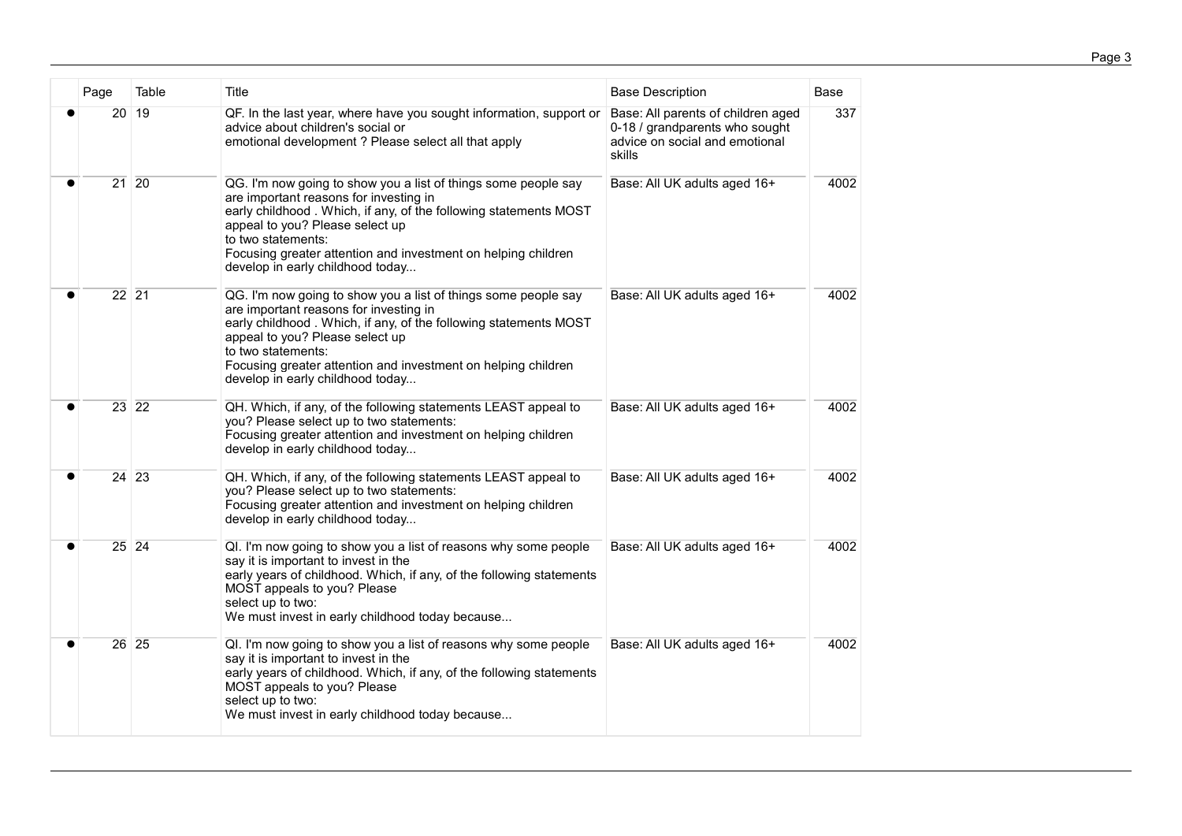| | Page | Table | Title | Base Description | Base |
|---|---|---|---|---|---|
| ● | 20 | 19 | QF. In the last year, where have you sought information, support or advice about children's social or emotional development ? Please select all that apply | Base: All parents of children aged 0-18 / grandparents who sought advice on social and emotional skills | 337 |
| ● | 21 | 20 | QG. I'm now going to show you a list of things some people say are important reasons for investing in early childhood . Which, if any, of the following statements MOST appeal to you? Please select up to two statements: Focusing greater attention and investment on helping children develop in early childhood today... | Base: All UK adults aged 16+ | 4002 |
| ● | 22 | 21 | QG. I'm now going to show you a list of things some people say are important reasons for investing in early childhood . Which, if any, of the following statements MOST appeal to you? Please select up to two statements: Focusing greater attention and investment on helping children develop in early childhood today... | Base: All UK adults aged 16+ | 4002 |
| ● | 23 | 22 | QH. Which, if any, of the following statements LEAST appeal to you? Please select up to two statements: Focusing greater attention and investment on helping children develop in early childhood today... | Base: All UK adults aged 16+ | 4002 |
| ● | 24 | 23 | QH. Which, if any, of the following statements LEAST appeal to you? Please select up to two statements: Focusing greater attention and investment on helping children develop in early childhood today... | Base: All UK adults aged 16+ | 4002 |
| ● | 25 | 24 | QI. I'm now going to show you a list of reasons why some people say it is important to invest in the early years of childhood. Which, if any, of the following statements MOST appeals to you? Please select up to two: We must invest in early childhood today because... | Base: All UK adults aged 16+ | 4002 |
| ● | 26 | 25 | QI. I'm now going to show you a list of reasons why some people say it is important to invest in the early years of childhood. Which, if any, of the following statements MOST appeals to you? Please select up to two: We must invest in early childhood today because... | Base: All UK adults aged 16+ | 4002 |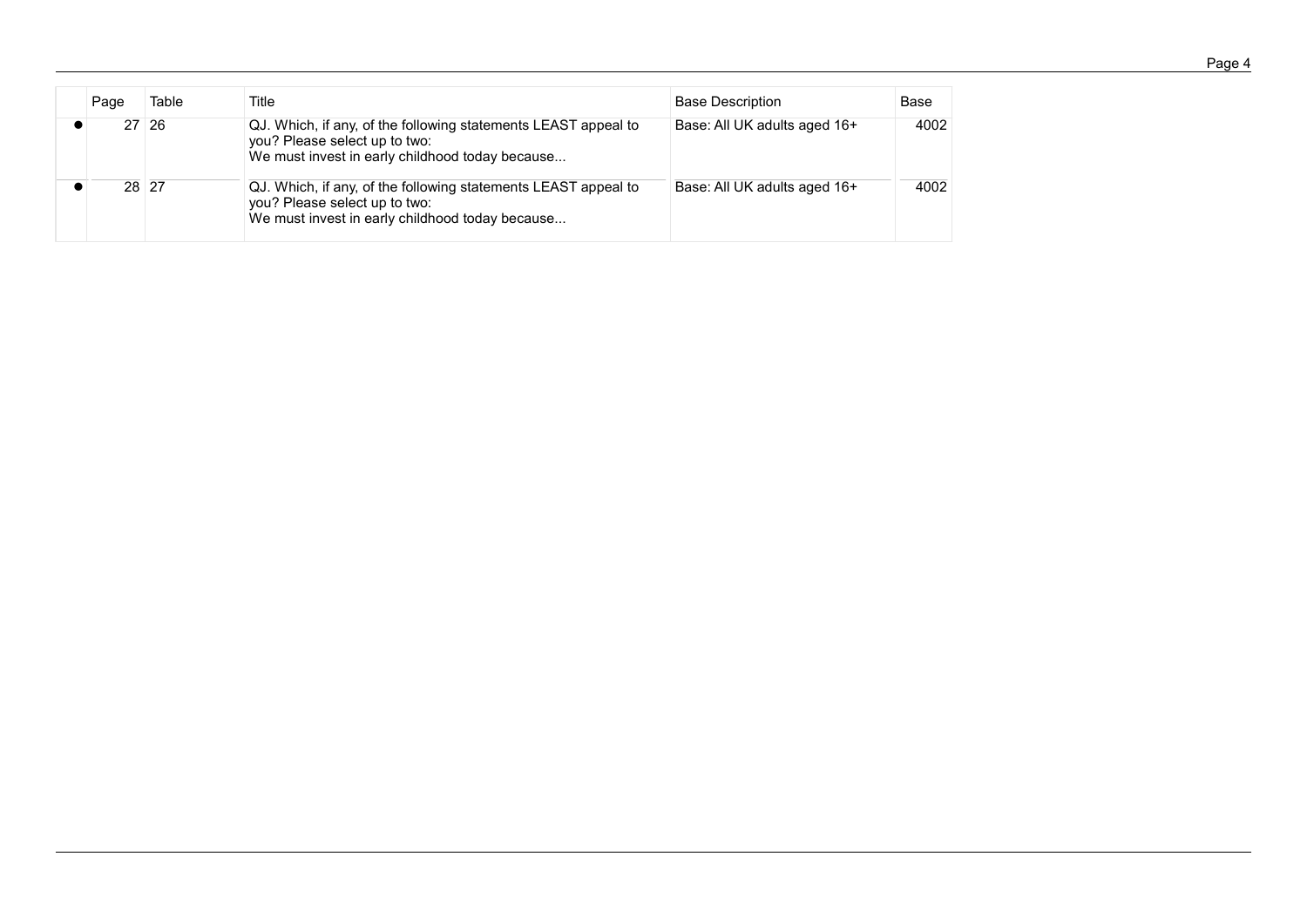| | Page | Table | Title | Base Description | Base |
|---|---|---|---|---|---|
| ● | 27 | 26 | QJ. Which, if any, of the following statements LEAST appeal to you? Please select up to two: We must invest in early childhood today because... | Base: All UK adults aged 16+ | 4002 |
| ● | 28 | 27 | QJ. Which, if any, of the following statements LEAST appeal to you? Please select up to two: We must invest in early childhood today because... | Base: All UK adults aged 16+ | 4002 |